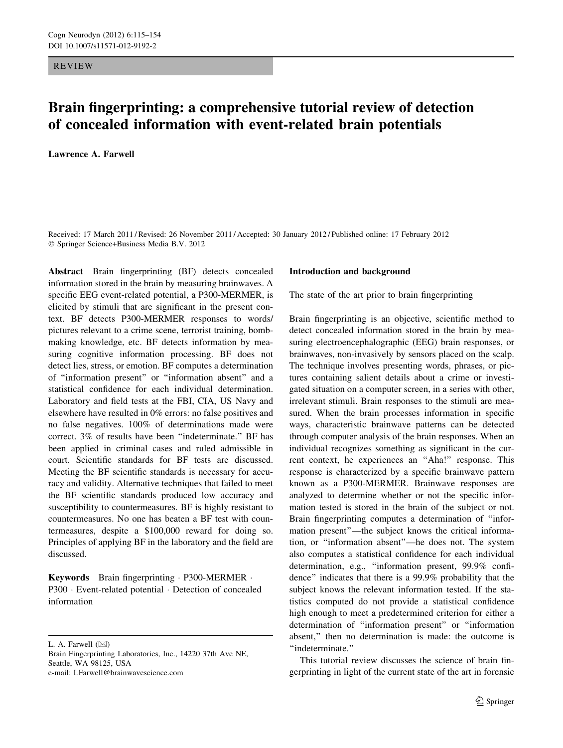REVIEW

# Brain fingerprinting: a comprehensive tutorial review of detection of concealed information with event-related brain potentials

**Lawrence A. Farwell**

Received: 17 March 2011 / Revised: 26 November 2011 / Accepted: 30 January 2012 / Published online: 17 February 2012
© Springer Science+Business Media B.V. 2012

**Abstract** Brain fingerprinting (BF) detects concealed information stored in the brain by measuring brainwaves. A specific EEG event-related potential, a P300-MERMER, is elicited by stimuli that are significant in the present context. BF detects P300-MERMER responses to words/pictures relevant to a crime scene, terrorist training, bomb-making knowledge, etc. BF detects information by measuring cognitive information processing. BF does not detect lies, stress, or emotion. BF computes a determination of "information present" or "information absent" and a statistical confidence for each individual determination. Laboratory and field tests at the FBI, CIA, US Navy and elsewhere have resulted in 0% errors: no false positives and no false negatives. 100% of determinations made were correct. 3% of results have been "indeterminate." BF has been applied in criminal cases and ruled admissible in court. Scientific standards for BF tests are discussed. Meeting the BF scientific standards is necessary for accuracy and validity. Alternative techniques that failed to meet the BF scientific standards produced low accuracy and susceptibility to countermeasures. BF is highly resistant to countermeasures. No one has beaten a BF test with countermeasures, despite a $100,000 reward for doing so. Principles of applying BF in the laboratory and the field are discussed.

**Keywords** Brain fingerprinting · P300-MERMER · P300 · Event-related potential · Detection of concealed information

L. A. Farwell (✉)
Brain Fingerprinting Laboratories, Inc., 14220 37th Ave NE, Seattle, WA 98125, USA
e-mail: LFarwell@brainwavescience.com

## Introduction and background

### The state of the art prior to brain fingerprinting

Brain fingerprinting is an objective, scientific method to detect concealed information stored in the brain by measuring electroencephalographic (EEG) brain responses, or brainwaves, non-invasively by sensors placed on the scalp. The technique involves presenting words, phrases, or pictures containing salient details about a crime or investigated situation on a computer screen, in a series with other, irrelevant stimuli. Brain responses to the stimuli are measured. When the brain processes information in specific ways, characteristic brainwave patterns can be detected through computer analysis of the brain responses. When an individual recognizes something as significant in the current context, he experiences an "Aha!" response. This response is characterized by a specific brainwave pattern known as a P300-MERMER. Brainwave responses are analyzed to determine whether or not the specific information tested is stored in the brain of the subject or not. Brain fingerprinting computes a determination of "information present"—the subject knows the critical information, or "information absent"—he does not. The system also computes a statistical confidence for each individual determination, e.g., "information present, 99.9% confidence" indicates that there is a 99.9% probability that the subject knows the relevant information tested. If the statistics computed do not provide a statistical confidence high enough to meet a predetermined criterion for either a determination of "information present" or "information absent," then no determination is made: the outcome is "indeterminate."

This tutorial review discusses the science of brain fingerprinting in light of the current state of the art in forensic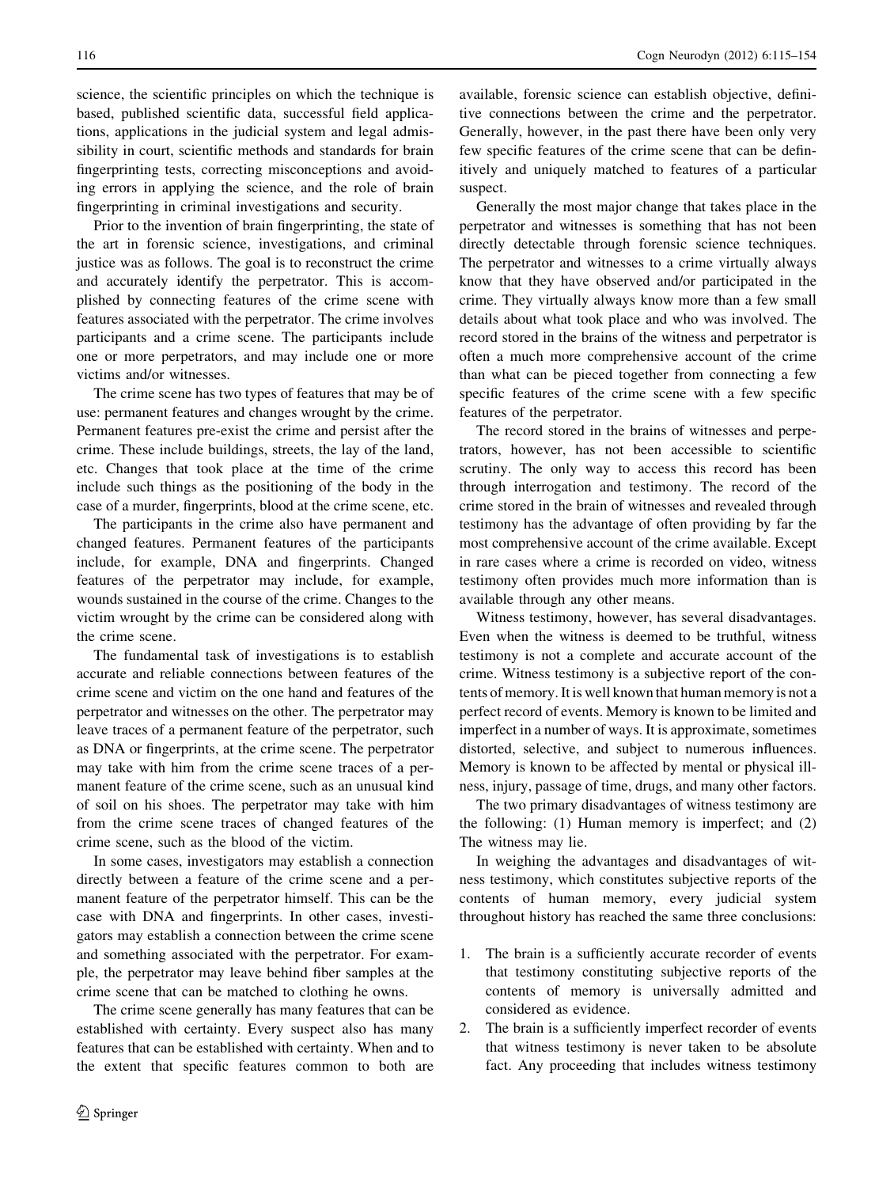science, the scientific principles on which the technique is based, published scientific data, successful field applications, applications in the judicial system and legal admissibility in court, scientific methods and standards for brain fingerprinting tests, correcting misconceptions and avoiding errors in applying the science, and the role of brain fingerprinting in criminal investigations and security.

Prior to the invention of brain fingerprinting, the state of the art in forensic science, investigations, and criminal justice was as follows. The goal is to reconstruct the crime and accurately identify the perpetrator. This is accomplished by connecting features of the crime scene with features associated with the perpetrator. The crime involves participants and a crime scene. The participants include one or more perpetrators, and may include one or more victims and/or witnesses.

The crime scene has two types of features that may be of use: permanent features and changes wrought by the crime. Permanent features pre-exist the crime and persist after the crime. These include buildings, streets, the lay of the land, etc. Changes that took place at the time of the crime include such things as the positioning of the body in the case of a murder, fingerprints, blood at the crime scene, etc.

The participants in the crime also have permanent and changed features. Permanent features of the participants include, for example, DNA and fingerprints. Changed features of the perpetrator may include, for example, wounds sustained in the course of the crime. Changes to the victim wrought by the crime can be considered along with the crime scene.

The fundamental task of investigations is to establish accurate and reliable connections between features of the crime scene and victim on the one hand and features of the perpetrator and witnesses on the other. The perpetrator may leave traces of a permanent feature of the perpetrator, such as DNA or fingerprints, at the crime scene. The perpetrator may take with him from the crime scene traces of a permanent feature of the crime scene, such as an unusual kind of soil on his shoes. The perpetrator may take with him from the crime scene traces of changed features of the crime scene, such as the blood of the victim.

In some cases, investigators may establish a connection directly between a feature of the crime scene and a permanent feature of the perpetrator himself. This can be the case with DNA and fingerprints. In other cases, investigators may establish a connection between the crime scene and something associated with the perpetrator. For example, the perpetrator may leave behind fiber samples at the crime scene that can be matched to clothing he owns.

The crime scene generally has many features that can be established with certainty. Every suspect also has many features that can be established with certainty. When and to the extent that specific features common to both are available, forensic science can establish objective, definitive connections between the crime and the perpetrator. Generally, however, in the past there have been only very few specific features of the crime scene that can be definitively and uniquely matched to features of a particular suspect.

Generally the most major change that takes place in the perpetrator and witnesses is something that has not been directly detectable through forensic science techniques. The perpetrator and witnesses to a crime virtually always know that they have observed and/or participated in the crime. They virtually always know more than a few small details about what took place and who was involved. The record stored in the brains of the witness and perpetrator is often a much more comprehensive account of the crime than what can be pieced together from connecting a few specific features of the crime scene with a few specific features of the perpetrator.

The record stored in the brains of witnesses and perpetrators, however, has not been accessible to scientific scrutiny. The only way to access this record has been through interrogation and testimony. The record of the crime stored in the brain of witnesses and revealed through testimony has the advantage of often providing by far the most comprehensive account of the crime available. Except in rare cases where a crime is recorded on video, witness testimony often provides much more information than is available through any other means.

Witness testimony, however, has several disadvantages. Even when the witness is deemed to be truthful, witness testimony is not a complete and accurate account of the crime. Witness testimony is a subjective report of the contents of memory. It is well known that human memory is not a perfect record of events. Memory is known to be limited and imperfect in a number of ways. It is approximate, sometimes distorted, selective, and subject to numerous influences. Memory is known to be affected by mental or physical illness, injury, passage of time, drugs, and many other factors.

The two primary disadvantages of witness testimony are the following: (1) Human memory is imperfect; and (2) The witness may lie.

In weighing the advantages and disadvantages of witness testimony, which constitutes subjective reports of the contents of human memory, every judicial system throughout history has reached the same three conclusions:

1. The brain is a sufficiently accurate recorder of events that testimony constituting subjective reports of the contents of memory is universally admitted and considered as evidence.
2. The brain is a sufficiently imperfect recorder of events that witness testimony is never taken to be absolute fact. Any proceeding that includes witness testimony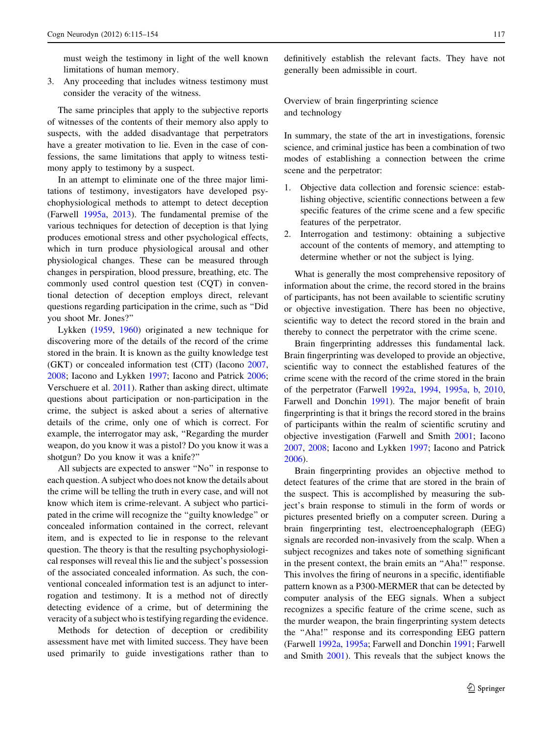must weigh the testimony in light of the well known limitations of human memory.

3. Any proceeding that includes witness testimony must consider the veracity of the witness.

The same principles that apply to the subjective reports of witnesses of the contents of their memory also apply to suspects, with the added disadvantage that perpetrators have a greater motivation to lie. Even in the case of confessions, the same limitations that apply to witness testimony apply to testimony by a suspect.

In an attempt to eliminate one of the three major limitations of testimony, investigators have developed psychophysiological methods to attempt to detect deception (Farwell 1995a, 2013). The fundamental premise of the various techniques for detection of deception is that lying produces emotional stress and other psychological effects, which in turn produce physiological arousal and other physiological changes. These can be measured through changes in perspiration, blood pressure, breathing, etc. The commonly used control question test (CQT) in conventional detection of deception employs direct, relevant questions regarding participation in the crime, such as "Did you shoot Mr. Jones?"

Lykken (1959, 1960) originated a new technique for discovering more of the details of the record of the crime stored in the brain. It is known as the guilty knowledge test (GKT) or concealed information test (CIT) (Iacono 2007, 2008; Iacono and Lykken 1997; Iacono and Patrick 2006; Verschuere et al. 2011). Rather than asking direct, ultimate questions about participation or non-participation in the crime, the subject is asked about a series of alternative details of the crime, only one of which is correct. For example, the interrogator may ask, "Regarding the murder weapon, do you know it was a pistol? Do you know it was a shotgun? Do you know it was a knife?"

All subjects are expected to answer "No" in response to each question. A subject who does not know the details about the crime will be telling the truth in every case, and will not know which item is crime-relevant. A subject who participated in the crime will recognize the "guilty knowledge" or concealed information contained in the correct, relevant item, and is expected to lie in response to the relevant question. The theory is that the resulting psychophysiological responses will reveal this lie and the subject's possession of the associated concealed information. As such, the conventional concealed information test is an adjunct to interrogation and testimony. It is a method not of directly detecting evidence of a crime, but of determining the veracity of a subject who is testifying regarding the evidence.

Methods for detection of deception or credibility assessment have met with limited success. They have been used primarily to guide investigations rather than to definitively establish the relevant facts. They have not generally been admissible in court.

## Overview of brain fingerprinting science and technology

In summary, the state of the art in investigations, forensic science, and criminal justice has been a combination of two modes of establishing a connection between the crime scene and the perpetrator:

1. Objective data collection and forensic science: establishing objective, scientific connections between a few specific features of the crime scene and a few specific features of the perpetrator.
2. Interrogation and testimony: obtaining a subjective account of the contents of memory, and attempting to determine whether or not the subject is lying.

What is generally the most comprehensive repository of information about the crime, the record stored in the brains of participants, has not been available to scientific scrutiny or objective investigation. There has been no objective, scientific way to detect the record stored in the brain and thereby to connect the perpetrator with the crime scene.

Brain fingerprinting addresses this fundamental lack. Brain fingerprinting was developed to provide an objective, scientific way to connect the established features of the crime scene with the record of the crime stored in the brain of the perpetrator (Farwell 1992a, 1994, 1995a, b, 2010, Farwell and Donchin 1991). The major benefit of brain fingerprinting is that it brings the record stored in the brains of participants within the realm of scientific scrutiny and objective investigation (Farwell and Smith 2001; Iacono 2007, 2008; Iacono and Lykken 1997; Iacono and Patrick 2006).

Brain fingerprinting provides an objective method to detect features of the crime that are stored in the brain of the suspect. This is accomplished by measuring the subject's brain response to stimuli in the form of words or pictures presented briefly on a computer screen. During a brain fingerprinting test, electroencephalograph (EEG) signals are recorded non-invasively from the scalp. When a subject recognizes and takes note of something significant in the present context, the brain emits an "Aha!" response. This involves the firing of neurons in a specific, identifiable pattern known as a P300-MERMER that can be detected by computer analysis of the EEG signals. When a subject recognizes a specific feature of the crime scene, such as the murder weapon, the brain fingerprinting system detects the "Aha!" response and its corresponding EEG pattern (Farwell 1992a, 1995a; Farwell and Donchin 1991; Farwell and Smith 2001). This reveals that the subject knows the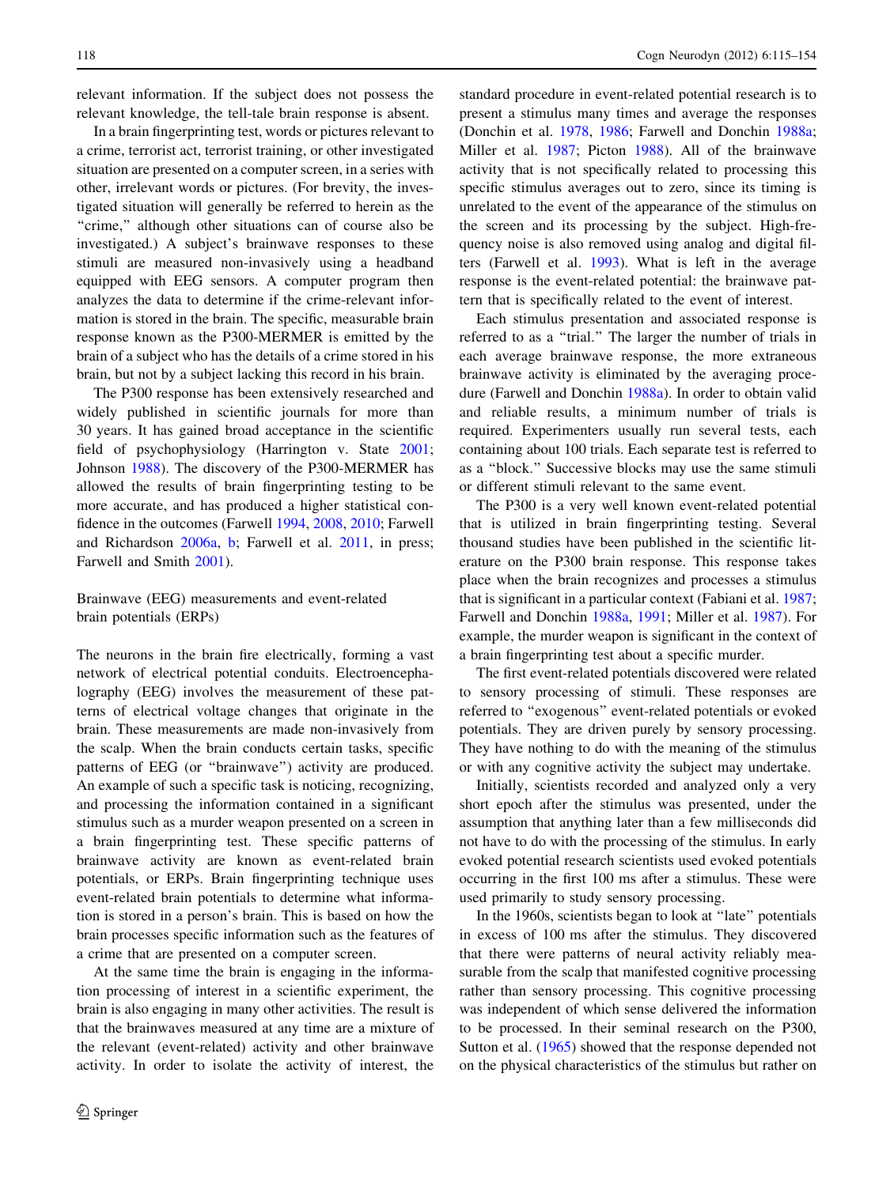relevant information. If the subject does not possess the relevant knowledge, the tell-tale brain response is absent.

In a brain fingerprinting test, words or pictures relevant to a crime, terrorist act, terrorist training, or other investigated situation are presented on a computer screen, in a series with other, irrelevant words or pictures. (For brevity, the investigated situation will generally be referred to herein as the "crime," although other situations can of course also be investigated.) A subject's brainwave responses to these stimuli are measured non-invasively using a headband equipped with EEG sensors. A computer program then analyzes the data to determine if the crime-relevant information is stored in the brain. The specific, measurable brain response known as the P300-MERMER is emitted by the brain of a subject who has the details of a crime stored in his brain, but not by a subject lacking this record in his brain.

The P300 response has been extensively researched and widely published in scientific journals for more than 30 years. It has gained broad acceptance in the scientific field of psychophysiology (Harrington v. State 2001; Johnson 1988). The discovery of the P300-MERMER has allowed the results of brain fingerprinting testing to be more accurate, and has produced a higher statistical confidence in the outcomes (Farwell 1994, 2008, 2010; Farwell and Richardson 2006a, b; Farwell et al. 2011, in press; Farwell and Smith 2001).

## Brainwave (EEG) measurements and event-related brain potentials (ERPs)

The neurons in the brain fire electrically, forming a vast network of electrical potential conduits. Electroencephalography (EEG) involves the measurement of these patterns of electrical voltage changes that originate in the brain. These measurements are made non-invasively from the scalp. When the brain conducts certain tasks, specific patterns of EEG (or "brainwave") activity are produced. An example of such a specific task is noticing, recognizing, and processing the information contained in a significant stimulus such as a murder weapon presented on a screen in a brain fingerprinting test. These specific patterns of brainwave activity are known as event-related brain potentials, or ERPs. Brain fingerprinting technique uses event-related brain potentials to determine what information is stored in a person's brain. This is based on how the brain processes specific information such as the features of a crime that are presented on a computer screen.

At the same time the brain is engaging in the information processing of interest in a scientific experiment, the brain is also engaging in many other activities. The result is that the brainwaves measured at any time are a mixture of the relevant (event-related) activity and other brainwave activity. In order to isolate the activity of interest, the standard procedure in event-related potential research is to present a stimulus many times and average the responses (Donchin et al. 1978, 1986; Farwell and Donchin 1988a; Miller et al. 1987; Picton 1988). All of the brainwave activity that is not specifically related to processing this specific stimulus averages out to zero, since its timing is unrelated to the event of the appearance of the stimulus on the screen and its processing by the subject. High-frequency noise is also removed using analog and digital filters (Farwell et al. 1993). What is left in the average response is the event-related potential: the brainwave pattern that is specifically related to the event of interest.

Each stimulus presentation and associated response is referred to as a "trial." The larger the number of trials in each average brainwave response, the more extraneous brainwave activity is eliminated by the averaging procedure (Farwell and Donchin 1988a). In order to obtain valid and reliable results, a minimum number of trials is required. Experimenters usually run several tests, each containing about 100 trials. Each separate test is referred to as a "block." Successive blocks may use the same stimuli or different stimuli relevant to the same event.

The P300 is a very well known event-related potential that is utilized in brain fingerprinting testing. Several thousand studies have been published in the scientific literature on the P300 brain response. This response takes place when the brain recognizes and processes a stimulus that is significant in a particular context (Fabiani et al. 1987; Farwell and Donchin 1988a, 1991; Miller et al. 1987). For example, the murder weapon is significant in the context of a brain fingerprinting test about a specific murder.

The first event-related potentials discovered were related to sensory processing of stimuli. These responses are referred to "exogenous" event-related potentials or evoked potentials. They are driven purely by sensory processing. They have nothing to do with the meaning of the stimulus or with any cognitive activity the subject may undertake.

Initially, scientists recorded and analyzed only a very short epoch after the stimulus was presented, under the assumption that anything later than a few milliseconds did not have to do with the processing of the stimulus. In early evoked potential research scientists used evoked potentials occurring in the first 100 ms after a stimulus. These were used primarily to study sensory processing.

In the 1960s, scientists began to look at "late" potentials in excess of 100 ms after the stimulus. They discovered that there were patterns of neural activity reliably measurable from the scalp that manifested cognitive processing rather than sensory processing. This cognitive processing was independent of which sense delivered the information to be processed. In their seminal research on the P300, Sutton et al. (1965) showed that the response depended not on the physical characteristics of the stimulus but rather on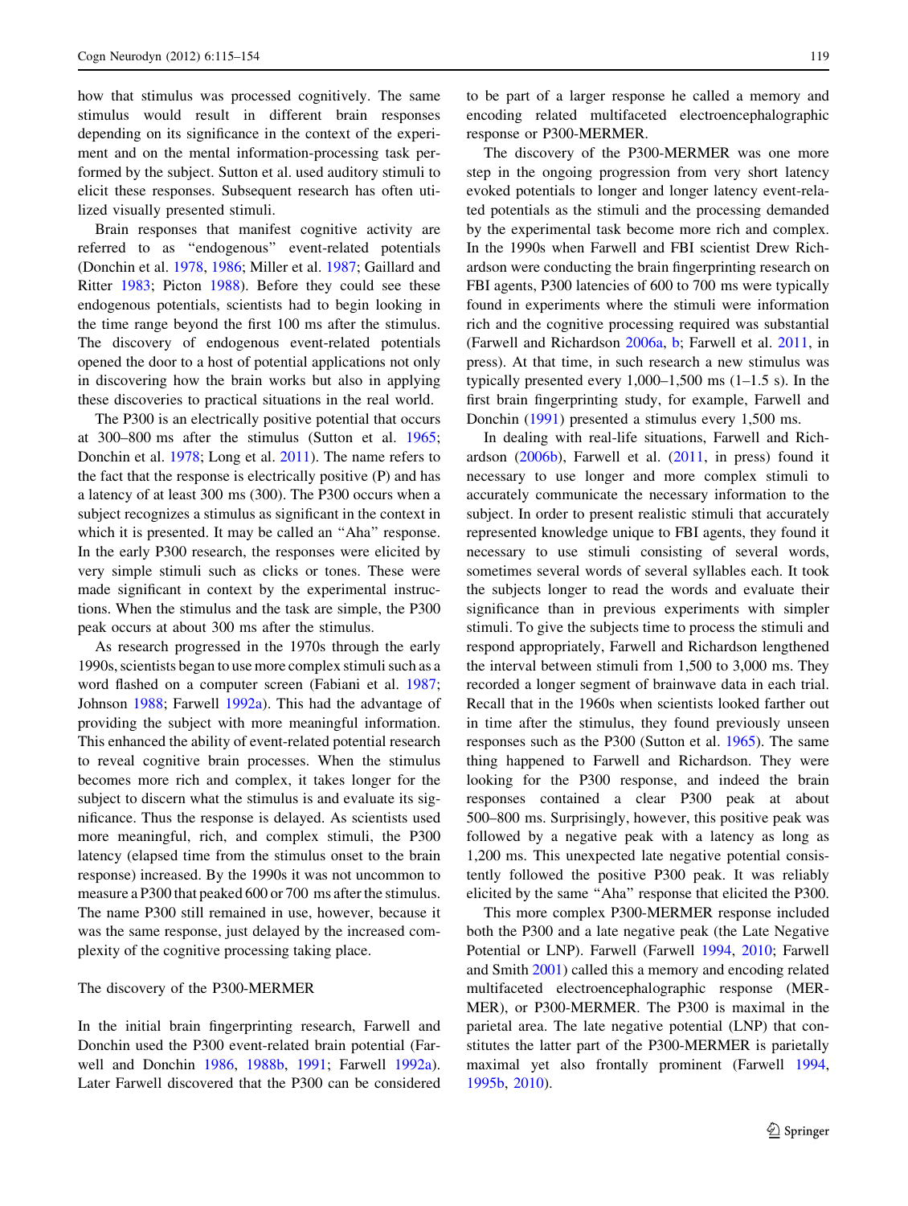how that stimulus was processed cognitively. The same stimulus would result in different brain responses depending on its significance in the context of the experiment and on the mental information-processing task performed by the subject. Sutton et al. used auditory stimuli to elicit these responses. Subsequent research has often utilized visually presented stimuli.

Brain responses that manifest cognitive activity are referred to as "endogenous" event-related potentials (Donchin et al. 1978, 1986; Miller et al. 1987; Gaillard and Ritter 1983; Picton 1988). Before they could see these endogenous potentials, scientists had to begin looking in the time range beyond the first 100 ms after the stimulus. The discovery of endogenous event-related potentials opened the door to a host of potential applications not only in discovering how the brain works but also in applying these discoveries to practical situations in the real world.

The P300 is an electrically positive potential that occurs at 300–800 ms after the stimulus (Sutton et al. 1965; Donchin et al. 1978; Long et al. 2011). The name refers to the fact that the response is electrically positive (P) and has a latency of at least 300 ms (300). The P300 occurs when a subject recognizes a stimulus as significant in the context in which it is presented. It may be called an "Aha" response. In the early P300 research, the responses were elicited by very simple stimuli such as clicks or tones. These were made significant in context by the experimental instructions. When the stimulus and the task are simple, the P300 peak occurs at about 300 ms after the stimulus.

As research progressed in the 1970s through the early 1990s, scientists began to use more complex stimuli such as a word flashed on a computer screen (Fabiani et al. 1987; Johnson 1988; Farwell 1992a). This had the advantage of providing the subject with more meaningful information. This enhanced the ability of event-related potential research to reveal cognitive brain processes. When the stimulus becomes more rich and complex, it takes longer for the subject to discern what the stimulus is and evaluate its significance. Thus the response is delayed. As scientists used more meaningful, rich, and complex stimuli, the P300 latency (elapsed time from the stimulus onset to the brain response) increased. By the 1990s it was not uncommon to measure a P300 that peaked 600 or 700 ms after the stimulus. The name P300 still remained in use, however, because it was the same response, just delayed by the increased complexity of the cognitive processing taking place.

## The discovery of the P300-MERMER

In the initial brain fingerprinting research, Farwell and Donchin used the P300 event-related brain potential (Farwell and Donchin 1986, 1988b, 1991; Farwell 1992a). Later Farwell discovered that the P300 can be considered to be part of a larger response he called a memory and encoding related multifaceted electroencephalographic response or P300-MERMER.

The discovery of the P300-MERMER was one more step in the ongoing progression from very short latency evoked potentials to longer and longer latency event-related potentials as the stimuli and the processing demanded by the experimental task become more rich and complex. In the 1990s when Farwell and FBI scientist Drew Richardson were conducting the brain fingerprinting research on FBI agents, P300 latencies of 600 to 700 ms were typically found in experiments where the stimuli were information rich and the cognitive processing required was substantial (Farwell and Richardson 2006a, b; Farwell et al. 2011, in press). At that time, in such research a new stimulus was typically presented every 1,000–1,500 ms (1–1.5 s). In the first brain fingerprinting study, for example, Farwell and Donchin (1991) presented a stimulus every 1,500 ms.

In dealing with real-life situations, Farwell and Richardson (2006b), Farwell et al. (2011, in press) found it necessary to use longer and more complex stimuli to accurately communicate the necessary information to the subject. In order to present realistic stimuli that accurately represented knowledge unique to FBI agents, they found it necessary to use stimuli consisting of several words, sometimes several words of several syllables each. It took the subjects longer to read the words and evaluate their significance than in previous experiments with simpler stimuli. To give the subjects time to process the stimuli and respond appropriately, Farwell and Richardson lengthened the interval between stimuli from 1,500 to 3,000 ms. They recorded a longer segment of brainwave data in each trial. Recall that in the 1960s when scientists looked farther out in time after the stimulus, they found previously unseen responses such as the P300 (Sutton et al. 1965). The same thing happened to Farwell and Richardson. They were looking for the P300 response, and indeed the brain responses contained a clear P300 peak at about 500–800 ms. Surprisingly, however, this positive peak was followed by a negative peak with a latency as long as 1,200 ms. This unexpected late negative potential consistently followed the positive P300 peak. It was reliably elicited by the same "Aha" response that elicited the P300.

This more complex P300-MERMER response included both the P300 and a late negative peak (the Late Negative Potential or LNP). Farwell (Farwell 1994, 2010; Farwell and Smith 2001) called this a memory and encoding related multifaceted electroencephalographic response (MERMER), or P300-MERMER. The P300 is maximal in the parietal area. The late negative potential (LNP) that constitutes the latter part of the P300-MERMER is parietally maximal yet also frontally prominent (Farwell 1994, 1995b, 2010).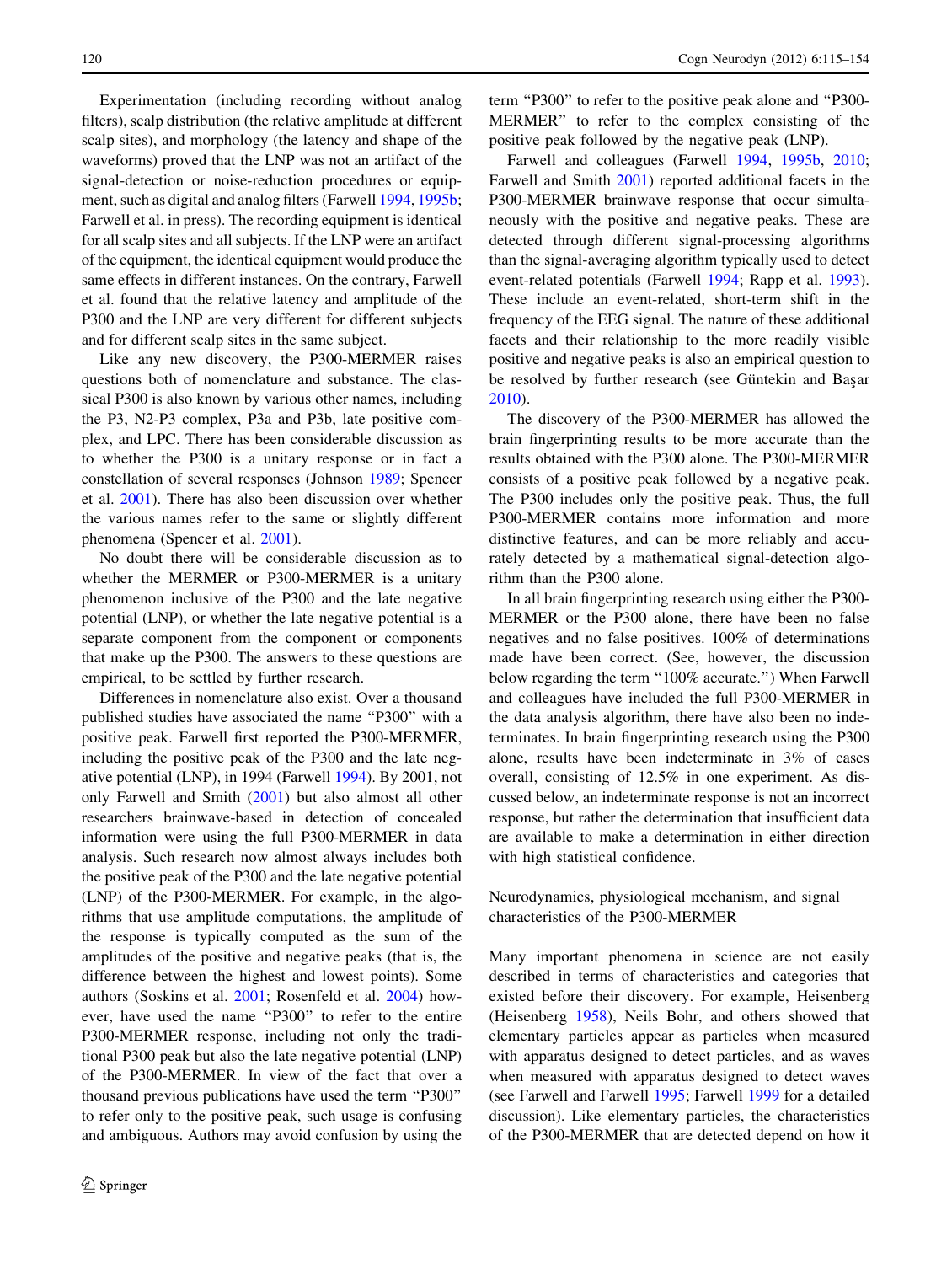Experimentation (including recording without analog filters), scalp distribution (the relative amplitude at different scalp sites), and morphology (the latency and shape of the waveforms) proved that the LNP was not an artifact of the signal-detection or noise-reduction procedures or equipment, such as digital and analog filters (Farwell 1994, 1995b; Farwell et al. in press). The recording equipment is identical for all scalp sites and all subjects. If the LNP were an artifact of the equipment, the identical equipment would produce the same effects in different instances. On the contrary, Farwell et al. found that the relative latency and amplitude of the P300 and the LNP are very different for different subjects and for different scalp sites in the same subject.

Like any new discovery, the P300-MERMER raises questions both of nomenclature and substance. The classical P300 is also known by various other names, including the P3, N2-P3 complex, P3a and P3b, late positive complex, and LPC. There has been considerable discussion as to whether the P300 is a unitary response or in fact a constellation of several responses (Johnson 1989; Spencer et al. 2001). There has also been discussion over whether the various names refer to the same or slightly different phenomena (Spencer et al. 2001).

No doubt there will be considerable discussion as to whether the MERMER or P300-MERMER is a unitary phenomenon inclusive of the P300 and the late negative potential (LNP), or whether the late negative potential is a separate component from the component or components that make up the P300. The answers to these questions are empirical, to be settled by further research.

Differences in nomenclature also exist. Over a thousand published studies have associated the name "P300" with a positive peak. Farwell first reported the P300-MERMER, including the positive peak of the P300 and the late negative potential (LNP), in 1994 (Farwell 1994). By 2001, not only Farwell and Smith (2001) but also almost all other researchers brainwave-based in detection of concealed information were using the full P300-MERMER in data analysis. Such research now almost always includes both the positive peak of the P300 and the late negative potential (LNP) of the P300-MERMER. For example, in the algorithms that use amplitude computations, the amplitude of the response is typically computed as the sum of the amplitudes of the positive and negative peaks (that is, the difference between the highest and lowest points). Some authors (Soskins et al. 2001; Rosenfeld et al. 2004) however, have used the name "P300" to refer to the entire P300-MERMER response, including not only the traditional P300 peak but also the late negative potential (LNP) of the P300-MERMER. In view of the fact that over a thousand previous publications have used the term "P300" to refer only to the positive peak, such usage is confusing and ambiguous. Authors may avoid confusion by using the term "P300" to refer to the positive peak alone and "P300-MERMER" to refer to the complex consisting of the positive peak followed by the negative peak (LNP).

Farwell and colleagues (Farwell 1994, 1995b, 2010; Farwell and Smith 2001) reported additional facets in the P300-MERMER brainwave response that occur simultaneously with the positive and negative peaks. These are detected through different signal-processing algorithms than the signal-averaging algorithm typically used to detect event-related potentials (Farwell 1994; Rapp et al. 1993). These include an event-related, short-term shift in the frequency of the EEG signal. The nature of these additional facets and their relationship to the more readily visible positive and negative peaks is also an empirical question to be resolved by further research (see Güntekin and Başar 2010).

The discovery of the P300-MERMER has allowed the brain fingerprinting results to be more accurate than the results obtained with the P300 alone. The P300-MERMER consists of a positive peak followed by a negative peak. The P300 includes only the positive peak. Thus, the full P300-MERMER contains more information and more distinctive features, and can be more reliably and accurately detected by a mathematical signal-detection algorithm than the P300 alone.

In all brain fingerprinting research using either the P300-MERMER or the P300 alone, there have been no false negatives and no false positives. 100% of determinations made have been correct. (See, however, the discussion below regarding the term "100% accurate.") When Farwell and colleagues have included the full P300-MERMER in the data analysis algorithm, there have also been no indeterminates. In brain fingerprinting research using the P300 alone, results have been indeterminate in 3% of cases overall, consisting of 12.5% in one experiment. As discussed below, an indeterminate response is not an incorrect response, but rather the determination that insufficient data are available to make a determination in either direction with high statistical confidence.

## Neurodynamics, physiological mechanism, and signal characteristics of the P300-MERMER

Many important phenomena in science are not easily described in terms of characteristics and categories that existed before their discovery. For example, Heisenberg (Heisenberg 1958), Neils Bohr, and others showed that elementary particles appear as particles when measured with apparatus designed to detect particles, and as waves when measured with apparatus designed to detect waves (see Farwell and Farwell 1995; Farwell 1999 for a detailed discussion). Like elementary particles, the characteristics of the P300-MERMER that are detected depend on how it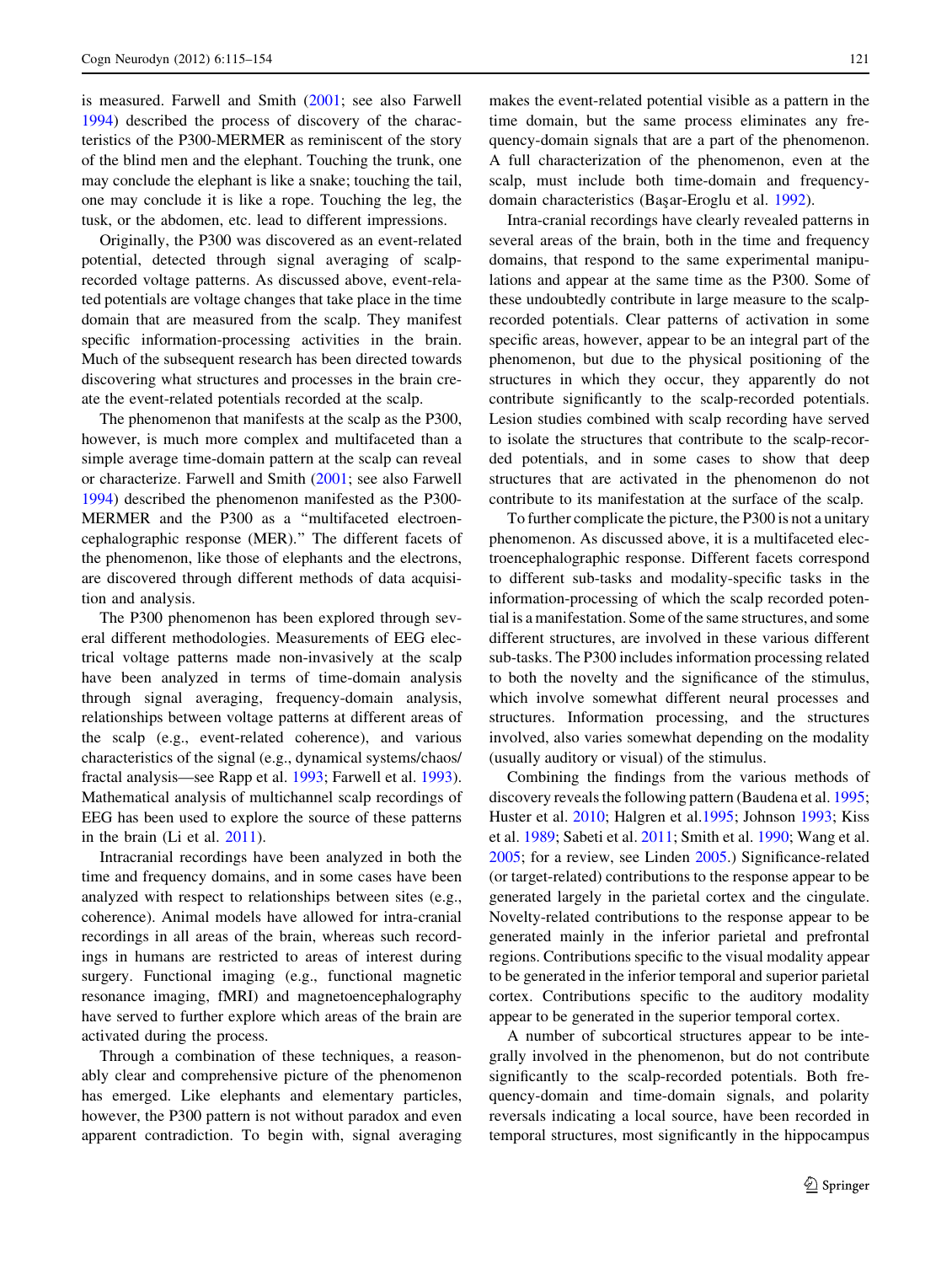is measured. Farwell and Smith (2001; see also Farwell 1994) described the process of discovery of the characteristics of the P300-MERMER as reminiscent of the story of the blind men and the elephant. Touching the trunk, one may conclude the elephant is like a snake; touching the tail, one may conclude it is like a rope. Touching the leg, the tusk, or the abdomen, etc. lead to different impressions.

Originally, the P300 was discovered as an event-related potential, detected through signal averaging of scalp-recorded voltage patterns. As discussed above, event-related potentials are voltage changes that take place in the time domain that are measured from the scalp. They manifest specific information-processing activities in the brain. Much of the subsequent research has been directed towards discovering what structures and processes in the brain create the event-related potentials recorded at the scalp.

The phenomenon that manifests at the scalp as the P300, however, is much more complex and multifaceted than a simple average time-domain pattern at the scalp can reveal or characterize. Farwell and Smith (2001; see also Farwell 1994) described the phenomenon manifested as the P300-MERMER and the P300 as a "multifaceted electroencephalographic response (MER)." The different facets of the phenomenon, like those of elephants and the electrons, are discovered through different methods of data acquisition and analysis.

The P300 phenomenon has been explored through several different methodologies. Measurements of EEG electrical voltage patterns made non-invasively at the scalp have been analyzed in terms of time-domain analysis through signal averaging, frequency-domain analysis, relationships between voltage patterns at different areas of the scalp (e.g., event-related coherence), and various characteristics of the signal (e.g., dynamical systems/chaos/fractal analysis—see Rapp et al. 1993; Farwell et al. 1993). Mathematical analysis of multichannel scalp recordings of EEG has been used to explore the source of these patterns in the brain (Li et al. 2011).

Intracranial recordings have been analyzed in both the time and frequency domains, and in some cases have been analyzed with respect to relationships between sites (e.g., coherence). Animal models have allowed for intra-cranial recordings in all areas of the brain, whereas such recordings in humans are restricted to areas of interest during surgery. Functional imaging (e.g., functional magnetic resonance imaging, fMRI) and magnetoencephalography have served to further explore which areas of the brain are activated during the process.

Through a combination of these techniques, a reasonably clear and comprehensive picture of the phenomenon has emerged. Like elephants and elementary particles, however, the P300 pattern is not without paradox and even apparent contradiction. To begin with, signal averaging makes the event-related potential visible as a pattern in the time domain, but the same process eliminates any frequency-domain signals that are a part of the phenomenon. A full characterization of the phenomenon, even at the scalp, must include both time-domain and frequency-domain characteristics (Başar-Eroglu et al. 1992).

Intra-cranial recordings have clearly revealed patterns in several areas of the brain, both in the time and frequency domains, that respond to the same experimental manipulations and appear at the same time as the P300. Some of these undoubtedly contribute in large measure to the scalp-recorded potentials. Clear patterns of activation in some specific areas, however, appear to be an integral part of the phenomenon, but due to the physical positioning of the structures in which they occur, they apparently do not contribute significantly to the scalp-recorded potentials. Lesion studies combined with scalp recording have served to isolate the structures that contribute to the scalp-recorded potentials, and in some cases to show that deep structures that are activated in the phenomenon do not contribute to its manifestation at the surface of the scalp.

To further complicate the picture, the P300 is not a unitary phenomenon. As discussed above, it is a multifaceted electroencephalographic response. Different facets correspond to different sub-tasks and modality-specific tasks in the information-processing of which the scalp recorded potential is a manifestation. Some of the same structures, and some different structures, are involved in these various different sub-tasks. The P300 includes information processing related to both the novelty and the significance of the stimulus, which involve somewhat different neural processes and structures. Information processing, and the structures involved, also varies somewhat depending on the modality (usually auditory or visual) of the stimulus.

Combining the findings from the various methods of discovery reveals the following pattern (Baudena et al. 1995; Huster et al. 2010; Halgren et al. 1995; Johnson 1993; Kiss et al. 1989; Sabeti et al. 2011; Smith et al. 1990; Wang et al. 2005; for a review, see Linden 2005.) Significance-related (or target-related) contributions to the response appear to be generated largely in the parietal cortex and the cingulate. Novelty-related contributions to the response appear to be generated mainly in the inferior parietal and prefrontal regions. Contributions specific to the visual modality appear to be generated in the inferior temporal and superior parietal cortex. Contributions specific to the auditory modality appear to be generated in the superior temporal cortex.

A number of subcortical structures appear to be integrally involved in the phenomenon, but do not contribute significantly to the scalp-recorded potentials. Both frequency-domain and time-domain signals, and polarity reversals indicating a local source, have been recorded in temporal structures, most significantly in the hippocampus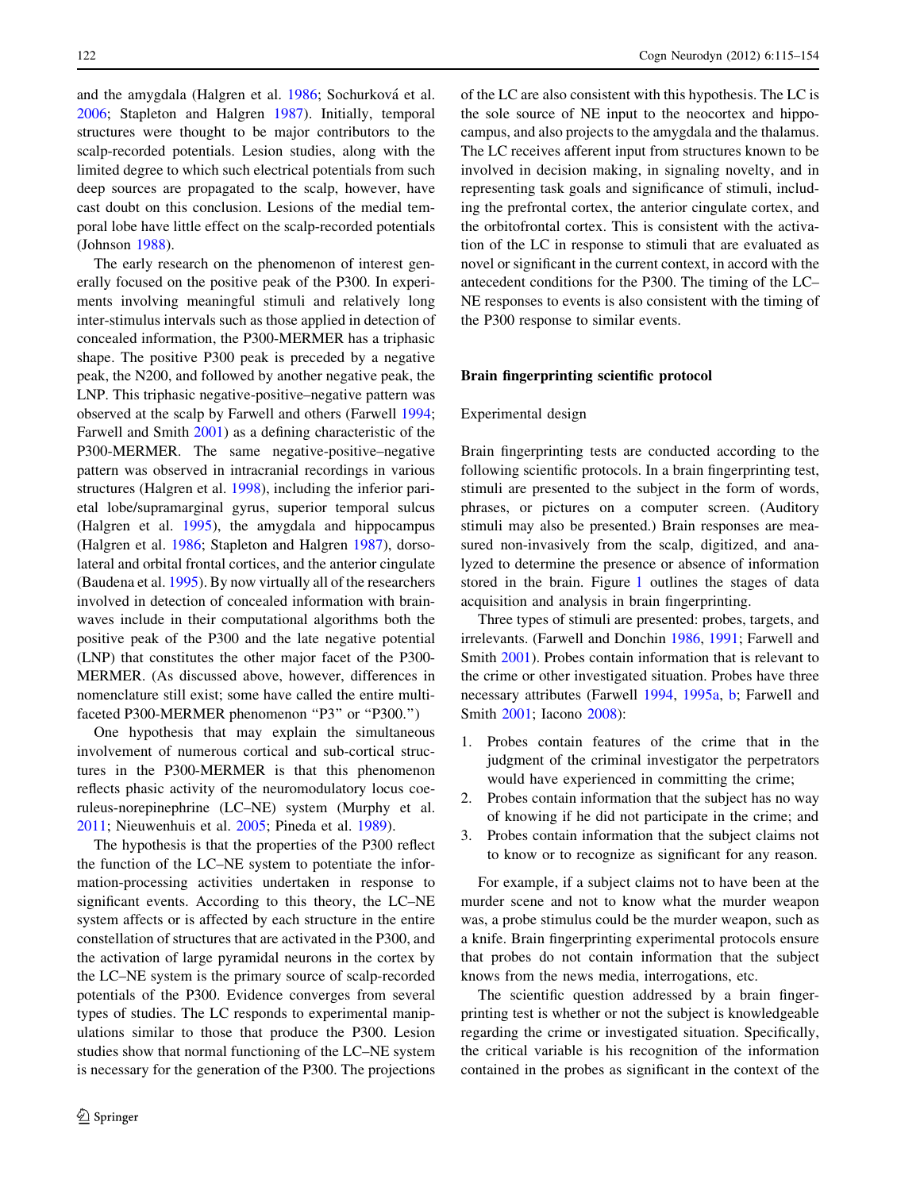and the amygdala (Halgren et al. 1986; Sochurková et al. 2006; Stapleton and Halgren 1987). Initially, temporal structures were thought to be major contributors to the scalp-recorded potentials. Lesion studies, along with the limited degree to which such electrical potentials from such deep sources are propagated to the scalp, however, have cast doubt on this conclusion. Lesions of the medial temporal lobe have little effect on the scalp-recorded potentials (Johnson 1988).

The early research on the phenomenon of interest generally focused on the positive peak of the P300. In experiments involving meaningful stimuli and relatively long inter-stimulus intervals such as those applied in detection of concealed information, the P300-MERMER has a triphasic shape. The positive P300 peak is preceded by a negative peak, the N200, and followed by another negative peak, the LNP. This triphasic negative-positive–negative pattern was observed at the scalp by Farwell and others (Farwell 1994; Farwell and Smith 2001) as a defining characteristic of the P300-MERMER. The same negative-positive–negative pattern was observed in intracranial recordings in various structures (Halgren et al. 1998), including the inferior parietal lobe/supramarginal gyrus, superior temporal sulcus (Halgren et al. 1995), the amygdala and hippocampus (Halgren et al. 1986; Stapleton and Halgren 1987), dorsolateral and orbital frontal cortices, and the anterior cingulate (Baudena et al. 1995). By now virtually all of the researchers involved in detection of concealed information with brainwaves include in their computational algorithms both the positive peak of the P300 and the late negative potential (LNP) that constitutes the other major facet of the P300-MERMER. (As discussed above, however, differences in nomenclature still exist; some have called the entire multifaceted P300-MERMER phenomenon "P3" or "P300.")

One hypothesis that may explain the simultaneous involvement of numerous cortical and sub-cortical structures in the P300-MERMER is that this phenomenon reflects phasic activity of the neuromodulatory locus coeruleus-norepinephrine (LC–NE) system (Murphy et al. 2011; Nieuwenhuis et al. 2005; Pineda et al. 1989).

The hypothesis is that the properties of the P300 reflect the function of the LC–NE system to potentiate the information-processing activities undertaken in response to significant events. According to this theory, the LC–NE system affects or is affected by each structure in the entire constellation of structures that are activated in the P300, and the activation of large pyramidal neurons in the cortex by the LC–NE system is the primary source of scalp-recorded potentials of the P300. Evidence converges from several types of studies. The LC responds to experimental manipulations similar to those that produce the P300. Lesion studies show that normal functioning of the LC–NE system is necessary for the generation of the P300. The projections of the LC are also consistent with this hypothesis. The LC is the sole source of NE input to the neocortex and hippocampus, and also projects to the amygdala and the thalamus. The LC receives afferent input from structures known to be involved in decision making, in signaling novelty, and in representing task goals and significance of stimuli, including the prefrontal cortex, the anterior cingulate cortex, and the orbitofrontal cortex. This is consistent with the activation of the LC in response to stimuli that are evaluated as novel or significant in the current context, in accord with the antecedent conditions for the P300. The timing of the LC–NE responses to events is also consistent with the timing of the P300 response to similar events.

## Brain fingerprinting scientific protocol

### Experimental design

Brain fingerprinting tests are conducted according to the following scientific protocols. In a brain fingerprinting test, stimuli are presented to the subject in the form of words, phrases, or pictures on a computer screen. (Auditory stimuli may also be presented.) Brain responses are measured non-invasively from the scalp, digitized, and analyzed to determine the presence or absence of information stored in the brain. Figure 1 outlines the stages of data acquisition and analysis in brain fingerprinting.

Three types of stimuli are presented: probes, targets, and irrelevants. (Farwell and Donchin 1986, 1991; Farwell and Smith 2001). Probes contain information that is relevant to the crime or other investigated situation. Probes have three necessary attributes (Farwell 1994, 1995a, b; Farwell and Smith 2001; Iacono 2008):

1. Probes contain features of the crime that in the judgment of the criminal investigator the perpetrators would have experienced in committing the crime;
2. Probes contain information that the subject has no way of knowing if he did not participate in the crime; and
3. Probes contain information that the subject claims not to know or to recognize as significant for any reason.

For example, if a subject claims not to have been at the murder scene and not to know what the murder weapon was, a probe stimulus could be the murder weapon, such as a knife. Brain fingerprinting experimental protocols ensure that probes do not contain information that the subject knows from the news media, interrogations, etc.

The scientific question addressed by a brain fingerprinting test is whether or not the subject is knowledgeable regarding the crime or investigated situation. Specifically, the critical variable is his recognition of the information contained in the probes as significant in the context of the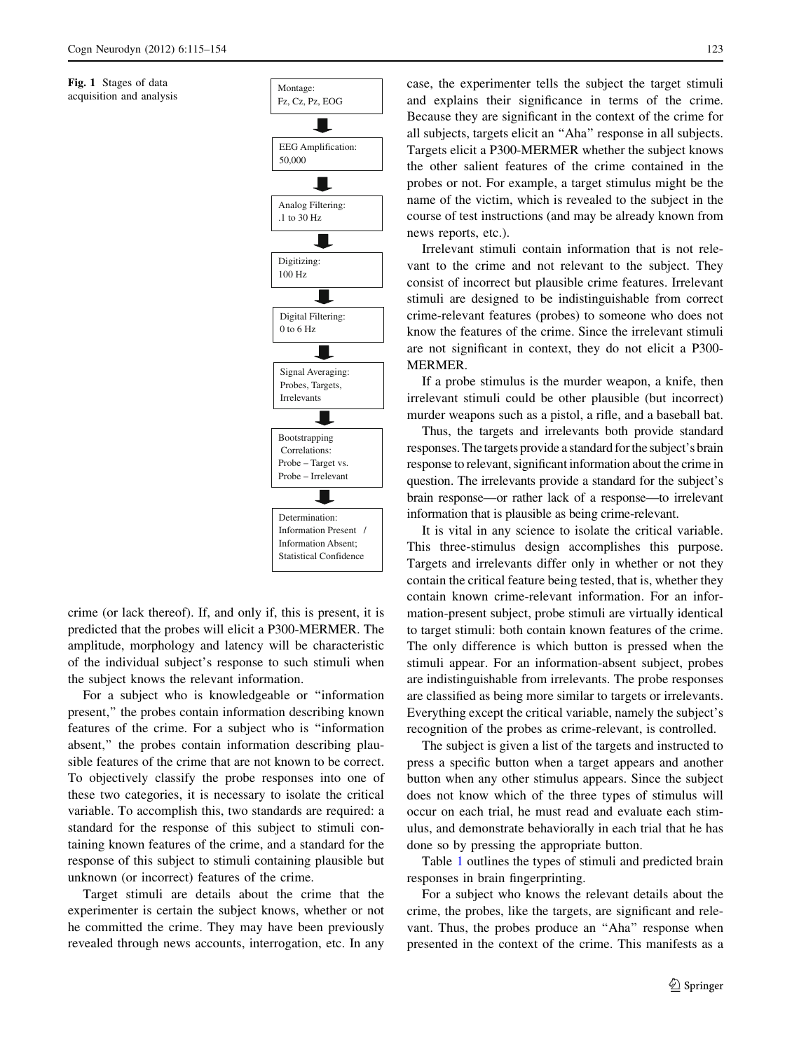**Fig. 1** Stages of data acquisition and analysis

Montage: Fz, Cz, Pz, EOG

EEG Amplification: 50,000

Analog Filtering: .1 to 30 Hz

Digitizing: 100 Hz

Digital Filtering: 0 to 6 Hz

Signal Averaging: Probes, Targets, Irrelevants

Bootstrapping Correlations: Probe – Target vs. Probe – Irrelevant

Determination: Information Present / Information Absent; Statistical Confidence

crime (or lack thereof). If, and only if, this is present, it is predicted that the probes will elicit a P300-MERMER. The amplitude, morphology and latency will be characteristic of the individual subject's response to such stimuli when the subject knows the relevant information.

For a subject who is knowledgeable or "information present," the probes contain information describing known features of the crime. For a subject who is "information absent," the probes contain information describing plausible features of the crime that are not known to be correct. To objectively classify the probe responses into one of these two categories, it is necessary to isolate the critical variable. To accomplish this, two standards are required: a standard for the response of this subject to stimuli containing known features of the crime, and a standard for the response of this subject to stimuli containing plausible but unknown (or incorrect) features of the crime.

Target stimuli are details about the crime that the experimenter is certain the subject knows, whether or not he committed the crime. They may have been previously revealed through news accounts, interrogation, etc. In any case, the experimenter tells the subject the target stimuli and explains their significance in terms of the crime. Because they are significant in the context of the crime for all subjects, targets elicit an "Aha" response in all subjects. Targets elicit a P300-MERMER whether the subject knows the other salient features of the crime contained in the probes or not. For example, a target stimulus might be the name of the victim, which is revealed to the subject in the course of test instructions (and may be already known from news reports, etc.).

Irrelevant stimuli contain information that is not relevant to the crime and not relevant to the subject. They consist of incorrect but plausible crime features. Irrelevant stimuli are designed to be indistinguishable from correct crime-relevant features (probes) to someone who does not know the features of the crime. Since the irrelevant stimuli are not significant in context, they do not elicit a P300-MERMER.

If a probe stimulus is the murder weapon, a knife, then irrelevant stimuli could be other plausible (but incorrect) murder weapons such as a pistol, a rifle, and a baseball bat.

Thus, the targets and irrelevants both provide standard responses. The targets provide a standard for the subject's brain response to relevant, significant information about the crime in question. The irrelevants provide a standard for the subject's brain response—or rather lack of a response—to irrelevant information that is plausible as being crime-relevant.

It is vital in any science to isolate the critical variable. This three-stimulus design accomplishes this purpose. Targets and irrelevants differ only in whether or not they contain the critical feature being tested, that is, whether they contain known crime-relevant information. For an information-present subject, probe stimuli are virtually identical to target stimuli: both contain known features of the crime. The only difference is which button is pressed when the stimuli appear. For an information-absent subject, probes are indistinguishable from irrelevants. The probe responses are classified as being more similar to targets or irrelevants. Everything except the critical variable, namely the subject's recognition of the probes as crime-relevant, is controlled.

The subject is given a list of the targets and instructed to press a specific button when a target appears and another button when any other stimulus appears. Since the subject does not know which of the three types of stimulus will occur on each trial, he must read and evaluate each stimulus, and demonstrate behaviorally in each trial that he has done so by pressing the appropriate button.

Table 1 outlines the types of stimuli and predicted brain responses in brain fingerprinting.

For a subject who knows the relevant details about the crime, the probes, like the targets, are significant and relevant. Thus, the probes produce an "Aha" response when presented in the context of the crime. This manifests as a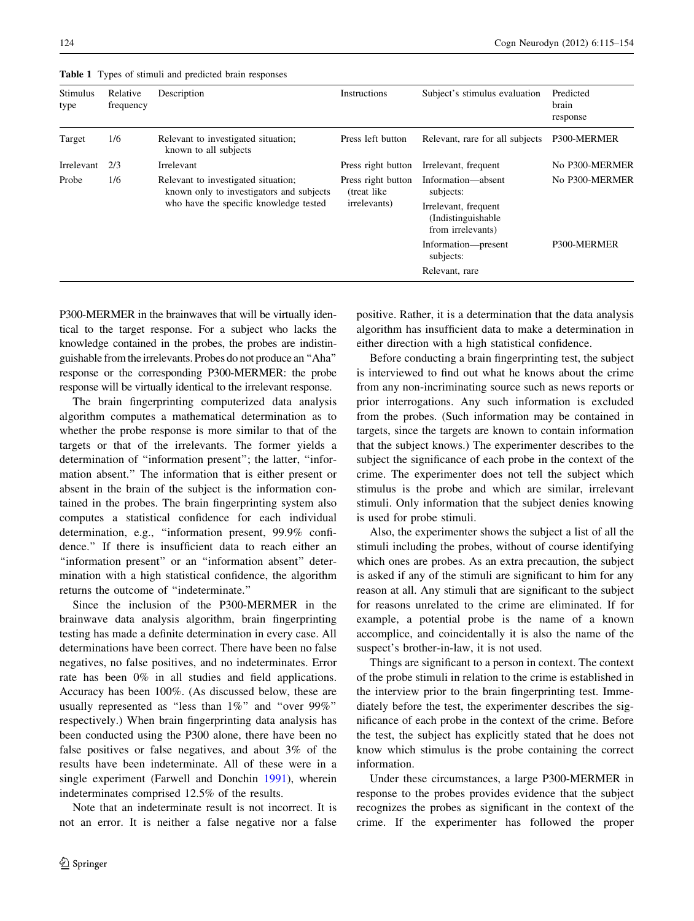**Table 1** Types of stimuli and predicted brain responses

| Stimulus type | Relative frequency | Description | Instructions | Subject's stimulus evaluation | Predicted brain response |
|---|---|---|---|---|---|
| Target | 1/6 | Relevant to investigated situation; known to all subjects | Press left button | Relevant, rare for all subjects | P300-MERMER |
| Irrelevant | 2/3 | Irrelevant | Press right button | Irrelevant, frequent | No P300-MERMER |
| Probe | 1/6 | Relevant to investigated situation; known only to investigators and subjects who have the specific knowledge tested | Press right button (treat like irrelevants) | Information—absent subjects: | No P300-MERMER |
| | | | | Irrelevant, frequent (Indistinguishable from irrelevants) | |
| | | | | Information—present subjects: | P300-MERMER |
| | | | | Relevant, rare | |

P300-MERMER in the brainwaves that will be virtually identical to the target response. For a subject who lacks the knowledge contained in the probes, the probes are indistinguishable from the irrelevants. Probes do not produce an "Aha" response or the corresponding P300-MERMER: the probe response will be virtually identical to the irrelevant response.

The brain fingerprinting computerized data analysis algorithm computes a mathematical determination as to whether the probe response is more similar to that of the targets or that of the irrelevants. The former yields a determination of "information present"; the latter, "information absent." The information that is either present or absent in the brain of the subject is the information contained in the probes. The brain fingerprinting system also computes a statistical confidence for each individual determination, e.g., "information present, 99.9% confidence." If there is insufficient data to reach either an "information present" or an "information absent" determination with a high statistical confidence, the algorithm returns the outcome of "indeterminate."

Since the inclusion of the P300-MERMER in the brainwave data analysis algorithm, brain fingerprinting testing has made a definite determination in every case. All determinations have been correct. There have been no false negatives, no false positives, and no indeterminates. Error rate has been 0% in all studies and field applications. Accuracy has been 100%. (As discussed below, these are usually represented as "less than 1%" and "over 99%" respectively.) When brain fingerprinting data analysis has been conducted using the P300 alone, there have been no false positives or false negatives, and about 3% of the results have been indeterminate. All of these were in a single experiment (Farwell and Donchin 1991), wherein indeterminates comprised 12.5% of the results.

Note that an indeterminate result is not incorrect. It is not an error. It is neither a false negative nor a false positive. Rather, it is a determination that the data analysis algorithm has insufficient data to make a determination in either direction with a high statistical confidence.

Before conducting a brain fingerprinting test, the subject is interviewed to find out what he knows about the crime from any non-incriminating source such as news reports or prior interrogations. Any such information is excluded from the probes. (Such information may be contained in targets, since the targets are known to contain information that the subject knows.) The experimenter describes to the subject the significance of each probe in the context of the crime. The experimenter does not tell the subject which stimulus is the probe and which are similar, irrelevant stimuli. Only information that the subject denies knowing is used for probe stimuli.

Also, the experimenter shows the subject a list of all the stimuli including the probes, without of course identifying which ones are probes. As an extra precaution, the subject is asked if any of the stimuli are significant to him for any reason at all. Any stimuli that are significant to the subject for reasons unrelated to the crime are eliminated. If for example, a potential probe is the name of a known accomplice, and coincidentally it is also the name of the suspect's brother-in-law, it is not used.

Things are significant to a person in context. The context of the probe stimuli in relation to the crime is established in the interview prior to the brain fingerprinting test. Immediately before the test, the experimenter describes the significance of each probe in the context of the crime. Before the test, the subject has explicitly stated that he does not know which stimulus is the probe containing the correct information.

Under these circumstances, a large P300-MERMER in response to the probes provides evidence that the subject recognizes the probes as significant in the context of the crime. If the experimenter has followed the proper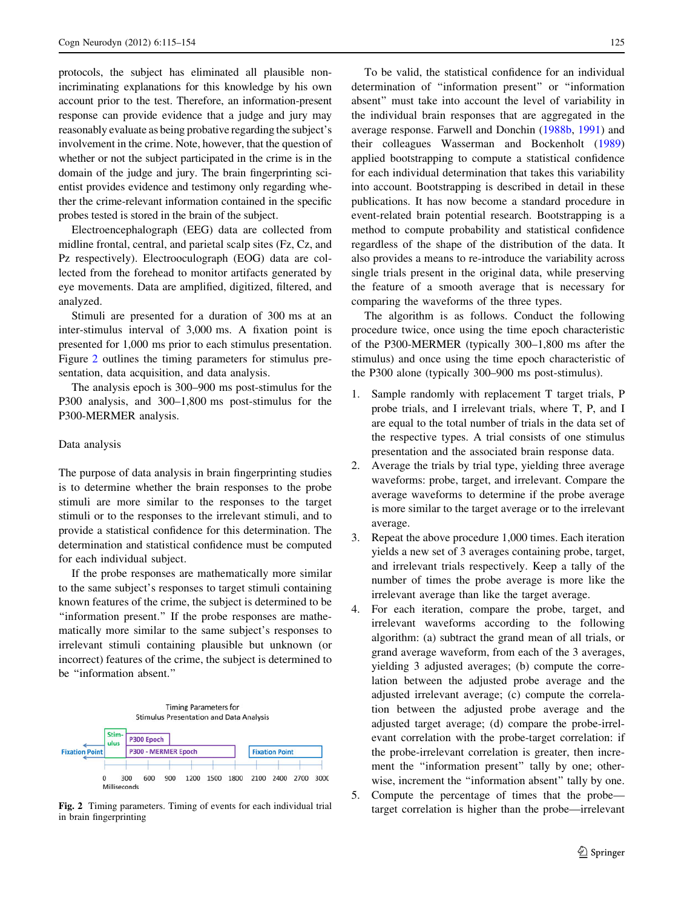protocols, the subject has eliminated all plausible non-incriminating explanations for this knowledge by his own account prior to the test. Therefore, an information-present response can provide evidence that a judge and jury may reasonably evaluate as being probative regarding the subject's involvement in the crime. Note, however, that the question of whether or not the subject participated in the crime is in the domain of the judge and jury. The brain fingerprinting scientist provides evidence and testimony only regarding whether the crime-relevant information contained in the specific probes tested is stored in the brain of the subject.

Electroencephalograph (EEG) data are collected from midline frontal, central, and parietal scalp sites (Fz, Cz, and Pz respectively). Electrooculograph (EOG) data are collected from the forehead to monitor artifacts generated by eye movements. Data are amplified, digitized, filtered, and analyzed.

Stimuli are presented for a duration of 300 ms at an inter-stimulus interval of 3,000 ms. A fixation point is presented for 1,000 ms prior to each stimulus presentation. Figure 2 outlines the timing parameters for stimulus presentation, data acquisition, and data analysis.

The analysis epoch is 300–900 ms post-stimulus for the P300 analysis, and 300–1,800 ms post-stimulus for the P300-MERMER analysis.

## Data analysis

The purpose of data analysis in brain fingerprinting studies is to determine whether the brain responses to the probe stimuli are more similar to the responses to the target stimuli or to the responses to the irrelevant stimuli, and to provide a statistical confidence for this determination. The determination and statistical confidence must be computed for each individual subject.

If the probe responses are mathematically more similar to the same subject's responses to target stimuli containing known features of the crime, the subject is determined to be "information present." If the probe responses are mathematically more similar to the same subject's responses to irrelevant stimuli containing plausible but unknown (or incorrect) features of the crime, the subject is determined to be "information absent."

Timing Parameters for Stimulus Presentation and Data Analysis

Fixation Point | Stimulus | P300 Epoch | P300 - MERMER Epoch | Fixation Point

0 300 600 900 1200 1500 1800 2100 2400 2700 3000 Milliseconds

**Fig. 2** Timing parameters. Timing of events for each individual trial in brain fingerprinting

To be valid, the statistical confidence for an individual determination of "information present" or "information absent" must take into account the level of variability in the individual brain responses that are aggregated in the average response. Farwell and Donchin (1988b, 1991) and their colleagues Wasserman and Bockenholt (1989) applied bootstrapping to compute a statistical confidence for each individual determination that takes this variability into account. Bootstrapping is described in detail in these publications. It has now become a standard procedure in event-related brain potential research. Bootstrapping is a method to compute probability and statistical confidence regardless of the shape of the distribution of the data. It also provides a means to re-introduce the variability across single trials present in the original data, while preserving the feature of a smooth average that is necessary for comparing the waveforms of the three types.

The algorithm is as follows. Conduct the following procedure twice, once using the time epoch characteristic of the P300-MERMER (typically 300–1,800 ms after the stimulus) and once using the time epoch characteristic of the P300 alone (typically 300–900 ms post-stimulus).

1. Sample randomly with replacement T target trials, P probe trials, and I irrelevant trials, where T, P, and I are equal to the total number of trials in the data set of the respective types. A trial consists of one stimulus presentation and the associated brain response data.
2. Average the trials by trial type, yielding three average waveforms: probe, target, and irrelevant. Compare the average waveforms to determine if the probe average is more similar to the target average or to the irrelevant average.
3. Repeat the above procedure 1,000 times. Each iteration yields a new set of 3 averages containing probe, target, and irrelevant trials respectively. Keep a tally of the number of times the probe average is more like the irrelevant average than like the target average.
4. For each iteration, compare the probe, target, and irrelevant waveforms according to the following algorithm: (a) subtract the grand mean of all trials, or grand average waveform, from each of the 3 averages, yielding 3 adjusted averages; (b) compute the correlation between the adjusted probe average and the adjusted irrelevant average; (c) compute the correlation between the adjusted probe average and the adjusted target average; (d) compare the probe-irrelevant correlation with the probe-target correlation: if the probe-irrelevant correlation is greater, then increment the "information present" tally by one; otherwise, increment the "information absent" tally by one.
5. Compute the percentage of times that the probe—target correlation is higher than the probe—irrelevant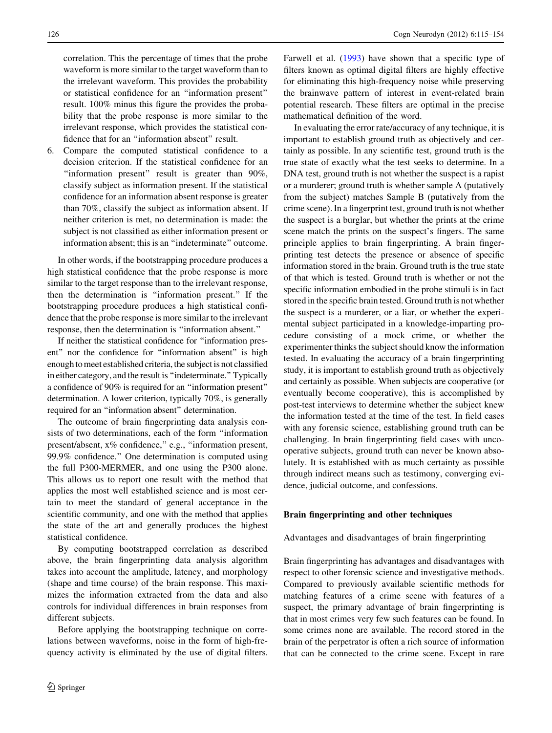correlation. This the percentage of times that the probe waveform is more similar to the target waveform than to the irrelevant waveform. This provides the probability or statistical confidence for an "information present" result. 100% minus this figure the provides the probability that the probe response is more similar to the irrelevant response, which provides the statistical confidence that for an "information absent" result.

6. Compare the computed statistical confidence to a decision criterion. If the statistical confidence for an "information present" result is greater than 90%, classify subject as information present. If the statistical confidence for an information absent response is greater than 70%, classify the subject as information absent. If neither criterion is met, no determination is made: the subject is not classified as either information present or information absent; this is an "indeterminate" outcome.

In other words, if the bootstrapping procedure produces a high statistical confidence that the probe response is more similar to the target response than to the irrelevant response, then the determination is "information present." If the bootstrapping procedure produces a high statistical confidence that the probe response is more similar to the irrelevant response, then the determination is "information absent."

If neither the statistical confidence for "information present" nor the confidence for "information absent" is high enough to meet established criteria, the subject is not classified in either category, and the result is "indeterminate." Typically a confidence of 90% is required for an "information present" determination. A lower criterion, typically 70%, is generally required for an "information absent" determination.

The outcome of brain fingerprinting data analysis consists of two determinations, each of the form "information present/absent, x% confidence," e.g., "information present, 99.9% confidence." One determination is computed using the full P300-MERMER, and one using the P300 alone. This allows us to report one result with the method that applies the most well established science and is most certain to meet the standard of general acceptance in the scientific community, and one with the method that applies the state of the art and generally produces the highest statistical confidence.

By computing bootstrapped correlation as described above, the brain fingerprinting data analysis algorithm takes into account the amplitude, latency, and morphology (shape and time course) of the brain response. This maximizes the information extracted from the data and also controls for individual differences in brain responses from different subjects.

Before applying the bootstrapping technique on correlations between waveforms, noise in the form of high-frequency activity is eliminated by the use of digital filters. Farwell et al. (1993) have shown that a specific type of filters known as optimal digital filters are highly effective for eliminating this high-frequency noise while preserving the brainwave pattern of interest in event-related brain potential research. These filters are optimal in the precise mathematical definition of the word.

In evaluating the error rate/accuracy of any technique, it is important to establish ground truth as objectively and certainly as possible. In any scientific test, ground truth is the true state of exactly what the test seeks to determine. In a DNA test, ground truth is not whether the suspect is a rapist or a murderer; ground truth is whether sample A (putatively from the subject) matches Sample B (putatively from the crime scene). In a fingerprint test, ground truth is not whether the suspect is a burglar, but whether the prints at the crime scene match the prints on the suspect's fingers. The same principle applies to brain fingerprinting. A brain fingerprinting test detects the presence or absence of specific information stored in the brain. Ground truth is the true state of that which is tested. Ground truth is whether or not the specific information embodied in the probe stimuli is in fact stored in the specific brain tested. Ground truth is not whether the suspect is a murderer, or a liar, or whether the experimental subject participated in a knowledge-imparting procedure consisting of a mock crime, or whether the experimenter thinks the subject should know the information tested. In evaluating the accuracy of a brain fingerprinting study, it is important to establish ground truth as objectively and certainly as possible. When subjects are cooperative (or eventually become cooperative), this is accomplished by post-test interviews to determine whether the subject knew the information tested at the time of the test. In field cases with any forensic science, establishing ground truth can be challenging. In brain fingerprinting field cases with uncooperative subjects, ground truth can never be known absolutely. It is established with as much certainty as possible through indirect means such as testimony, converging evidence, judicial outcome, and confessions.

## Brain fingerprinting and other techniques

### Advantages and disadvantages of brain fingerprinting

Brain fingerprinting has advantages and disadvantages with respect to other forensic science and investigative methods. Compared to previously available scientific methods for matching features of a crime scene with features of a suspect, the primary advantage of brain fingerprinting is that in most crimes very few such features can be found. In some crimes none are available. The record stored in the brain of the perpetrator is often a rich source of information that can be connected to the crime scene. Except in rare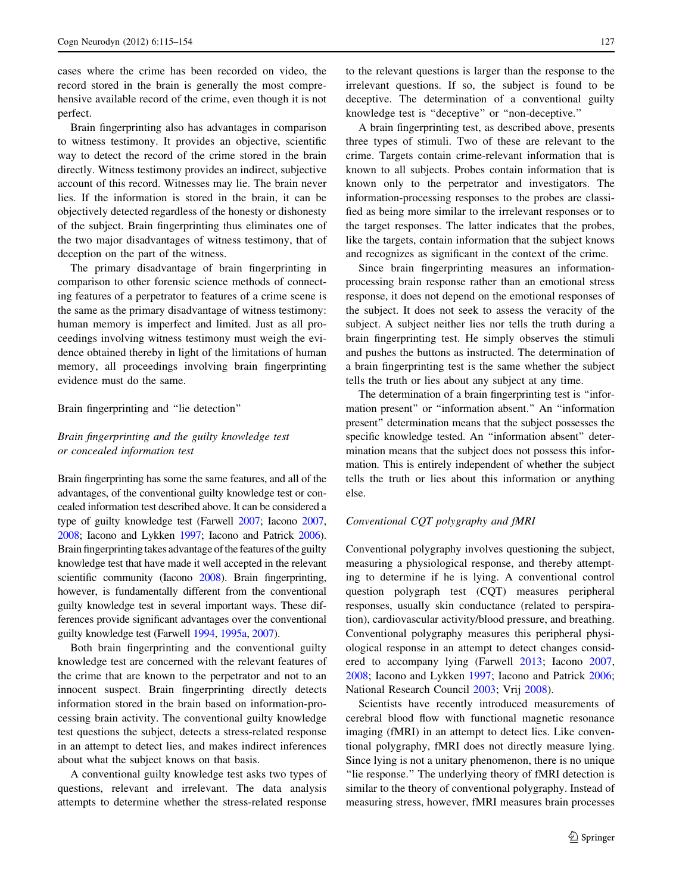cases where the crime has been recorded on video, the record stored in the brain is generally the most comprehensive available record of the crime, even though it is not perfect.

Brain fingerprinting also has advantages in comparison to witness testimony. It provides an objective, scientific way to detect the record of the crime stored in the brain directly. Witness testimony provides an indirect, subjective account of this record. Witnesses may lie. The brain never lies. If the information is stored in the brain, it can be objectively detected regardless of the honesty or dishonesty of the subject. Brain fingerprinting thus eliminates one of the two major disadvantages of witness testimony, that of deception on the part of the witness.

The primary disadvantage of brain fingerprinting in comparison to other forensic science methods of connecting features of a perpetrator to features of a crime scene is the same as the primary disadvantage of witness testimony: human memory is imperfect and limited. Just as all proceedings involving witness testimony must weigh the evidence obtained thereby in light of the limitations of human memory, all proceedings involving brain fingerprinting evidence must do the same.

## Brain fingerprinting and "lie detection"

### *Brain fingerprinting and the guilty knowledge test or concealed information test*

Brain fingerprinting has some the same features, and all of the advantages, of the conventional guilty knowledge test or concealed information test described above. It can be considered a type of guilty knowledge test (Farwell 2007; Iacono 2007, 2008; Iacono and Lykken 1997; Iacono and Patrick 2006). Brain fingerprinting takes advantage of the features of the guilty knowledge test that have made it well accepted in the relevant scientific community (Iacono 2008). Brain fingerprinting, however, is fundamentally different from the conventional guilty knowledge test in several important ways. These differences provide significant advantages over the conventional guilty knowledge test (Farwell 1994, 1995a, 2007).

Both brain fingerprinting and the conventional guilty knowledge test are concerned with the relevant features of the crime that are known to the perpetrator and not to an innocent suspect. Brain fingerprinting directly detects information stored in the brain based on information-processing brain activity. The conventional guilty knowledge test questions the subject, detects a stress-related response in an attempt to detect lies, and makes indirect inferences about what the subject knows on that basis.

A conventional guilty knowledge test asks two types of questions, relevant and irrelevant. The data analysis attempts to determine whether the stress-related response to the relevant questions is larger than the response to the irrelevant questions. If so, the subject is found to be deceptive. The determination of a conventional guilty knowledge test is "deceptive" or "non-deceptive."

A brain fingerprinting test, as described above, presents three types of stimuli. Two of these are relevant to the crime. Targets contain crime-relevant information that is known to all subjects. Probes contain information that is known only to the perpetrator and investigators. The information-processing responses to the probes are classified as being more similar to the irrelevant responses or to the target responses. The latter indicates that the probes, like the targets, contain information that the subject knows and recognizes as significant in the context of the crime.

Since brain fingerprinting measures an information-processing brain response rather than an emotional stress response, it does not depend on the emotional responses of the subject. It does not seek to assess the veracity of the subject. A subject neither lies nor tells the truth during a brain fingerprinting test. He simply observes the stimuli and pushes the buttons as instructed. The determination of a brain fingerprinting test is the same whether the subject tells the truth or lies about any subject at any time.

The determination of a brain fingerprinting test is "information present" or "information absent." An "information present" determination means that the subject possesses the specific knowledge tested. An "information absent" determination means that the subject does not possess this information. This is entirely independent of whether the subject tells the truth or lies about this information or anything else.

### *Conventional CQT polygraphy and fMRI*

Conventional polygraphy involves questioning the subject, measuring a physiological response, and thereby attempting to determine if he is lying. A conventional control question polygraph test (CQT) measures peripheral responses, usually skin conductance (related to perspiration), cardiovascular activity/blood pressure, and breathing. Conventional polygraphy measures this peripheral physiological response in an attempt to detect changes considered to accompany lying (Farwell 2013; Iacono 2007, 2008; Iacono and Lykken 1997; Iacono and Patrick 2006; National Research Council 2003; Vrij 2008).

Scientists have recently introduced measurements of cerebral blood flow with functional magnetic resonance imaging (fMRI) in an attempt to detect lies. Like conventional polygraphy, fMRI does not directly measure lying. Since lying is not a unitary phenomenon, there is no unique "lie response." The underlying theory of fMRI detection is similar to the theory of conventional polygraphy. Instead of measuring stress, however, fMRI measures brain processes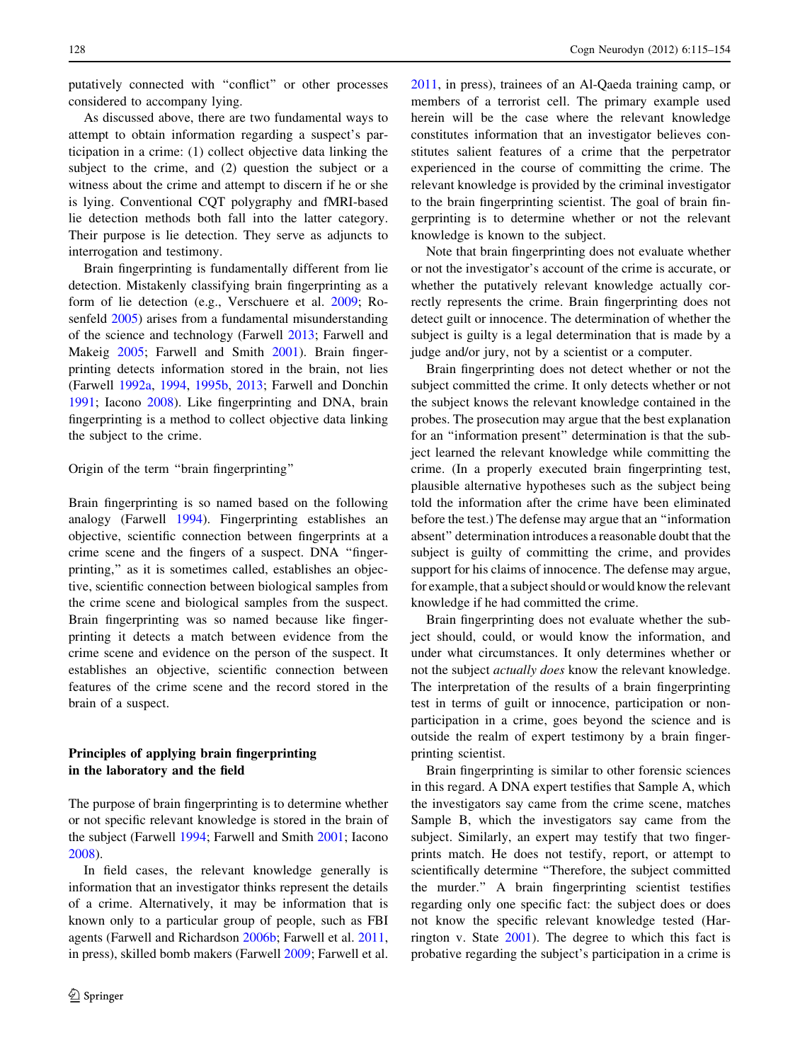putatively connected with "conflict" or other processes considered to accompany lying.

As discussed above, there are two fundamental ways to attempt to obtain information regarding a suspect's participation in a crime: (1) collect objective data linking the subject to the crime, and (2) question the subject or a witness about the crime and attempt to discern if he or she is lying. Conventional CQT polygraphy and fMRI-based lie detection methods both fall into the latter category. Their purpose is lie detection. They serve as adjuncts to interrogation and testimony.

Brain fingerprinting is fundamentally different from lie detection. Mistakenly classifying brain fingerprinting as a form of lie detection (e.g., Verschuere et al. 2009; Rosenfeld 2005) arises from a fundamental misunderstanding of the science and technology (Farwell 2013; Farwell and Makeig 2005; Farwell and Smith 2001). Brain fingerprinting detects information stored in the brain, not lies (Farwell 1992a, 1994, 1995b, 2013; Farwell and Donchin 1991; Iacono 2008). Like fingerprinting and DNA, brain fingerprinting is a method to collect objective data linking the subject to the crime.

Origin of the term "brain fingerprinting"

Brain fingerprinting is so named based on the following analogy (Farwell 1994). Fingerprinting establishes an objective, scientific connection between fingerprints at a crime scene and the fingers of a suspect. DNA "fingerprinting," as it is sometimes called, establishes an objective, scientific connection between biological samples from the crime scene and biological samples from the suspect. Brain fingerprinting was so named because like fingerprinting it detects a match between evidence from the crime scene and evidence on the person of the suspect. It establishes an objective, scientific connection between features of the crime scene and the record stored in the brain of a suspect.

## Principles of applying brain fingerprinting in the laboratory and the field

The purpose of brain fingerprinting is to determine whether or not specific relevant knowledge is stored in the brain of the subject (Farwell 1994; Farwell and Smith 2001; Iacono 2008).

In field cases, the relevant knowledge generally is information that an investigator thinks represent the details of a crime. Alternatively, it may be information that is known only to a particular group of people, such as FBI agents (Farwell and Richardson 2006b; Farwell et al. 2011, in press), skilled bomb makers (Farwell 2009; Farwell et al. 2011, in press), trainees of an Al-Qaeda training camp, or members of a terrorist cell. The primary example used herein will be the case where the relevant knowledge constitutes information that an investigator believes constitutes salient features of a crime that the perpetrator experienced in the course of committing the crime. The relevant knowledge is provided by the criminal investigator to the brain fingerprinting scientist. The goal of brain fingerprinting is to determine whether or not the relevant knowledge is known to the subject.

Note that brain fingerprinting does not evaluate whether or not the investigator's account of the crime is accurate, or whether the putatively relevant knowledge actually correctly represents the crime. Brain fingerprinting does not detect guilt or innocence. The determination of whether the subject is guilty is a legal determination that is made by a judge and/or jury, not by a scientist or a computer.

Brain fingerprinting does not detect whether or not the subject committed the crime. It only detects whether or not the subject knows the relevant knowledge contained in the probes. The prosecution may argue that the best explanation for an "information present" determination is that the subject learned the relevant knowledge while committing the crime. (In a properly executed brain fingerprinting test, plausible alternative hypotheses such as the subject being told the information after the crime have been eliminated before the test.) The defense may argue that an "information absent" determination introduces a reasonable doubt that the subject is guilty of committing the crime, and provides support for his claims of innocence. The defense may argue, for example, that a subject should or would know the relevant knowledge if he had committed the crime.

Brain fingerprinting does not evaluate whether the subject should, could, or would know the information, and under what circumstances. It only determines whether or not the subject *actually does* know the relevant knowledge. The interpretation of the results of a brain fingerprinting test in terms of guilt or innocence, participation or non-participation in a crime, goes beyond the science and is outside the realm of expert testimony by a brain fingerprinting scientist.

Brain fingerprinting is similar to other forensic sciences in this regard. A DNA expert testifies that Sample A, which the investigators say came from the crime scene, matches Sample B, which the investigators say came from the subject. Similarly, an expert may testify that two fingerprints match. He does not testify, report, or attempt to scientifically determine "Therefore, the subject committed the murder." A brain fingerprinting scientist testifies regarding only one specific fact: the subject does or does not know the specific relevant knowledge tested (Harrington v. State 2001). The degree to which this fact is probative regarding the subject's participation in a crime is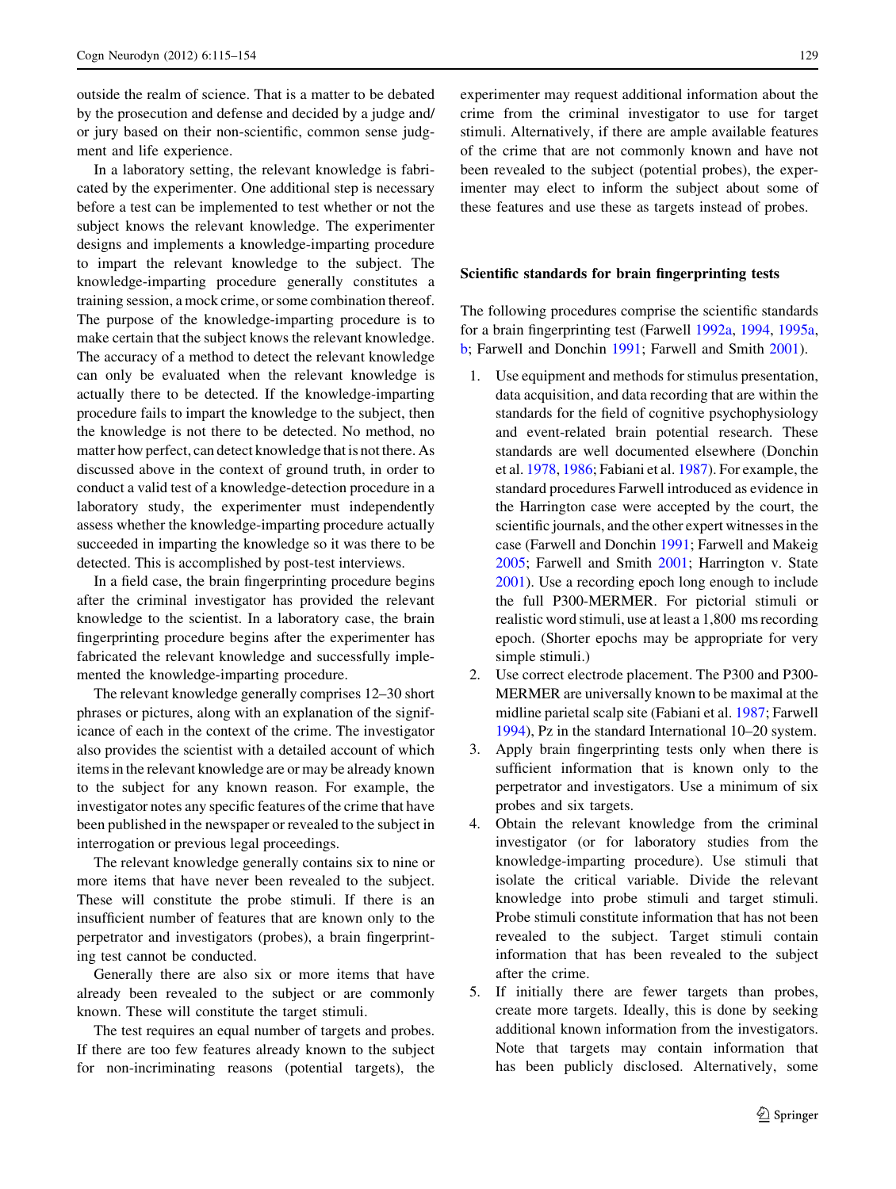outside the realm of science. That is a matter to be debated by the prosecution and defense and decided by a judge and/or jury based on their non-scientific, common sense judgment and life experience.

In a laboratory setting, the relevant knowledge is fabricated by the experimenter. One additional step is necessary before a test can be implemented to test whether or not the subject knows the relevant knowledge. The experimenter designs and implements a knowledge-imparting procedure to impart the relevant knowledge to the subject. The knowledge-imparting procedure generally constitutes a training session, a mock crime, or some combination thereof. The purpose of the knowledge-imparting procedure is to make certain that the subject knows the relevant knowledge. The accuracy of a method to detect the relevant knowledge can only be evaluated when the relevant knowledge is actually there to be detected. If the knowledge-imparting procedure fails to impart the knowledge to the subject, then the knowledge is not there to be detected. No method, no matter how perfect, can detect knowledge that is not there. As discussed above in the context of ground truth, in order to conduct a valid test of a knowledge-detection procedure in a laboratory study, the experimenter must independently assess whether the knowledge-imparting procedure actually succeeded in imparting the knowledge so it was there to be detected. This is accomplished by post-test interviews.

In a field case, the brain fingerprinting procedure begins after the criminal investigator has provided the relevant knowledge to the scientist. In a laboratory case, the brain fingerprinting procedure begins after the experimenter has fabricated the relevant knowledge and successfully implemented the knowledge-imparting procedure.

The relevant knowledge generally comprises 12–30 short phrases or pictures, along with an explanation of the significance of each in the context of the crime. The investigator also provides the scientist with a detailed account of which items in the relevant knowledge are or may be already known to the subject for any known reason. For example, the investigator notes any specific features of the crime that have been published in the newspaper or revealed to the subject in interrogation or previous legal proceedings.

The relevant knowledge generally contains six to nine or more items that have never been revealed to the subject. These will constitute the probe stimuli. If there is an insufficient number of features that are known only to the perpetrator and investigators (probes), a brain fingerprinting test cannot be conducted.

Generally there are also six or more items that have already been revealed to the subject or are commonly known. These will constitute the target stimuli.

The test requires an equal number of targets and probes. If there are too few features already known to the subject for non-incriminating reasons (potential targets), the experimenter may request additional information about the crime from the criminal investigator to use for target stimuli. Alternatively, if there are ample available features of the crime that are not commonly known and have not been revealed to the subject (potential probes), the experimenter may elect to inform the subject about some of these features and use these as targets instead of probes.

## Scientific standards for brain fingerprinting tests

The following procedures comprise the scientific standards for a brain fingerprinting test (Farwell 1992a, 1994, 1995a, b; Farwell and Donchin 1991; Farwell and Smith 2001).

1. Use equipment and methods for stimulus presentation, data acquisition, and data recording that are within the standards for the field of cognitive psychophysiology and event-related brain potential research. These standards are well documented elsewhere (Donchin et al. 1978, 1986; Fabiani et al. 1987). For example, the standard procedures Farwell introduced as evidence in the Harrington case were accepted by the court, the scientific journals, and the other expert witnesses in the case (Farwell and Donchin 1991; Farwell and Makeig 2005; Farwell and Smith 2001; Harrington v. State 2001). Use a recording epoch long enough to include the full P300-MERMER. For pictorial stimuli or realistic word stimuli, use at least a 1,800 ms recording epoch. (Shorter epochs may be appropriate for very simple stimuli.)
2. Use correct electrode placement. The P300 and P300-MERMER are universally known to be maximal at the midline parietal scalp site (Fabiani et al. 1987; Farwell 1994), Pz in the standard International 10–20 system.
3. Apply brain fingerprinting tests only when there is sufficient information that is known only to the perpetrator and investigators. Use a minimum of six probes and six targets.
4. Obtain the relevant knowledge from the criminal investigator (or for laboratory studies from the knowledge-imparting procedure). Use stimuli that isolate the critical variable. Divide the relevant knowledge into probe stimuli and target stimuli. Probe stimuli constitute information that has not been revealed to the subject. Target stimuli contain information that has been revealed to the subject after the crime.
5. If initially there are fewer targets than probes, create more targets. Ideally, this is done by seeking additional known information from the investigators. Note that targets may contain information that has been publicly disclosed. Alternatively, some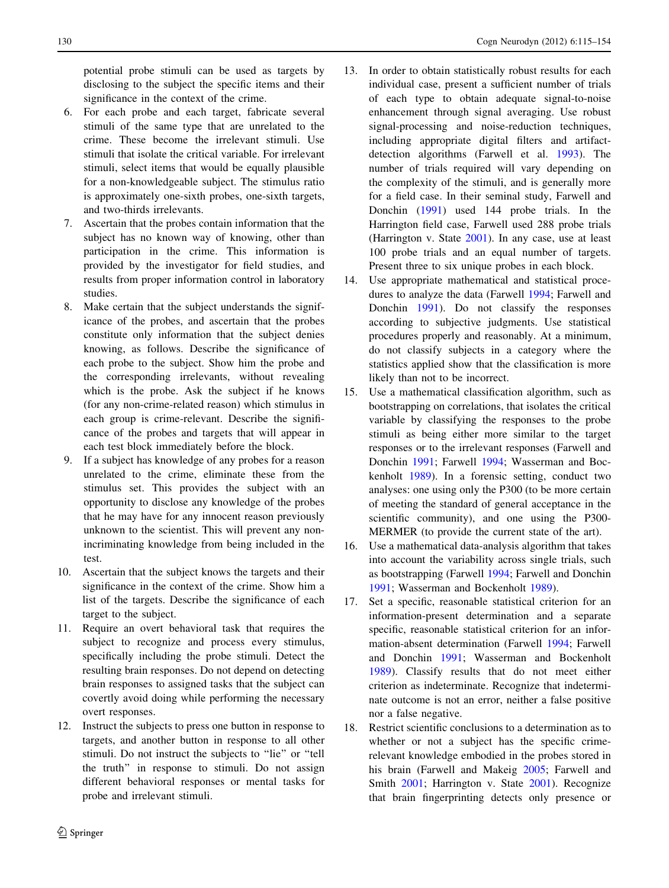potential probe stimuli can be used as targets by disclosing to the subject the specific items and their significance in the context of the crime.

6. For each probe and each target, fabricate several stimuli of the same type that are unrelated to the crime. These become the irrelevant stimuli. Use stimuli that isolate the critical variable. For irrelevant stimuli, select items that would be equally plausible for a non-knowledgeable subject. The stimulus ratio is approximately one-sixth probes, one-sixth targets, and two-thirds irrelevants.
7. Ascertain that the probes contain information that the subject has no known way of knowing, other than participation in the crime. This information is provided by the investigator for field studies, and results from proper information control in laboratory studies.
8. Make certain that the subject understands the significance of the probes, and ascertain that the probes constitute only information that the subject denies knowing, as follows. Describe the significance of each probe to the subject. Show him the probe and the corresponding irrelevants, without revealing which is the probe. Ask the subject if he knows (for any non-crime-related reason) which stimulus in each group is crime-relevant. Describe the significance of the probes and targets that will appear in each test block immediately before the block.
9. If a subject has knowledge of any probes for a reason unrelated to the crime, eliminate these from the stimulus set. This provides the subject with an opportunity to disclose any knowledge of the probes that he may have for any innocent reason previously unknown to the scientist. This will prevent any non-incriminating knowledge from being included in the test.
10. Ascertain that the subject knows the targets and their significance in the context of the crime. Show him a list of the targets. Describe the significance of each target to the subject.
11. Require an overt behavioral task that requires the subject to recognize and process every stimulus, specifically including the probe stimuli. Detect the resulting brain responses. Do not depend on detecting brain responses to assigned tasks that the subject can covertly avoid doing while performing the necessary overt responses.
12. Instruct the subjects to press one button in response to targets, and another button in response to all other stimuli. Do not instruct the subjects to "lie" or "tell the truth" in response to stimuli. Do not assign different behavioral responses or mental tasks for probe and irrelevant stimuli.
13. In order to obtain statistically robust results for each individual case, present a sufficient number of trials of each type to obtain adequate signal-to-noise enhancement through signal averaging. Use robust signal-processing and noise-reduction techniques, including appropriate digital filters and artifact-detection algorithms (Farwell et al. 1993). The number of trials required will vary depending on the complexity of the stimuli, and is generally more for a field case. In their seminal study, Farwell and Donchin (1991) used 144 probe trials. In the Harrington field case, Farwell used 288 probe trials (Harrington v. State 2001). In any case, use at least 100 probe trials and an equal number of targets. Present three to six unique probes in each block.
14. Use appropriate mathematical and statistical procedures to analyze the data (Farwell 1994; Farwell and Donchin 1991). Do not classify the responses according to subjective judgments. Use statistical procedures properly and reasonably. At a minimum, do not classify subjects in a category where the statistics applied show that the classification is more likely than not to be incorrect.
15. Use a mathematical classification algorithm, such as bootstrapping on correlations, that isolates the critical variable by classifying the responses to the probe stimuli as being either more similar to the target responses or to the irrelevant responses (Farwell and Donchin 1991; Farwell 1994; Wasserman and Bockenholt 1989). In a forensic setting, conduct two analyses: one using only the P300 (to be more certain of meeting the standard of general acceptance in the scientific community), and one using the P300-MERMER (to provide the current state of the art).
16. Use a mathematical data-analysis algorithm that takes into account the variability across single trials, such as bootstrapping (Farwell 1994; Farwell and Donchin 1991; Wasserman and Bockenholt 1989).
17. Set a specific, reasonable statistical criterion for an information-present determination and a separate specific, reasonable statistical criterion for an information-absent determination (Farwell 1994; Farwell and Donchin 1991; Wasserman and Bockenholt 1989). Classify results that do not meet either criterion as indeterminate. Recognize that indeterminate outcome is not an error, neither a false positive nor a false negative.
18. Restrict scientific conclusions to a determination as to whether or not a subject has the specific crime-relevant knowledge embodied in the probes stored in his brain (Farwell and Makeig 2005; Farwell and Smith 2001; Harrington v. State 2001). Recognize that brain fingerprinting detects only presence or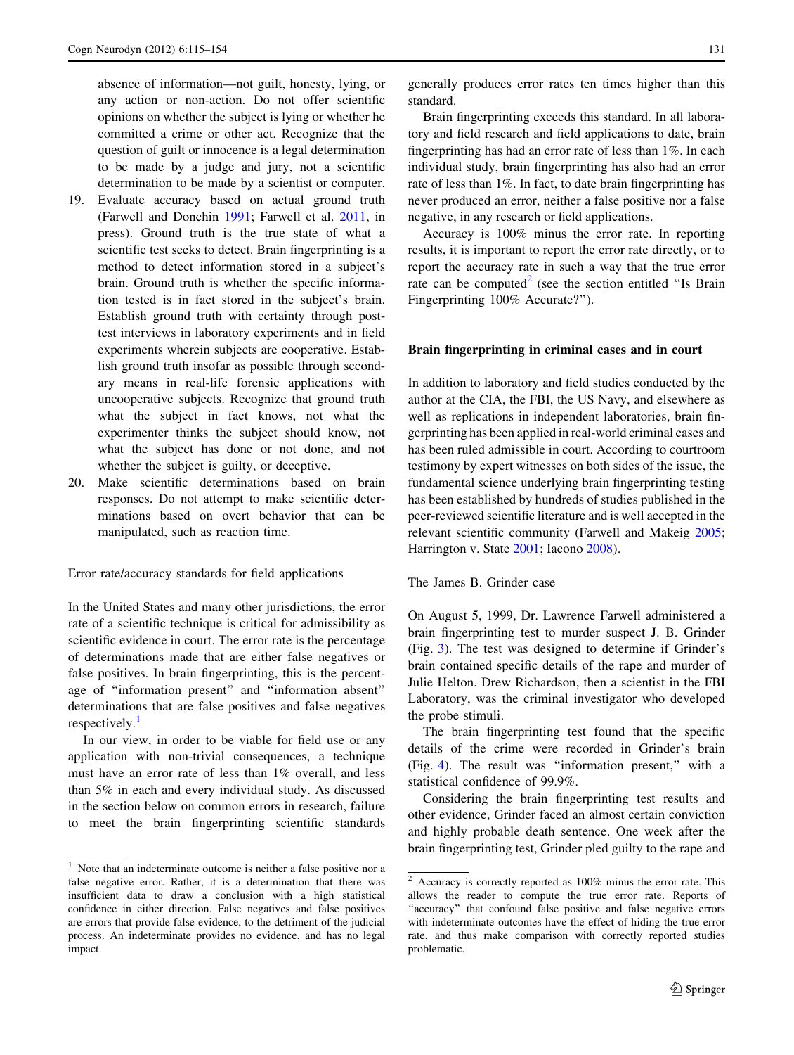absence of information—not guilt, honesty, lying, or any action or non-action. Do not offer scientific opinions on whether the subject is lying or whether he committed a crime or other act. Recognize that the question of guilt or innocence is a legal determination to be made by a judge and jury, not a scientific determination to be made by a scientist or computer.

19. Evaluate accuracy based on actual ground truth (Farwell and Donchin 1991; Farwell et al. 2011, in press). Ground truth is the true state of what a scientific test seeks to detect. Brain fingerprinting is a method to detect information stored in a subject's brain. Ground truth is whether the specific information tested is in fact stored in the subject's brain. Establish ground truth with certainty through post-test interviews in laboratory experiments and in field experiments wherein subjects are cooperative. Establish ground truth insofar as possible through secondary means in real-life forensic applications with uncooperative subjects. Recognize that ground truth is what the subject in fact knows, not what the experimenter thinks the subject should know, not what the subject has done or not done, and not whether the subject is guilty, or deceptive.
20. Make scientific determinations based on brain responses. Do not attempt to make scientific determinations based on overt behavior that can be manipulated, such as reaction time.

### Error rate/accuracy standards for field applications

In the United States and many other jurisdictions, the error rate of a scientific technique is critical for admissibility as scientific evidence in court. The error rate is the percentage of determinations made that are either false negatives or false positives. In brain fingerprinting, this is the percentage of "information present" and "information absent" determinations that are false positives and false negatives respectively.[1]

In our view, in order to be viable for field use or any application with non-trivial consequences, a technique must have an error rate of less than 1% overall, and less than 5% in each and every individual study. As discussed in the section below on common errors in research, failure to meet the brain fingerprinting scientific standards generally produces error rates ten times higher than this standard.

Brain fingerprinting exceeds this standard. In all laboratory and field research and field applications to date, brain fingerprinting has had an error rate of less than 1%. In each individual study, brain fingerprinting has also had an error rate of less than 1%. In fact, to date brain fingerprinting has never produced an error, neither a false positive nor a false negative, in any research or field applications.

Accuracy is 100% minus the error rate. In reporting results, it is important to report the error rate directly, or to report the accuracy rate in such a way that the true error rate can be computed[2] (see the section entitled "Is Brain Fingerprinting 100% Accurate?").

## Brain fingerprinting in criminal cases and in court

In addition to laboratory and field studies conducted by the author at the CIA, the FBI, the US Navy, and elsewhere as well as replications in independent laboratories, brain fingerprinting has been applied in real-world criminal cases and has been ruled admissible in court. According to courtroom testimony by expert witnesses on both sides of the issue, the fundamental science underlying brain fingerprinting testing has been established by hundreds of studies published in the peer-reviewed scientific literature and is well accepted in the relevant scientific community (Farwell and Makeig 2005; Harrington v. State 2001; Iacono 2008).

### The James B. Grinder case

On August 5, 1999, Dr. Lawrence Farwell administered a brain fingerprinting test to murder suspect J. B. Grinder (Fig. 3). The test was designed to determine if Grinder's brain contained specific details of the rape and murder of Julie Helton. Drew Richardson, then a scientist in the FBI Laboratory, was the criminal investigator who developed the probe stimuli.

The brain fingerprinting test found that the specific details of the crime were recorded in Grinder's brain (Fig. 4). The result was "information present," with a statistical confidence of 99.9%.

Considering the brain fingerprinting test results and other evidence, Grinder faced an almost certain conviction and highly probable death sentence. One week after the brain fingerprinting test, Grinder pled guilty to the rape and

---

[1] Note that an indeterminate outcome is neither a false positive nor a false negative error. Rather, it is a determination that there was insufficient data to draw a conclusion with a high statistical confidence in either direction. False negatives and false positives are errors that provide false evidence, to the detriment of the judicial process. An indeterminate provides no evidence, and has no legal impact.

[2] Accuracy is correctly reported as 100% minus the error rate. This allows the reader to compute the true error rate. Reports of "accuracy" that confound false positive and false negative errors with indeterminate outcomes have the effect of hiding the true error rate, and thus make comparison with correctly reported studies problematic.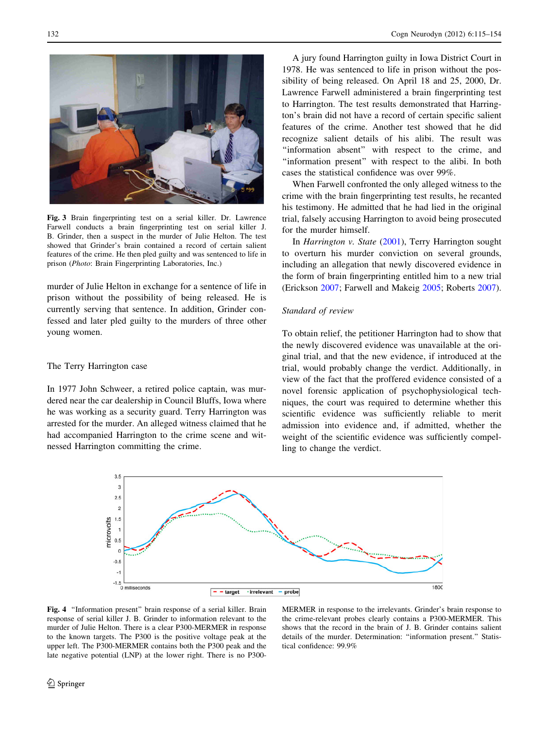Fig. 3 Brain fingerprinting test on a serial killer. Dr. Lawrence Farwell conducts a brain fingerprinting test on serial killer J. B. Grinder, then a suspect in the murder of Julie Helton. The test showed that Grinder's brain contained a record of certain salient features of the crime. He then pled guilty and was sentenced to life in prison (*Photo*: Brain Fingerprinting Laboratories, Inc.)

murder of Julie Helton in exchange for a sentence of life in prison without the possibility of being released. He is currently serving that sentence. In addition, Grinder confessed and later pled guilty to the murders of three other young women.

### The Terry Harrington case

In 1977 John Schweer, a retired police captain, was murdered near the car dealership in Council Bluffs, Iowa where he was working as a security guard. Terry Harrington was arrested for the murder. An alleged witness claimed that he had accompanied Harrington to the crime scene and witnessed Harrington committing the crime.

A jury found Harrington guilty in Iowa District Court in 1978. He was sentenced to life in prison without the possibility of being released. On April 18 and 25, 2000, Dr. Lawrence Farwell administered a brain fingerprinting test to Harrington. The test results demonstrated that Harrington's brain did not have a record of certain specific salient features of the crime. Another test showed that he did recognize salient details of his alibi. The result was "information absent" with respect to the crime, and "information present" with respect to the alibi. In both cases the statistical confidence was over 99%.

When Farwell confronted the only alleged witness to the crime with the brain fingerprinting test results, he recanted his testimony. He admitted that he had lied in the original trial, falsely accusing Harrington to avoid being prosecuted for the murder himself.

In *Harrington v. State* (2001), Terry Harrington sought to overturn his murder conviction on several grounds, including an allegation that newly discovered evidence in the form of brain fingerprinting entitled him to a new trial (Erickson 2007; Farwell and Makeig 2005; Roberts 2007).

#### *Standard of review*

To obtain relief, the petitioner Harrington had to show that the newly discovered evidence was unavailable at the original trial, and that the new evidence, if introduced at the trial, would probably change the verdict. Additionally, in view of the fact that the proffered evidence consisted of a novel forensic application of psychophysiological techniques, the court was required to determine whether this scientific evidence was sufficiently reliable to merit admission into evidence and, if admitted, whether the weight of the scientific evidence was sufficiently compelling to change the verdict.

Fig. 4 "Information present" brain response of a serial killer. Brain response of serial killer J. B. Grinder to information relevant to the murder of Julie Helton. There is a clear P300-MERMER in response to the known targets. The P300 is the positive voltage peak at the upper left. The P300-MERMER contains both the P300 peak and the late negative potential (LNP) at the lower right. There is no P300-MERMER in response to the irrelevants. Grinder's brain response to the crime-relevant probes clearly contains a P300-MERMER. This shows that the record in the brain of J. B. Grinder contains salient details of the murder. Determination: "information present." Statistical confidence: 99.9%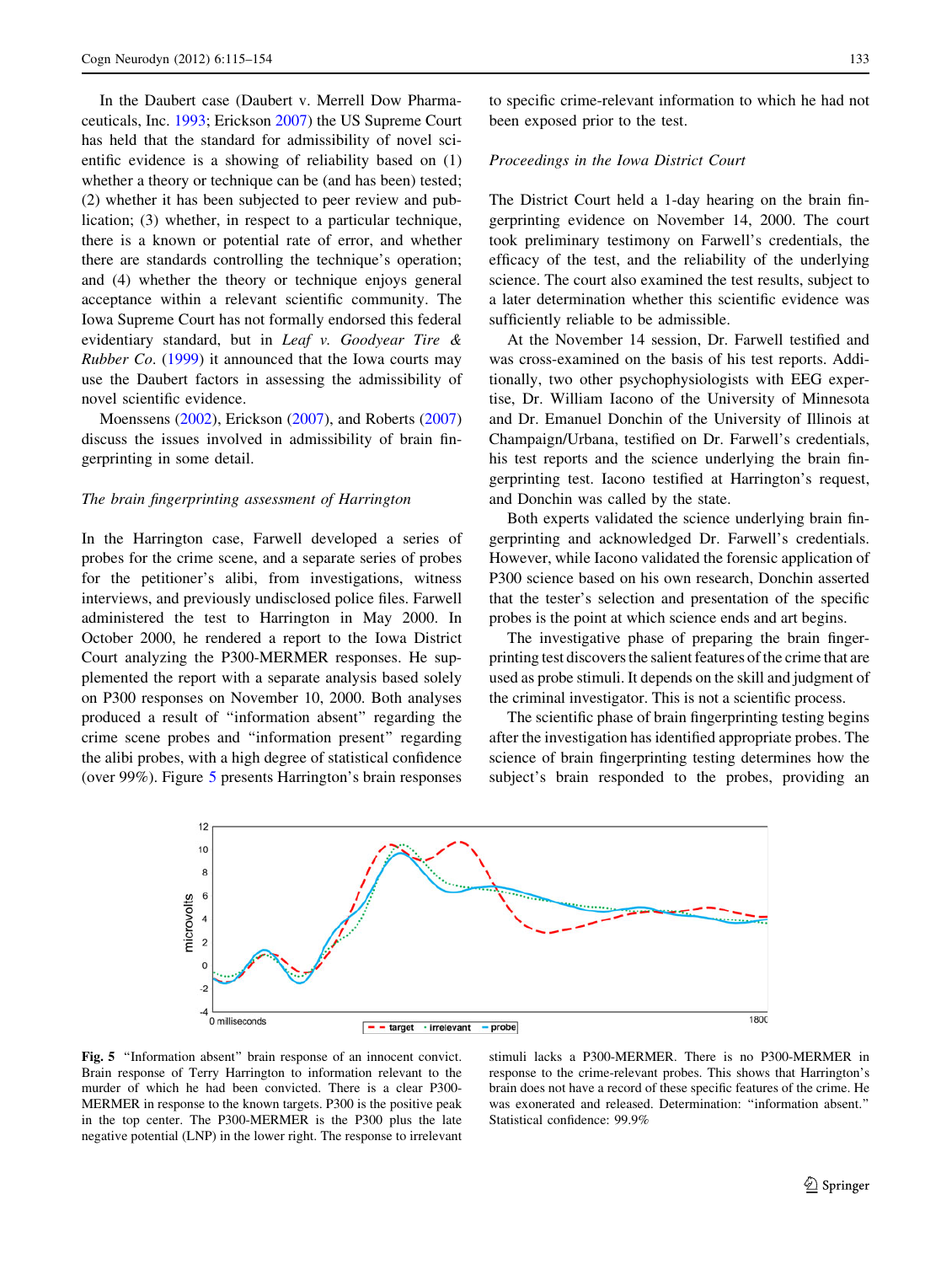In the Daubert case (Daubert v. Merrell Dow Pharmaceuticals, Inc. 1993; Erickson 2007) the US Supreme Court has held that the standard for admissibility of novel scientific evidence is a showing of reliability based on (1) whether a theory or technique can be (and has been) tested; (2) whether it has been subjected to peer review and publication; (3) whether, in respect to a particular technique, there is a known or potential rate of error, and whether there are standards controlling the technique's operation; and (4) whether the theory or technique enjoys general acceptance within a relevant scientific community. The Iowa Supreme Court has not formally endorsed this federal evidentiary standard, but in *Leaf v. Goodyear Tire & Rubber Co.* (1999) it announced that the Iowa courts may use the Daubert factors in assessing the admissibility of novel scientific evidence.

Moenssens (2002), Erickson (2007), and Roberts (2007) discuss the issues involved in admissibility of brain fingerprinting in some detail.

### *The brain fingerprinting assessment of Harrington*

In the Harrington case, Farwell developed a series of probes for the crime scene, and a separate series of probes for the petitioner's alibi, from investigations, witness interviews, and previously undisclosed police files. Farwell administered the test to Harrington in May 2000. In October 2000, he rendered a report to the Iowa District Court analyzing the P300-MERMER responses. He supplemented the report with a separate analysis based solely on P300 responses on November 10, 2000. Both analyses produced a result of "information absent" regarding the crime scene probes and "information present" regarding the alibi probes, with a high degree of statistical confidence (over 99%). Figure 5 presents Harrington's brain responses to specific crime-relevant information to which he had not been exposed prior to the test.

### *Proceedings in the Iowa District Court*

The District Court held a 1-day hearing on the brain fingerprinting evidence on November 14, 2000. The court took preliminary testimony on Farwell's credentials, the efficacy of the test, and the reliability of the underlying science. The court also examined the test results, subject to a later determination whether this scientific evidence was sufficiently reliable to be admissible.

At the November 14 session, Dr. Farwell testified and was cross-examined on the basis of his test reports. Additionally, two other psychophysiologists with EEG expertise, Dr. William Iacono of the University of Minnesota and Dr. Emanuel Donchin of the University of Illinois at Champaign/Urbana, testified on Dr. Farwell's credentials, his test reports and the science underlying the brain fingerprinting test. Iacono testified at Harrington's request, and Donchin was called by the state.

Both experts validated the science underlying brain fingerprinting and acknowledged Dr. Farwell's credentials. However, while Iacono validated the forensic application of P300 science based on his own research, Donchin asserted that the tester's selection and presentation of the specific probes is the point at which science ends and art begins.

The investigative phase of preparing the brain fingerprinting test discovers the salient features of the crime that are used as probe stimuli. It depends on the skill and judgment of the criminal investigator. This is not a scientific process.

The scientific phase of brain fingerprinting testing begins after the investigation has identified appropriate probes. The science of brain fingerprinting testing determines how the subject's brain responded to the probes, providing an

**Fig. 5** "Information absent" brain response of an innocent convict. Brain response of Terry Harrington to information relevant to the murder of which he had been convicted. There is a clear P300-MERMER in response to the known targets. P300 is the positive peak in the top center. The P300-MERMER is the P300 plus the late negative potential (LNP) in the lower right. The response to irrelevant stimuli lacks a P300-MERMER. There is no P300-MERMER in response to the crime-relevant probes. This shows that Harrington's brain does not have a record of these specific features of the crime. He was exonerated and released. Determination: "information absent." Statistical confidence: 99.9%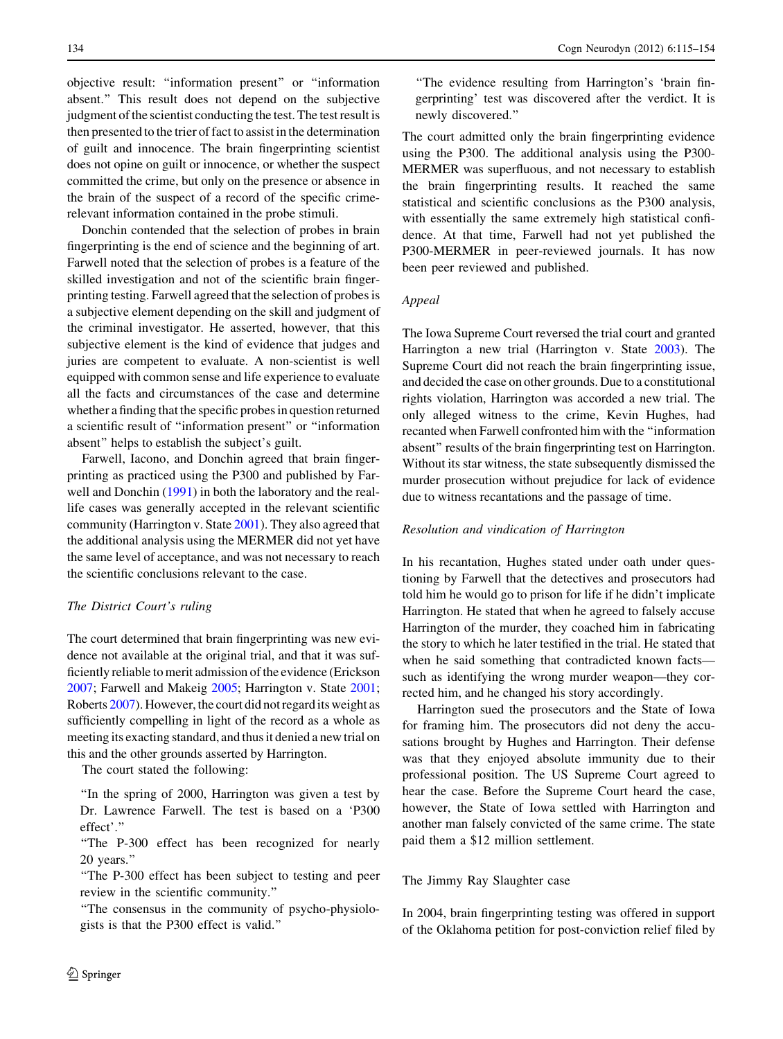objective result: "information present" or "information absent." This result does not depend on the subjective judgment of the scientist conducting the test. The test result is then presented to the trier of fact to assist in the determination of guilt and innocence. The brain fingerprinting scientist does not opine on guilt or innocence, or whether the suspect committed the crime, but only on the presence or absence in the brain of the suspect of a record of the specific crime-relevant information contained in the probe stimuli.

Donchin contended that the selection of probes in brain fingerprinting is the end of science and the beginning of art. Farwell noted that the selection of probes is a feature of the skilled investigation and not of the scientific brain fingerprinting testing. Farwell agreed that the selection of probes is a subjective element depending on the skill and judgment of the criminal investigator. He asserted, however, that this subjective element is the kind of evidence that judges and juries are competent to evaluate. A non-scientist is well equipped with common sense and life experience to evaluate all the facts and circumstances of the case and determine whether a finding that the specific probes in question returned a scientific result of "information present" or "information absent" helps to establish the subject's guilt.

Farwell, Iacono, and Donchin agreed that brain fingerprinting as practiced using the P300 and published by Farwell and Donchin (1991) in both the laboratory and the real-life cases was generally accepted in the relevant scientific community (Harrington v. State 2001). They also agreed that the additional analysis using the MERMER did not yet have the same level of acceptance, and was not necessary to reach the scientific conclusions relevant to the case.

*The District Court's ruling*

The court determined that brain fingerprinting was new evidence not available at the original trial, and that it was sufficiently reliable to merit admission of the evidence (Erickson 2007; Farwell and Makeig 2005; Harrington v. State 2001; Roberts 2007). However, the court did not regard its weight as sufficiently compelling in light of the record as a whole as meeting its exacting standard, and thus it denied a new trial on this and the other grounds asserted by Harrington.

The court stated the following:

> "In the spring of 2000, Harrington was given a test by Dr. Lawrence Farwell. The test is based on a 'P300 effect'."
>
> "The P-300 effect has been recognized for nearly 20 years."
>
> "The P-300 effect has been subject to testing and peer review in the scientific community."
>
> "The consensus in the community of psycho-physiologists is that the P300 effect is valid."
>
> "The evidence resulting from Harrington's 'brain fingerprinting' test was discovered after the verdict. It is newly discovered."

The court admitted only the brain fingerprinting evidence using the P300. The additional analysis using the P300-MERMER was superfluous, and not necessary to establish the brain fingerprinting results. It reached the same statistical and scientific conclusions as the P300 analysis, with essentially the same extremely high statistical confidence. At that time, Farwell had not yet published the P300-MERMER in peer-reviewed journals. It has now been peer reviewed and published.

*Appeal*

The Iowa Supreme Court reversed the trial court and granted Harrington a new trial (Harrington v. State 2003). The Supreme Court did not reach the brain fingerprinting issue, and decided the case on other grounds. Due to a constitutional rights violation, Harrington was accorded a new trial. The only alleged witness to the crime, Kevin Hughes, had recanted when Farwell confronted him with the "information absent" results of the brain fingerprinting test on Harrington. Without its star witness, the state subsequently dismissed the murder prosecution without prejudice for lack of evidence due to witness recantations and the passage of time.

*Resolution and vindication of Harrington*

In his recantation, Hughes stated under oath under questioning by Farwell that the detectives and prosecutors had told him he would go to prison for life if he didn't implicate Harrington. He stated that when he agreed to falsely accuse Harrington of the murder, they coached him in fabricating the story to which he later testified in the trial. He stated that when he said something that contradicted known facts—such as identifying the wrong murder weapon—they corrected him, and he changed his story accordingly.

Harrington sued the prosecutors and the State of Iowa for framing him. The prosecutors did not deny the accusations brought by Hughes and Harrington. Their defense was that they enjoyed absolute immunity due to their professional position. The US Supreme Court agreed to hear the case. Before the Supreme Court heard the case, however, the State of Iowa settled with Harrington and another man falsely convicted of the same crime. The state paid them a $12 million settlement.

### The Jimmy Ray Slaughter case

In 2004, brain fingerprinting testing was offered in support of the Oklahoma petition for post-conviction relief filed by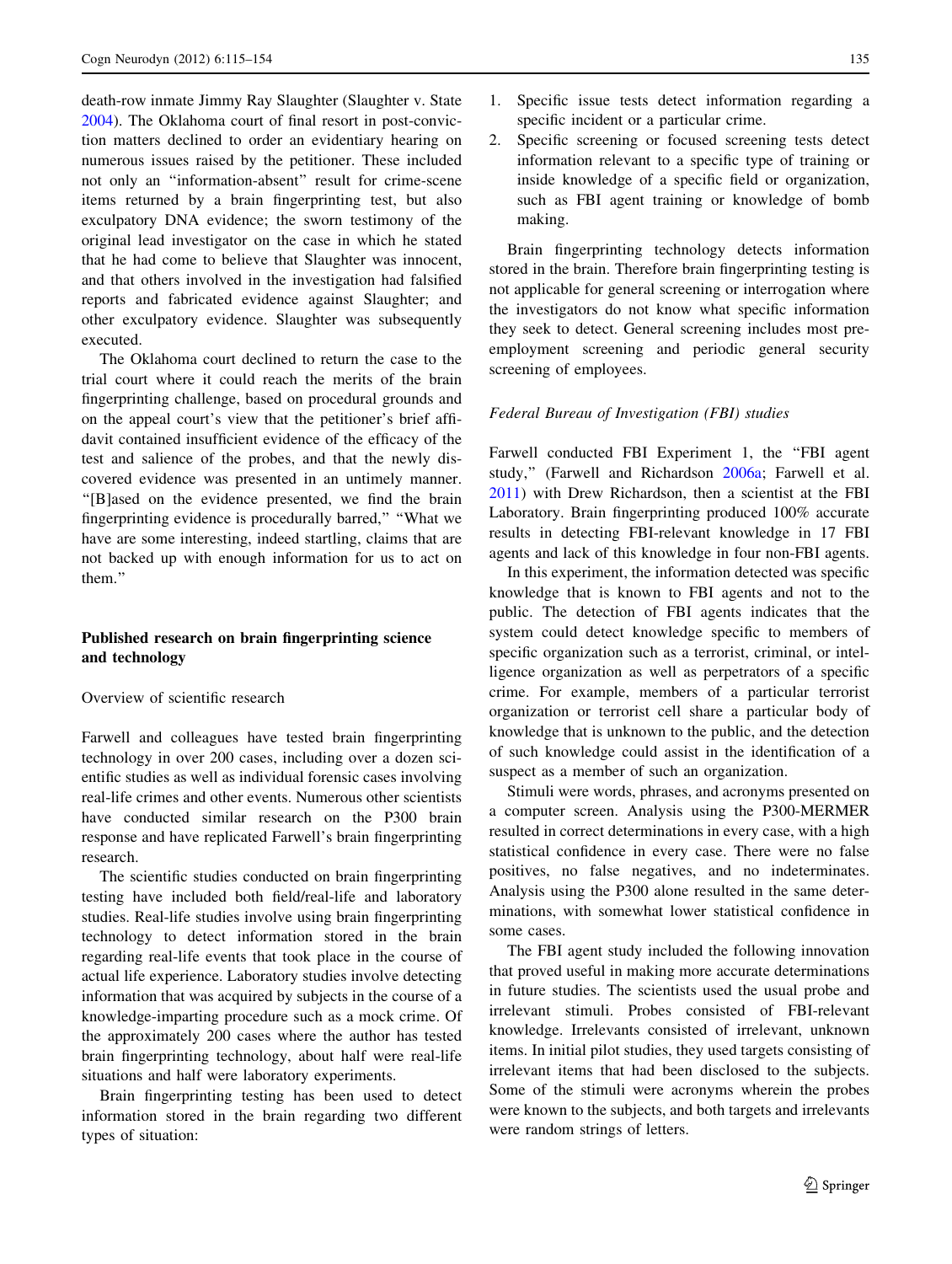death-row inmate Jimmy Ray Slaughter (Slaughter v. State 2004). The Oklahoma court of final resort in post-conviction matters declined to order an evidentiary hearing on numerous issues raised by the petitioner. These included not only an "information-absent" result for crime-scene items returned by a brain fingerprinting test, but also exculpatory DNA evidence; the sworn testimony of the original lead investigator on the case in which he stated that he had come to believe that Slaughter was innocent, and that others involved in the investigation had falsified reports and fabricated evidence against Slaughter; and other exculpatory evidence. Slaughter was subsequently executed.

The Oklahoma court declined to return the case to the trial court where it could reach the merits of the brain fingerprinting challenge, based on procedural grounds and on the appeal court's view that the petitioner's brief affidavit contained insufficient evidence of the efficacy of the test and salience of the probes, and that the newly discovered evidence was presented in an untimely manner. "[B]ased on the evidence presented, we find the brain fingerprinting evidence is procedurally barred," "What we have are some interesting, indeed startling, claims that are not backed up with enough information for us to act on them."

## Published research on brain fingerprinting science and technology

### Overview of scientific research

Farwell and colleagues have tested brain fingerprinting technology in over 200 cases, including over a dozen scientific studies as well as individual forensic cases involving real-life crimes and other events. Numerous other scientists have conducted similar research on the P300 brain response and have replicated Farwell's brain fingerprinting research.

The scientific studies conducted on brain fingerprinting testing have included both field/real-life and laboratory studies. Real-life studies involve using brain fingerprinting technology to detect information stored in the brain regarding real-life events that took place in the course of actual life experience. Laboratory studies involve detecting information that was acquired by subjects in the course of a knowledge-imparting procedure such as a mock crime. Of the approximately 200 cases where the author has tested brain fingerprinting technology, about half were real-life situations and half were laboratory experiments.

Brain fingerprinting testing has been used to detect information stored in the brain regarding two different types of situation:

1. Specific issue tests detect information regarding a specific incident or a particular crime.
2. Specific screening or focused screening tests detect information relevant to a specific type of training or inside knowledge of a specific field or organization, such as FBI agent training or knowledge of bomb making.

Brain fingerprinting technology detects information stored in the brain. Therefore brain fingerprinting testing is not applicable for general screening or interrogation where the investigators do not know what specific information they seek to detect. General screening includes most pre-employment screening and periodic general security screening of employees.

### *Federal Bureau of Investigation (FBI) studies*

Farwell conducted FBI Experiment 1, the "FBI agent study," (Farwell and Richardson 2006a; Farwell et al. 2011) with Drew Richardson, then a scientist at the FBI Laboratory. Brain fingerprinting produced 100% accurate results in detecting FBI-relevant knowledge in 17 FBI agents and lack of this knowledge in four non-FBI agents.

In this experiment, the information detected was specific knowledge that is known to FBI agents and not to the public. The detection of FBI agents indicates that the system could detect knowledge specific to members of specific organization such as a terrorist, criminal, or intelligence organization as well as perpetrators of a specific crime. For example, members of a particular terrorist organization or terrorist cell share a particular body of knowledge that is unknown to the public, and the detection of such knowledge could assist in the identification of a suspect as a member of such an organization.

Stimuli were words, phrases, and acronyms presented on a computer screen. Analysis using the P300-MERMER resulted in correct determinations in every case, with a high statistical confidence in every case. There were no false positives, no false negatives, and no indeterminates. Analysis using the P300 alone resulted in the same determinations, with somewhat lower statistical confidence in some cases.

The FBI agent study included the following innovation that proved useful in making more accurate determinations in future studies. The scientists used the usual probe and irrelevant stimuli. Probes consisted of FBI-relevant knowledge. Irrelevants consisted of irrelevant, unknown items. In initial pilot studies, they used targets consisting of irrelevant items that had been disclosed to the subjects. Some of the stimuli were acronyms wherein the probes were known to the subjects, and both targets and irrelevants were random strings of letters.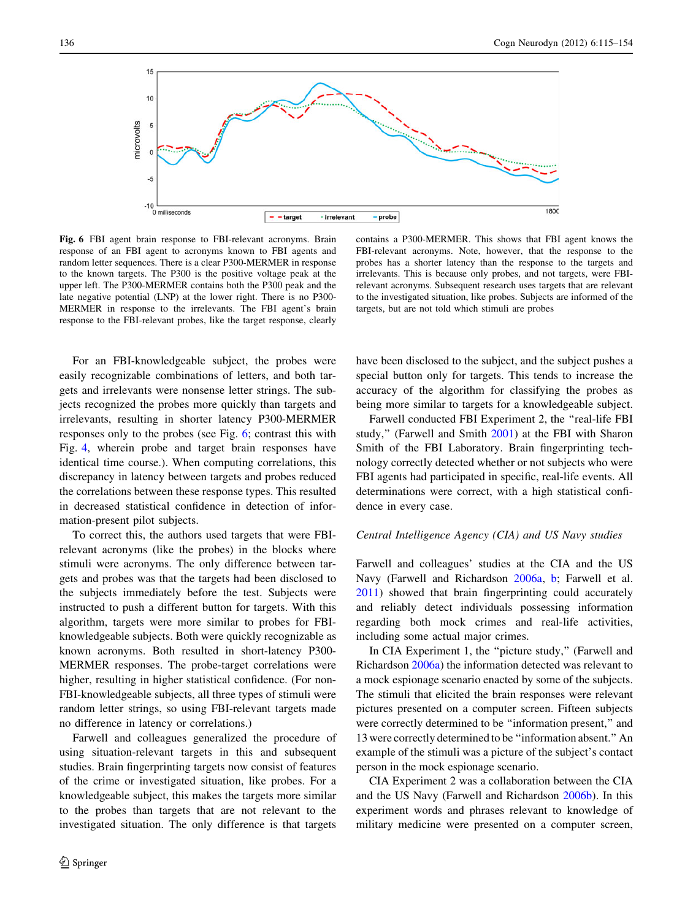**Fig. 6** FBI agent brain response to FBI-relevant acronyms. Brain response of an FBI agent to acronyms known to FBI agents and random letter sequences. There is a clear P300-MERMER in response to the known targets. The P300 is the positive voltage peak at the upper left. The P300-MERMER contains both the P300 peak and the late negative potential (LNP) at the lower right. There is no P300-MERMER in response to the irrelevants. The FBI agent's brain response to the FBI-relevant probes, like the target response, clearly contains a P300-MERMER. This shows that FBI agent knows the FBI-relevant acronyms. Note, however, that the response to the probes has a shorter latency than the response to the targets and irrelevants. This is because only probes, and not targets, were FBI-relevant acronyms. Subsequent research uses targets that are relevant to the investigated situation, like probes. Subjects are informed of the targets, but are not told which stimuli are probes

For an FBI-knowledgeable subject, the probes were easily recognizable combinations of letters, and both targets and irrelevants were nonsense letter strings. The subjects recognized the probes more quickly than targets and irrelevants, resulting in shorter latency P300-MERMER responses only to the probes (see Fig. 6; contrast this with Fig. 4, wherein probe and target brain responses have identical time course.). When computing correlations, this discrepancy in latency between targets and probes reduced the correlations between these response types. This resulted in decreased statistical confidence in detection of information-present pilot subjects.

To correct this, the authors used targets that were FBI-relevant acronyms (like the probes) in the blocks where stimuli were acronyms. The only difference between targets and probes was that the targets had been disclosed to the subjects immediately before the test. Subjects were instructed to push a different button for targets. With this algorithm, targets were more similar to probes for FBI-knowledgeable subjects. Both were quickly recognizable as known acronyms. Both resulted in short-latency P300-MERMER responses. The probe-target correlations were higher, resulting in higher statistical confidence. (For non-FBI-knowledgeable subjects, all three types of stimuli were random letter strings, so using FBI-relevant targets made no difference in latency or correlations.)

Farwell and colleagues generalized the procedure of using situation-relevant targets in this and subsequent studies. Brain fingerprinting targets now consist of features of the crime or investigated situation, like probes. For a knowledgeable subject, this makes the targets more similar to the probes than targets that are not relevant to the investigated situation. The only difference is that targets have been disclosed to the subject, and the subject pushes a special button only for targets. This tends to increase the accuracy of the algorithm for classifying the probes as being more similar to targets for a knowledgeable subject.

Farwell conducted FBI Experiment 2, the "real-life FBI study," (Farwell and Smith 2001) at the FBI with Sharon Smith of the FBI Laboratory. Brain fingerprinting technology correctly detected whether or not subjects who were FBI agents had participated in specific, real-life events. All determinations were correct, with a high statistical confidence in every case.

### *Central Intelligence Agency (CIA) and US Navy studies*

Farwell and colleagues' studies at the CIA and the US Navy (Farwell and Richardson 2006a, b; Farwell et al. 2011) showed that brain fingerprinting could accurately and reliably detect individuals possessing information regarding both mock crimes and real-life activities, including some actual major crimes.

In CIA Experiment 1, the "picture study," (Farwell and Richardson 2006a) the information detected was relevant to a mock espionage scenario enacted by some of the subjects. The stimuli that elicited the brain responses were relevant pictures presented on a computer screen. Fifteen subjects were correctly determined to be "information present," and 13 were correctly determined to be "information absent." An example of the stimuli was a picture of the subject's contact person in the mock espionage scenario.

CIA Experiment 2 was a collaboration between the CIA and the US Navy (Farwell and Richardson 2006b). In this experiment words and phrases relevant to knowledge of military medicine were presented on a computer screen,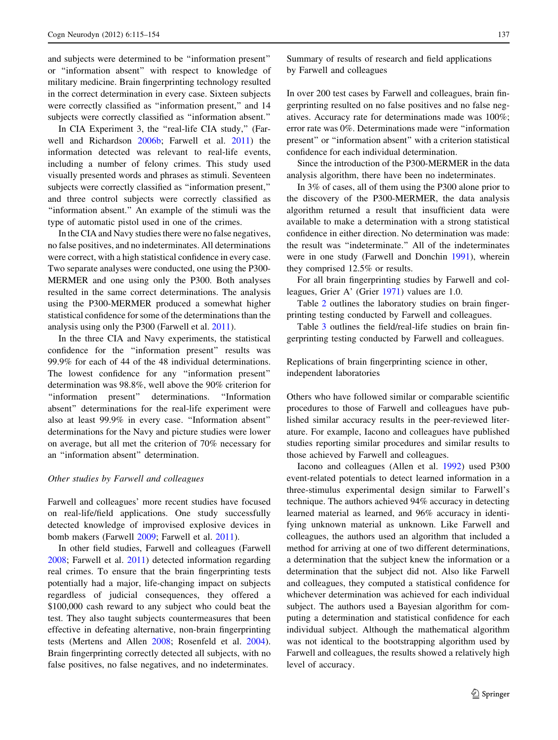and subjects were determined to be "information present" or "information absent" with respect to knowledge of military medicine. Brain fingerprinting technology resulted in the correct determination in every case. Sixteen subjects were correctly classified as "information present," and 14 subjects were correctly classified as "information absent."

In CIA Experiment 3, the "real-life CIA study," (Farwell and Richardson 2006b; Farwell et al. 2011) the information detected was relevant to real-life events, including a number of felony crimes. This study used visually presented words and phrases as stimuli. Seventeen subjects were correctly classified as "information present," and three control subjects were correctly classified as "information absent." An example of the stimuli was the type of automatic pistol used in one of the crimes.

In the CIA and Navy studies there were no false negatives, no false positives, and no indeterminates. All determinations were correct, with a high statistical confidence in every case. Two separate analyses were conducted, one using the P300-MERMER and one using only the P300. Both analyses resulted in the same correct determinations. The analysis using the P300-MERMER produced a somewhat higher statistical confidence for some of the determinations than the analysis using only the P300 (Farwell et al. 2011).

In the three CIA and Navy experiments, the statistical confidence for the "information present" results was 99.9% for each of 44 of the 48 individual determinations. The lowest confidence for any "information present" determination was 98.8%, well above the 90% criterion for "information present" determinations. "Information absent" determinations for the real-life experiment were also at least 99.9% in every case. "Information absent" determinations for the Navy and picture studies were lower on average, but all met the criterion of 70% necessary for an "information absent" determination.

### *Other studies by Farwell and colleagues*

Farwell and colleagues' more recent studies have focused on real-life/field applications. One study successfully detected knowledge of improvised explosive devices in bomb makers (Farwell 2009; Farwell et al. 2011).

In other field studies, Farwell and colleagues (Farwell 2008; Farwell et al. 2011) detected information regarding real crimes. To ensure that the brain fingerprinting tests potentially had a major, life-changing impact on subjects regardless of judicial consequences, they offered a $100,000 cash reward to any subject who could beat the test. They also taught subjects countermeasures that been effective in defeating alternative, non-brain fingerprinting tests (Mertens and Allen 2008; Rosenfeld et al. 2004). Brain fingerprinting correctly detected all subjects, with no false positives, no false negatives, and no indeterminates.

## Summary of results of research and field applications by Farwell and colleagues

In over 200 test cases by Farwell and colleagues, brain fingerprinting resulted on no false positives and no false negatives. Accuracy rate for determinations made was 100%; error rate was 0%. Determinations made were "information present" or "information absent" with a criterion statistical confidence for each individual determination.

Since the introduction of the P300-MERMER in the data analysis algorithm, there have been no indeterminates.

In 3% of cases, all of them using the P300 alone prior to the discovery of the P300-MERMER, the data analysis algorithm returned a result that insufficient data were available to make a determination with a strong statistical confidence in either direction. No determination was made: the result was "indeterminate." All of the indeterminates were in one study (Farwell and Donchin 1991), wherein they comprised 12.5% or results.

For all brain fingerprinting studies by Farwell and colleagues, Grier A' (Grier 1971) values are 1.0.

Table 2 outlines the laboratory studies on brain fingerprinting testing conducted by Farwell and colleagues.

Table 3 outlines the field/real-life studies on brain fingerprinting testing conducted by Farwell and colleagues.

## Replications of brain fingerprinting science in other, independent laboratories

Others who have followed similar or comparable scientific procedures to those of Farwell and colleagues have published similar accuracy results in the peer-reviewed literature. For example, Iacono and colleagues have published studies reporting similar procedures and similar results to those achieved by Farwell and colleagues.

Iacono and colleagues (Allen et al. 1992) used P300 event-related potentials to detect learned information in a three-stimulus experimental design similar to Farwell's technique. The authors achieved 94% accuracy in detecting learned material as learned, and 96% accuracy in identifying unknown material as unknown. Like Farwell and colleagues, the authors used an algorithm that included a method for arriving at one of two different determinations, a determination that the subject knew the information or a determination that the subject did not. Also like Farwell and colleagues, they computed a statistical confidence for whichever determination was achieved for each individual subject. The authors used a Bayesian algorithm for computing a determination and statistical confidence for each individual subject. Although the mathematical algorithm was not identical to the bootstrapping algorithm used by Farwell and colleagues, the results showed a relatively high level of accuracy.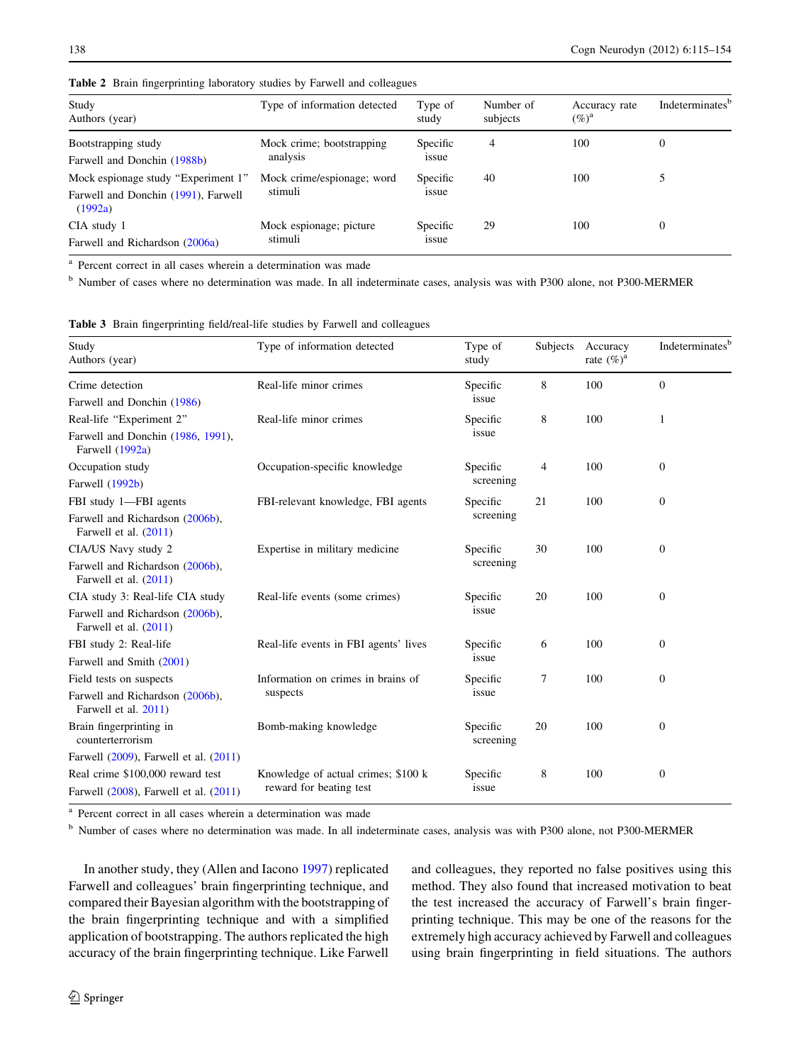**Table 2** Brain fingerprinting laboratory studies by Farwell and colleagues

| Study Authors (year) | Type of information detected | Type of study | Number of subjects | Accuracy rate (%)[a] | Indeterminates[b] |
|---|---|---|---|---|---|
| Bootstrapping study Farwell and Donchin (1988b) | Mock crime; bootstrapping analysis | Specific issue | 4 | 100 | 0 |
| Mock espionage study "Experiment 1" Farwell and Donchin (1991), Farwell (1992a) | Mock crime/espionage; word stimuli | Specific issue | 40 | 100 | 5 |
| CIA study 1 Farwell and Richardson (2006a) | Mock espionage; picture stimuli | Specific issue | 29 | 100 | 0 |

[a] Percent correct in all cases wherein a determination was made

[b] Number of cases where no determination was made. In all indeterminate cases, analysis was with P300 alone, not P300-MERMER

**Table 3** Brain fingerprinting field/real-life studies by Farwell and colleagues

| Study Authors (year) | Type of information detected | Type of study | Subjects | Accuracy rate (%)[a] | Indeterminates[b] |
|---|---|---|---|---|---|
| Crime detection Farwell and Donchin (1986) | Real-life minor crimes | Specific issue | 8 | 100 | 0 |
| Real-life "Experiment 2" Farwell and Donchin (1986, 1991), Farwell (1992a) | Real-life minor crimes | Specific issue | 8 | 100 | 1 |
| Occupation study Farwell (1992b) | Occupation-specific knowledge | Specific screening | 4 | 100 | 0 |
| FBI study 1—FBI agents Farwell and Richardson (2006b), Farwell et al. (2011) | FBI-relevant knowledge, FBI agents | Specific screening | 21 | 100 | 0 |
| CIA/US Navy study 2 Farwell and Richardson (2006b), Farwell et al. (2011) | Expertise in military medicine | Specific screening | 30 | 100 | 0 |
| CIA study 3: Real-life CIA study Farwell and Richardson (2006b), Farwell et al. (2011) | Real-life events (some crimes) | Specific issue | 20 | 100 | 0 |
| FBI study 2: Real-life Farwell and Smith (2001) | Real-life events in FBI agents' lives | Specific issue | 6 | 100 | 0 |
| Field tests on suspects Farwell and Richardson (2006b), Farwell et al. 2011) | Information on crimes in brains of suspects | Specific issue | 7 | 100 | 0 |
| Brain fingerprinting in counterterrorism Farwell (2009), Farwell et al. (2011) | Bomb-making knowledge | Specific screening | 20 | 100 | 0 |
| Real crime $100,000 reward test Farwell (2008), Farwell et al. (2011) | Knowledge of actual crimes; $100 k reward for beating test | Specific issue | 8 | 100 | 0 |

[a] Percent correct in all cases wherein a determination was made

[b] Number of cases where no determination was made. In all indeterminate cases, analysis was with P300 alone, not P300-MERMER

In another study, they (Allen and Iacono 1997) replicated Farwell and colleagues' brain fingerprinting technique, and compared their Bayesian algorithm with the bootstrapping of the brain fingerprinting technique and with a simplified application of bootstrapping. The authors replicated the high accuracy of the brain fingerprinting technique. Like Farwell and colleagues, they reported no false positives using this method. They also found that increased motivation to beat the test increased the accuracy of Farwell's brain fingerprinting technique. This may be one of the reasons for the extremely high accuracy achieved by Farwell and colleagues using brain fingerprinting in field situations. The authors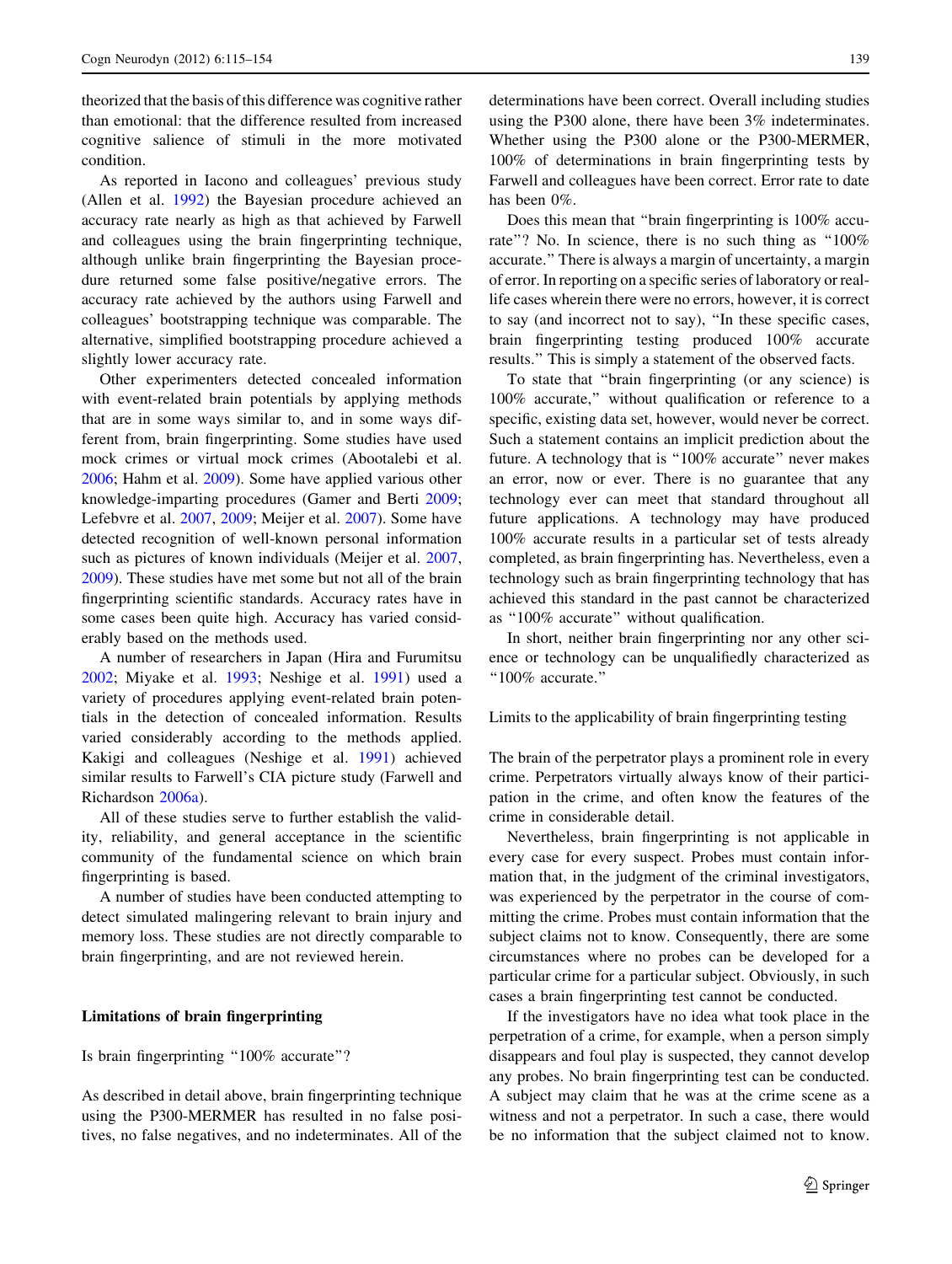theorized that the basis of this difference was cognitive rather than emotional: that the difference resulted from increased cognitive salience of stimuli in the more motivated condition.

As reported in Iacono and colleagues' previous study (Allen et al. 1992) the Bayesian procedure achieved an accuracy rate nearly as high as that achieved by Farwell and colleagues using the brain fingerprinting technique, although unlike brain fingerprinting the Bayesian procedure returned some false positive/negative errors. The accuracy rate achieved by the authors using Farwell and colleagues' bootstrapping technique was comparable. The alternative, simplified bootstrapping procedure achieved a slightly lower accuracy rate.

Other experimenters detected concealed information with event-related brain potentials by applying methods that are in some ways similar to, and in some ways different from, brain fingerprinting. Some studies have used mock crimes or virtual mock crimes (Abootalebi et al. 2006; Hahm et al. 2009). Some have applied various other knowledge-imparting procedures (Gamer and Berti 2009; Lefebvre et al. 2007, 2009; Meijer et al. 2007). Some have detected recognition of well-known personal information such as pictures of known individuals (Meijer et al. 2007, 2009). These studies have met some but not all of the brain fingerprinting scientific standards. Accuracy rates have in some cases been quite high. Accuracy has varied considerably based on the methods used.

A number of researchers in Japan (Hira and Furumitsu 2002; Miyake et al. 1993; Neshige et al. 1991) used a variety of procedures applying event-related brain potentials in the detection of concealed information. Results varied considerably according to the methods applied. Kakigi and colleagues (Neshige et al. 1991) achieved similar results to Farwell's CIA picture study (Farwell and Richardson 2006a).

All of these studies serve to further establish the validity, reliability, and general acceptance in the scientific community of the fundamental science on which brain fingerprinting is based.

A number of studies have been conducted attempting to detect simulated malingering relevant to brain injury and memory loss. These studies are not directly comparable to brain fingerprinting, and are not reviewed herein.

## Limitations of brain fingerprinting

### Is brain fingerprinting "100% accurate"?

As described in detail above, brain fingerprinting technique using the P300-MERMER has resulted in no false positives, no false negatives, and no indeterminates. All of the determinations have been correct. Overall including studies using the P300 alone, there have been 3% indeterminates. Whether using the P300 alone or the P300-MERMER, 100% of determinations in brain fingerprinting tests by Farwell and colleagues have been correct. Error rate to date has been 0%.

Does this mean that "brain fingerprinting is 100% accurate"? No. In science, there is no such thing as "100% accurate." There is always a margin of uncertainty, a margin of error. In reporting on a specific series of laboratory or real-life cases wherein there were no errors, however, it is correct to say (and incorrect not to say), "In these specific cases, brain fingerprinting testing produced 100% accurate results." This is simply a statement of the observed facts.

To state that "brain fingerprinting (or any science) is 100% accurate," without qualification or reference to a specific, existing data set, however, would never be correct. Such a statement contains an implicit prediction about the future. A technology that is "100% accurate" never makes an error, now or ever. There is no guarantee that any technology ever can meet that standard throughout all future applications. A technology may have produced 100% accurate results in a particular set of tests already completed, as brain fingerprinting has. Nevertheless, even a technology such as brain fingerprinting technology that has achieved this standard in the past cannot be characterized as "100% accurate" without qualification.

In short, neither brain fingerprinting nor any other science or technology can be unqualifiedly characterized as "100% accurate."

### Limits to the applicability of brain fingerprinting testing

The brain of the perpetrator plays a prominent role in every crime. Perpetrators virtually always know of their participation in the crime, and often know the features of the crime in considerable detail.

Nevertheless, brain fingerprinting is not applicable in every case for every suspect. Probes must contain information that, in the judgment of the criminal investigators, was experienced by the perpetrator in the course of committing the crime. Probes must contain information that the subject claims not to know. Consequently, there are some circumstances where no probes can be developed for a particular crime for a particular subject. Obviously, in such cases a brain fingerprinting test cannot be conducted.

If the investigators have no idea what took place in the perpetration of a crime, for example, when a person simply disappears and foul play is suspected, they cannot develop any probes. No brain fingerprinting test can be conducted. A subject may claim that he was at the crime scene as a witness and not a perpetrator. In such a case, there would be no information that the subject claimed not to know.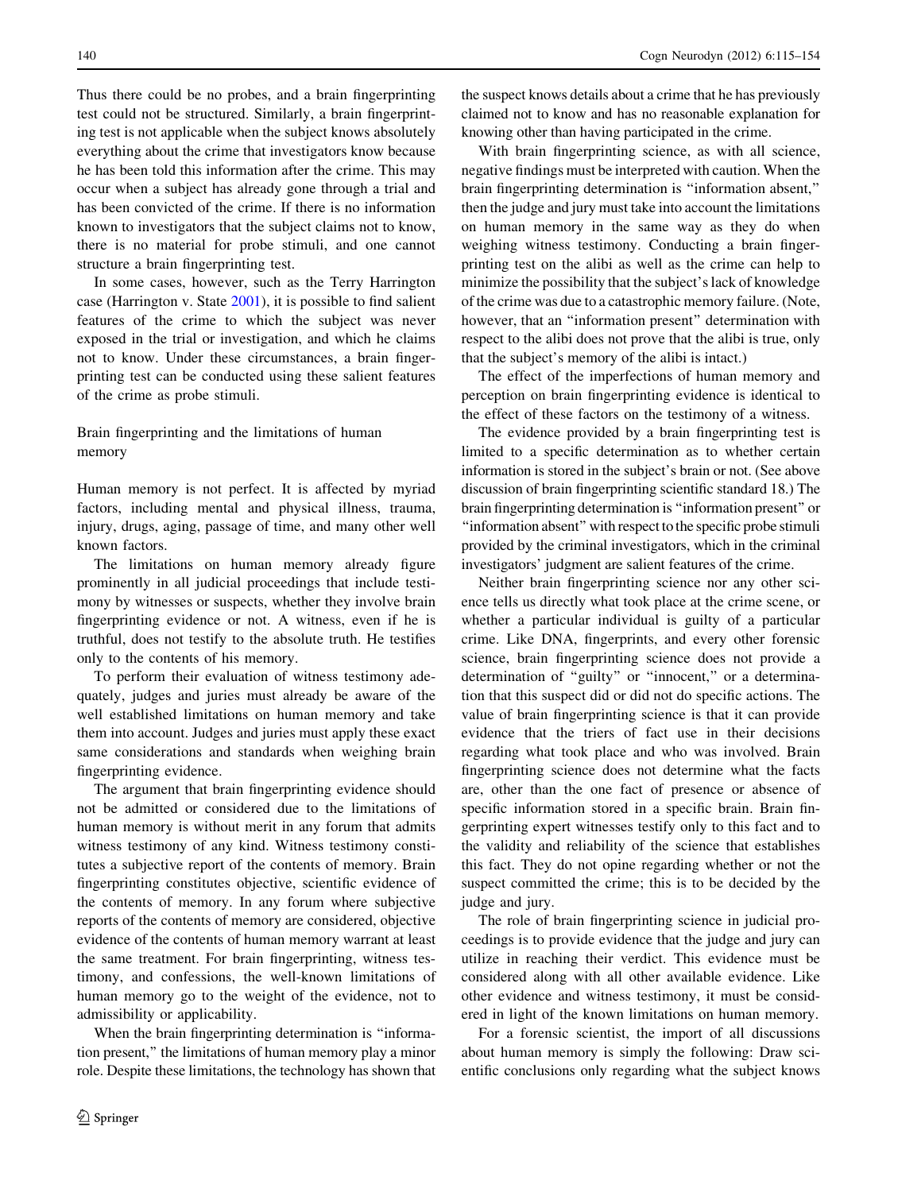Thus there could be no probes, and a brain fingerprinting test could not be structured. Similarly, a brain fingerprinting test is not applicable when the subject knows absolutely everything about the crime that investigators know because he has been told this information after the crime. This may occur when a subject has already gone through a trial and has been convicted of the crime. If there is no information known to investigators that the subject claims not to know, there is no material for probe stimuli, and one cannot structure a brain fingerprinting test.

In some cases, however, such as the Terry Harrington case (Harrington v. State 2001), it is possible to find salient features of the crime to which the subject was never exposed in the trial or investigation, and which he claims not to know. Under these circumstances, a brain fingerprinting test can be conducted using these salient features of the crime as probe stimuli.

## Brain fingerprinting and the limitations of human memory

Human memory is not perfect. It is affected by myriad factors, including mental and physical illness, trauma, injury, drugs, aging, passage of time, and many other well known factors.

The limitations on human memory already figure prominently in all judicial proceedings that include testimony by witnesses or suspects, whether they involve brain fingerprinting evidence or not. A witness, even if he is truthful, does not testify to the absolute truth. He testifies only to the contents of his memory.

To perform their evaluation of witness testimony adequately, judges and juries must already be aware of the well established limitations on human memory and take them into account. Judges and juries must apply these exact same considerations and standards when weighing brain fingerprinting evidence.

The argument that brain fingerprinting evidence should not be admitted or considered due to the limitations of human memory is without merit in any forum that admits witness testimony of any kind. Witness testimony constitutes a subjective report of the contents of memory. Brain fingerprinting constitutes objective, scientific evidence of the contents of memory. In any forum where subjective reports of the contents of memory are considered, objective evidence of the contents of human memory warrant at least the same treatment. For brain fingerprinting, witness testimony, and confessions, the well-known limitations of human memory go to the weight of the evidence, not to admissibility or applicability.

When the brain fingerprinting determination is "information present," the limitations of human memory play a minor role. Despite these limitations, the technology has shown that the suspect knows details about a crime that he has previously claimed not to know and has no reasonable explanation for knowing other than having participated in the crime.

With brain fingerprinting science, as with all science, negative findings must be interpreted with caution. When the brain fingerprinting determination is "information absent," then the judge and jury must take into account the limitations on human memory in the same way as they do when weighing witness testimony. Conducting a brain fingerprinting test on the alibi as well as the crime can help to minimize the possibility that the subject's lack of knowledge of the crime was due to a catastrophic memory failure. (Note, however, that an "information present" determination with respect to the alibi does not prove that the alibi is true, only that the subject's memory of the alibi is intact.)

The effect of the imperfections of human memory and perception on brain fingerprinting evidence is identical to the effect of these factors on the testimony of a witness.

The evidence provided by a brain fingerprinting test is limited to a specific determination as to whether certain information is stored in the subject's brain or not. (See above discussion of brain fingerprinting scientific standard 18.) The brain fingerprinting determination is "information present" or "information absent" with respect to the specific probe stimuli provided by the criminal investigators, which in the criminal investigators' judgment are salient features of the crime.

Neither brain fingerprinting science nor any other science tells us directly what took place at the crime scene, or whether a particular individual is guilty of a particular crime. Like DNA, fingerprints, and every other forensic science, brain fingerprinting science does not provide a determination of "guilty" or "innocent," or a determination that this suspect did or did not do specific actions. The value of brain fingerprinting science is that it can provide evidence that the triers of fact use in their decisions regarding what took place and who was involved. Brain fingerprinting science does not determine what the facts are, other than the one fact of presence or absence of specific information stored in a specific brain. Brain fingerprinting expert witnesses testify only to this fact and to the validity and reliability of the science that establishes this fact. They do not opine regarding whether or not the suspect committed the crime; this is to be decided by the judge and jury.

The role of brain fingerprinting science in judicial proceedings is to provide evidence that the judge and jury can utilize in reaching their verdict. This evidence must be considered along with all other available evidence. Like other evidence and witness testimony, it must be considered in light of the known limitations on human memory.

For a forensic scientist, the import of all discussions about human memory is simply the following: Draw scientific conclusions only regarding what the subject knows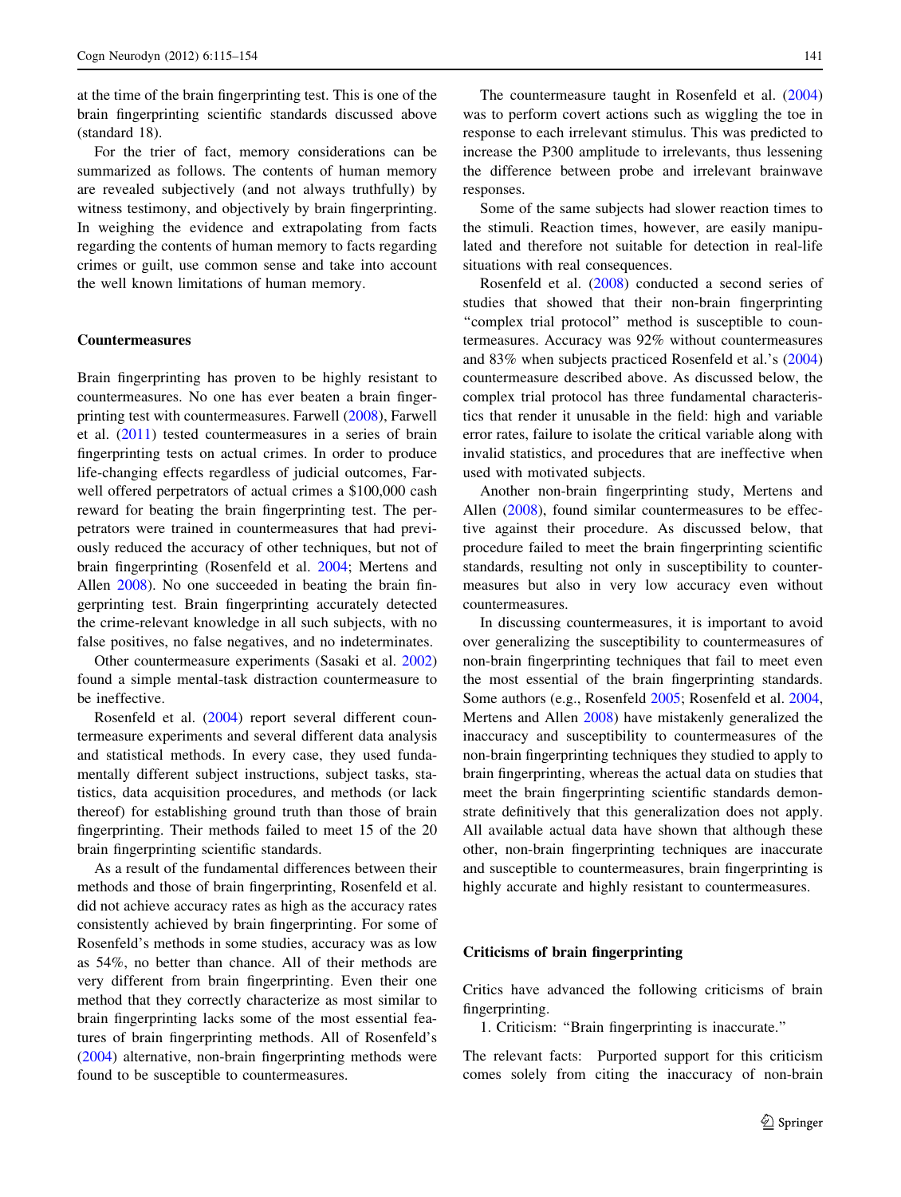at the time of the brain fingerprinting test. This is one of the brain fingerprinting scientific standards discussed above (standard 18).

For the trier of fact, memory considerations can be summarized as follows. The contents of human memory are revealed subjectively (and not always truthfully) by witness testimony, and objectively by brain fingerprinting. In weighing the evidence and extrapolating from facts regarding the contents of human memory to facts regarding crimes or guilt, use common sense and take into account the well known limitations of human memory.

## Countermeasures

Brain fingerprinting has proven to be highly resistant to countermeasures. No one has ever beaten a brain fingerprinting test with countermeasures. Farwell (2008), Farwell et al. (2011) tested countermeasures in a series of brain fingerprinting tests on actual crimes. In order to produce life-changing effects regardless of judicial outcomes, Farwell offered perpetrators of actual crimes a $100,000 cash reward for beating the brain fingerprinting test. The perpetrators were trained in countermeasures that had previously reduced the accuracy of other techniques, but not of brain fingerprinting (Rosenfeld et al. 2004; Mertens and Allen 2008). No one succeeded in beating the brain fingerprinting test. Brain fingerprinting accurately detected the crime-relevant knowledge in all such subjects, with no false positives, no false negatives, and no indeterminates.

Other countermeasure experiments (Sasaki et al. 2002) found a simple mental-task distraction countermeasure to be ineffective.

Rosenfeld et al. (2004) report several different countermeasure experiments and several different data analysis and statistical methods. In every case, they used fundamentally different subject instructions, subject tasks, statistics, data acquisition procedures, and methods (or lack thereof) for establishing ground truth than those of brain fingerprinting. Their methods failed to meet 15 of the 20 brain fingerprinting scientific standards.

As a result of the fundamental differences between their methods and those of brain fingerprinting, Rosenfeld et al. did not achieve accuracy rates as high as the accuracy rates consistently achieved by brain fingerprinting. For some of Rosenfeld's methods in some studies, accuracy was as low as 54%, no better than chance. All of their methods are very different from brain fingerprinting. Even their one method that they correctly characterize as most similar to brain fingerprinting lacks some of the most essential features of brain fingerprinting methods. All of Rosenfeld's (2004) alternative, non-brain fingerprinting methods were found to be susceptible to countermeasures.

The countermeasure taught in Rosenfeld et al. (2004) was to perform covert actions such as wiggling the toe in response to each irrelevant stimulus. This was predicted to increase the P300 amplitude to irrelevants, thus lessening the difference between probe and irrelevant brainwave responses.

Some of the same subjects had slower reaction times to the stimuli. Reaction times, however, are easily manipulated and therefore not suitable for detection in real-life situations with real consequences.

Rosenfeld et al. (2008) conducted a second series of studies that showed that their non-brain fingerprinting "complex trial protocol" method is susceptible to countermeasures. Accuracy was 92% without countermeasures and 83% when subjects practiced Rosenfeld et al.'s (2004) countermeasure described above. As discussed below, the complex trial protocol has three fundamental characteristics that render it unusable in the field: high and variable error rates, failure to isolate the critical variable along with invalid statistics, and procedures that are ineffective when used with motivated subjects.

Another non-brain fingerprinting study, Mertens and Allen (2008), found similar countermeasures to be effective against their procedure. As discussed below, that procedure failed to meet the brain fingerprinting scientific standards, resulting not only in susceptibility to countermeasures but also in very low accuracy even without countermeasures.

In discussing countermeasures, it is important to avoid over generalizing the susceptibility to countermeasures of non-brain fingerprinting techniques that fail to meet even the most essential of the brain fingerprinting standards. Some authors (e.g., Rosenfeld 2005; Rosenfeld et al. 2004, Mertens and Allen 2008) have mistakenly generalized the inaccuracy and susceptibility to countermeasures of the non-brain fingerprinting techniques they studied to apply to brain fingerprinting, whereas the actual data on studies that meet the brain fingerprinting scientific standards demonstrate definitively that this generalization does not apply. All available actual data have shown that although these other, non-brain fingerprinting techniques are inaccurate and susceptible to countermeasures, brain fingerprinting is highly accurate and highly resistant to countermeasures.

## Criticisms of brain fingerprinting

Critics have advanced the following criticisms of brain fingerprinting.

1. Criticism: "Brain fingerprinting is inaccurate."

The relevant facts: Purported support for this criticism comes solely from citing the inaccuracy of non-brain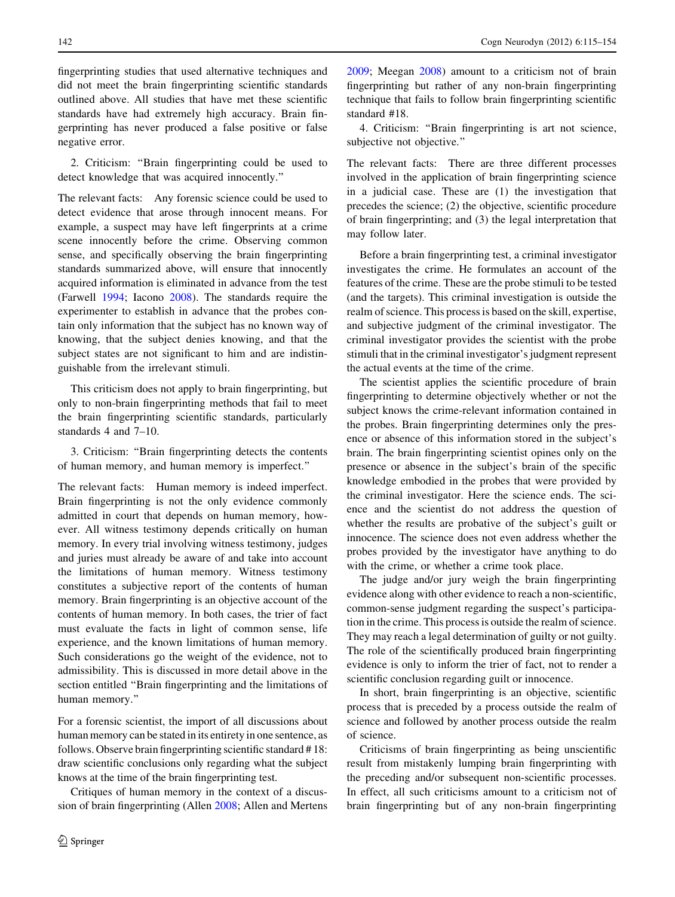fingerprinting studies that used alternative techniques and did not meet the brain fingerprinting scientific standards outlined above. All studies that have met these scientific standards have had extremely high accuracy. Brain fingerprinting has never produced a false positive or false negative error.

2. Criticism: "Brain fingerprinting could be used to detect knowledge that was acquired innocently."

The relevant facts: Any forensic science could be used to detect evidence that arose through innocent means. For example, a suspect may have left fingerprints at a crime scene innocently before the crime. Observing common sense, and specifically observing the brain fingerprinting standards summarized above, will ensure that innocently acquired information is eliminated in advance from the test (Farwell 1994; Iacono 2008). The standards require the experimenter to establish in advance that the probes contain only information that the subject has no known way of knowing, that the subject denies knowing, and that the subject states are not significant to him and are indistinguishable from the irrelevant stimuli.

This criticism does not apply to brain fingerprinting, but only to non-brain fingerprinting methods that fail to meet the brain fingerprinting scientific standards, particularly standards 4 and 7–10.

3. Criticism: "Brain fingerprinting detects the contents of human memory, and human memory is imperfect."

The relevant facts: Human memory is indeed imperfect. Brain fingerprinting is not the only evidence commonly admitted in court that depends on human memory, however. All witness testimony depends critically on human memory. In every trial involving witness testimony, judges and juries must already be aware of and take into account the limitations of human memory. Witness testimony constitutes a subjective report of the contents of human memory. Brain fingerprinting is an objective account of the contents of human memory. In both cases, the trier of fact must evaluate the facts in light of common sense, life experience, and the known limitations of human memory. Such considerations go the weight of the evidence, not to admissibility. This is discussed in more detail above in the section entitled "Brain fingerprinting and the limitations of human memory."

For a forensic scientist, the import of all discussions about human memory can be stated in its entirety in one sentence, as follows. Observe brain fingerprinting scientific standard # 18: draw scientific conclusions only regarding what the subject knows at the time of the brain fingerprinting test.

Critiques of human memory in the context of a discussion of brain fingerprinting (Allen 2008; Allen and Mertens 2009; Meegan 2008) amount to a criticism not of brain fingerprinting but rather of any non-brain fingerprinting technique that fails to follow brain fingerprinting scientific standard #18.

4. Criticism: "Brain fingerprinting is art not science, subjective not objective."

The relevant facts: There are three different processes involved in the application of brain fingerprinting science in a judicial case. These are (1) the investigation that precedes the science; (2) the objective, scientific procedure of brain fingerprinting; and (3) the legal interpretation that may follow later.

Before a brain fingerprinting test, a criminal investigator investigates the crime. He formulates an account of the features of the crime. These are the probe stimuli to be tested (and the targets). This criminal investigation is outside the realm of science. This process is based on the skill, expertise, and subjective judgment of the criminal investigator. The criminal investigator provides the scientist with the probe stimuli that in the criminal investigator's judgment represent the actual events at the time of the crime.

The scientist applies the scientific procedure of brain fingerprinting to determine objectively whether or not the subject knows the crime-relevant information contained in the probes. Brain fingerprinting determines only the presence or absence of this information stored in the subject's brain. The brain fingerprinting scientist opines only on the presence or absence in the subject's brain of the specific knowledge embodied in the probes that were provided by the criminal investigator. Here the science ends. The science and the scientist do not address the question of whether the results are probative of the subject's guilt or innocence. The science does not even address whether the probes provided by the investigator have anything to do with the crime, or whether a crime took place.

The judge and/or jury weigh the brain fingerprinting evidence along with other evidence to reach a non-scientific, common-sense judgment regarding the suspect's participation in the crime. This process is outside the realm of science. They may reach a legal determination of guilty or not guilty. The role of the scientifically produced brain fingerprinting evidence is only to inform the trier of fact, not to render a scientific conclusion regarding guilt or innocence.

In short, brain fingerprinting is an objective, scientific process that is preceded by a process outside the realm of science and followed by another process outside the realm of science.

Criticisms of brain fingerprinting as being unscientific result from mistakenly lumping brain fingerprinting with the preceding and/or subsequent non-scientific processes. In effect, all such criticisms amount to a criticism not of brain fingerprinting but of any non-brain fingerprinting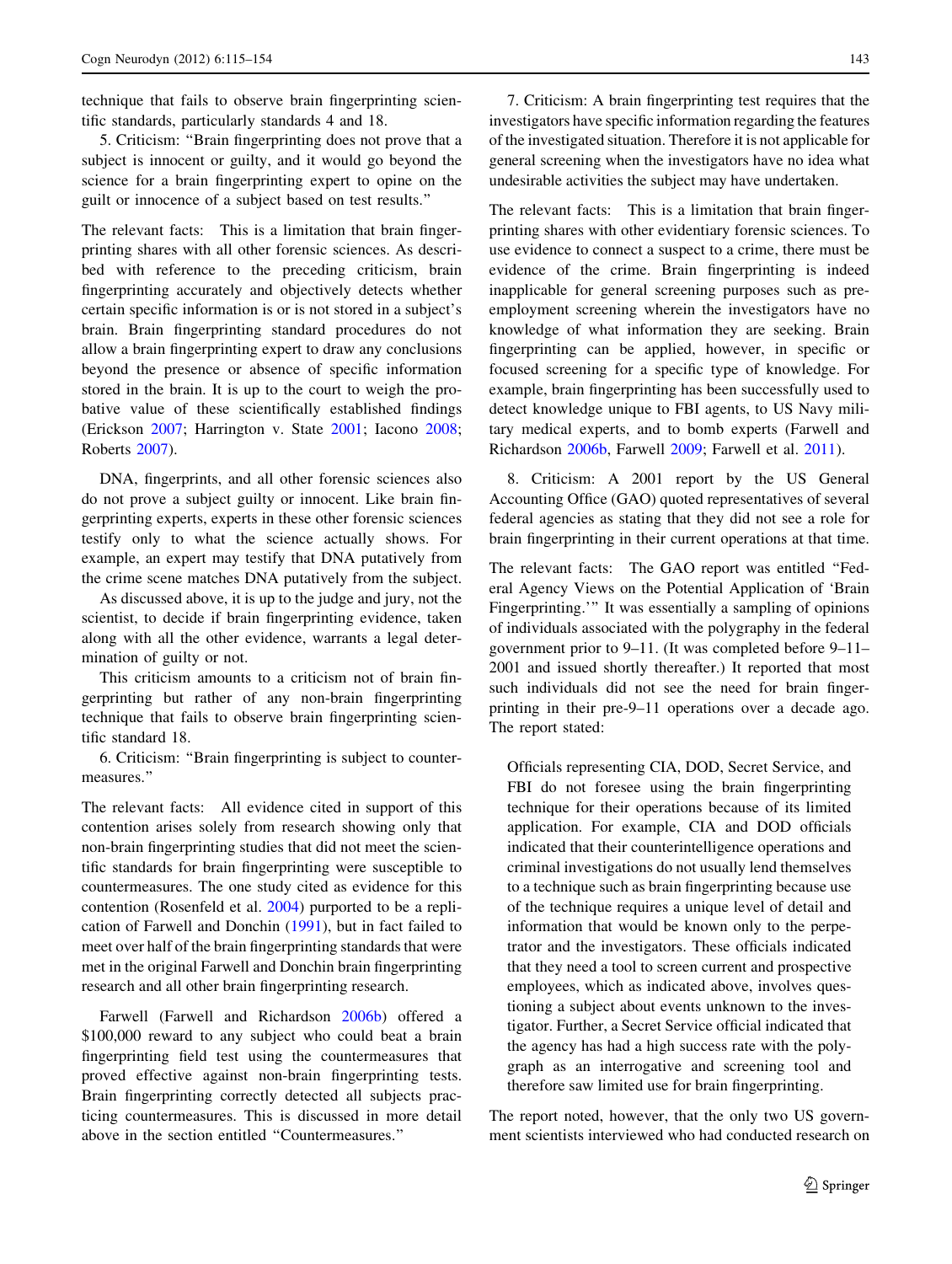technique that fails to observe brain fingerprinting scientific standards, particularly standards 4 and 18.

5. Criticism: "Brain fingerprinting does not prove that a subject is innocent or guilty, and it would go beyond the science for a brain fingerprinting expert to opine on the guilt or innocence of a subject based on test results."

The relevant facts: This is a limitation that brain fingerprinting shares with all other forensic sciences. As described with reference to the preceding criticism, brain fingerprinting accurately and objectively detects whether certain specific information is or is not stored in a subject's brain. Brain fingerprinting standard procedures do not allow a brain fingerprinting expert to draw any conclusions beyond the presence or absence of specific information stored in the brain. It is up to the court to weigh the probative value of these scientifically established findings (Erickson 2007; Harrington v. State 2001; Iacono 2008; Roberts 2007).

DNA, fingerprints, and all other forensic sciences also do not prove a subject guilty or innocent. Like brain fingerprinting experts, experts in these other forensic sciences testify only to what the science actually shows. For example, an expert may testify that DNA putatively from the crime scene matches DNA putatively from the subject.

As discussed above, it is up to the judge and jury, not the scientist, to decide if brain fingerprinting evidence, taken along with all the other evidence, warrants a legal determination of guilty or not.

This criticism amounts to a criticism not of brain fingerprinting but rather of any non-brain fingerprinting technique that fails to observe brain fingerprinting scientific standard 18.

6. Criticism: "Brain fingerprinting is subject to countermeasures."

The relevant facts: All evidence cited in support of this contention arises solely from research showing only that non-brain fingerprinting studies that did not meet the scientific standards for brain fingerprinting were susceptible to countermeasures. The one study cited as evidence for this contention (Rosenfeld et al. 2004) purported to be a replication of Farwell and Donchin (1991), but in fact failed to meet over half of the brain fingerprinting standards that were met in the original Farwell and Donchin brain fingerprinting research and all other brain fingerprinting research.

Farwell (Farwell and Richardson 2006b) offered a $100,000 reward to any subject who could beat a brain fingerprinting field test using the countermeasures that proved effective against non-brain fingerprinting tests. Brain fingerprinting correctly detected all subjects practicing countermeasures. This is discussed in more detail above in the section entitled "Countermeasures."

7. Criticism: A brain fingerprinting test requires that the investigators have specific information regarding the features of the investigated situation. Therefore it is not applicable for general screening when the investigators have no idea what undesirable activities the subject may have undertaken.

The relevant facts: This is a limitation that brain fingerprinting shares with other evidentiary forensic sciences. To use evidence to connect a suspect to a crime, there must be evidence of the crime. Brain fingerprinting is indeed inapplicable for general screening purposes such as pre-employment screening wherein the investigators have no knowledge of what information they are seeking. Brain fingerprinting can be applied, however, in specific or focused screening for a specific type of knowledge. For example, brain fingerprinting has been successfully used to detect knowledge unique to FBI agents, to US Navy military medical experts, and to bomb experts (Farwell and Richardson 2006b, Farwell 2009; Farwell et al. 2011).

8. Criticism: A 2001 report by the US General Accounting Office (GAO) quoted representatives of several federal agencies as stating that they did not see a role for brain fingerprinting in their current operations at that time.

The relevant facts: The GAO report was entitled "Federal Agency Views on the Potential Application of 'Brain Fingerprinting.'" It was essentially a sampling of opinions of individuals associated with the polygraphy in the federal government prior to 9–11. (It was completed before 9–11–2001 and issued shortly thereafter.) It reported that most such individuals did not see the need for brain fingerprinting in their pre-9–11 operations over a decade ago. The report stated:

> Officials representing CIA, DOD, Secret Service, and FBI do not foresee using the brain fingerprinting technique for their operations because of its limited application. For example, CIA and DOD officials indicated that their counterintelligence operations and criminal investigations do not usually lend themselves to a technique such as brain fingerprinting because use of the technique requires a unique level of detail and information that would be known only to the perpetrator and the investigators. These officials indicated that they need a tool to screen current and prospective employees, which as indicated above, involves questioning a subject about events unknown to the investigator. Further, a Secret Service official indicated that the agency has had a high success rate with the polygraph as an interrogative and screening tool and therefore saw limited use for brain fingerprinting.

The report noted, however, that the only two US government scientists interviewed who had conducted research on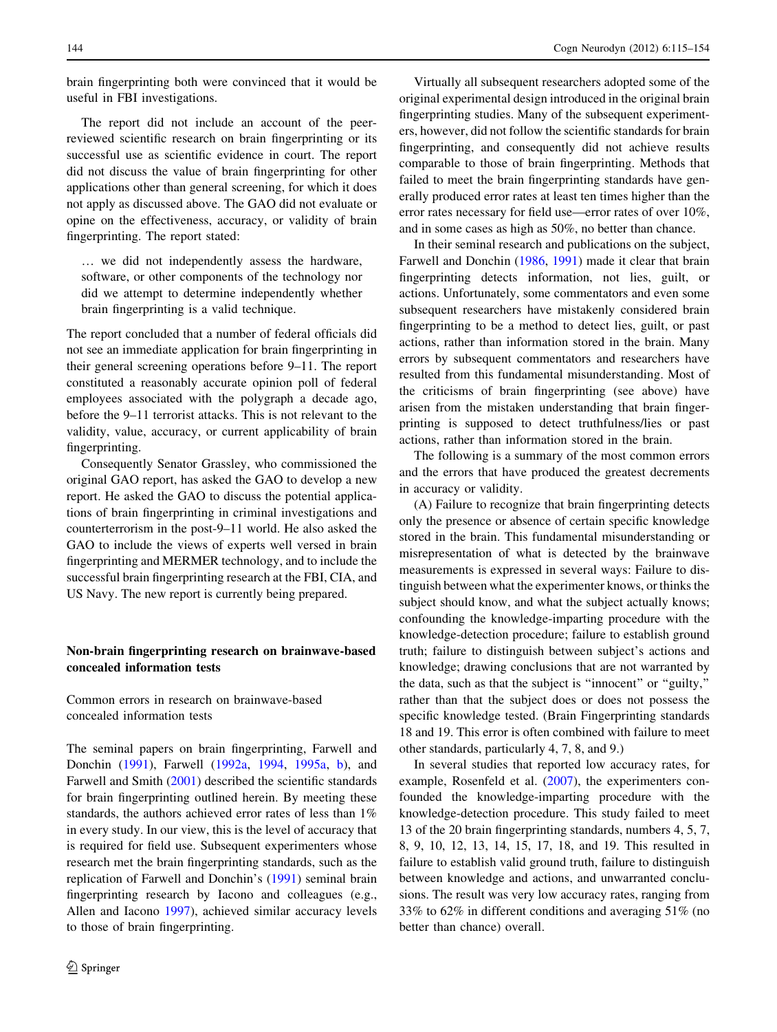brain fingerprinting both were convinced that it would be useful in FBI investigations.

The report did not include an account of the peer-reviewed scientific research on brain fingerprinting or its successful use as scientific evidence in court. The report did not discuss the value of brain fingerprinting for other applications other than general screening, for which it does not apply as discussed above. The GAO did not evaluate or opine on the effectiveness, accuracy, or validity of brain fingerprinting. The report stated:

> … we did not independently assess the hardware, software, or other components of the technology nor did we attempt to determine independently whether brain fingerprinting is a valid technique.

The report concluded that a number of federal officials did not see an immediate application for brain fingerprinting in their general screening operations before 9–11. The report constituted a reasonably accurate opinion poll of federal employees associated with the polygraph a decade ago, before the 9–11 terrorist attacks. This is not relevant to the validity, value, accuracy, or current applicability of brain fingerprinting.

Consequently Senator Grassley, who commissioned the original GAO report, has asked the GAO to develop a new report. He asked the GAO to discuss the potential applications of brain fingerprinting in criminal investigations and counterterrorism in the post-9–11 world. He also asked the GAO to include the views of experts well versed in brain fingerprinting and MERMER technology, and to include the successful brain fingerprinting research at the FBI, CIA, and US Navy. The new report is currently being prepared.

## Non-brain fingerprinting research on brainwave-based concealed information tests

### Common errors in research on brainwave-based concealed information tests

The seminal papers on brain fingerprinting, Farwell and Donchin (1991), Farwell (1992a, 1994, 1995a, b), and Farwell and Smith (2001) described the scientific standards for brain fingerprinting outlined herein. By meeting these standards, the authors achieved error rates of less than 1% in every study. In our view, this is the level of accuracy that is required for field use. Subsequent experimenters whose research met the brain fingerprinting standards, such as the replication of Farwell and Donchin's (1991) seminal brain fingerprinting research by Iacono and colleagues (e.g., Allen and Iacono 1997), achieved similar accuracy levels to those of brain fingerprinting.

Virtually all subsequent researchers adopted some of the original experimental design introduced in the original brain fingerprinting studies. Many of the subsequent experimenters, however, did not follow the scientific standards for brain fingerprinting, and consequently did not achieve results comparable to those of brain fingerprinting. Methods that failed to meet the brain fingerprinting standards have generally produced error rates at least ten times higher than the error rates necessary for field use—error rates of over 10%, and in some cases as high as 50%, no better than chance.

In their seminal research and publications on the subject, Farwell and Donchin (1986, 1991) made it clear that brain fingerprinting detects information, not lies, guilt, or actions. Unfortunately, some commentators and even some subsequent researchers have mistakenly considered brain fingerprinting to be a method to detect lies, guilt, or past actions, rather than information stored in the brain. Many errors by subsequent commentators and researchers have resulted from this fundamental misunderstanding. Most of the criticisms of brain fingerprinting (see above) have arisen from the mistaken understanding that brain fingerprinting is supposed to detect truthfulness/lies or past actions, rather than information stored in the brain.

The following is a summary of the most common errors and the errors that have produced the greatest decrements in accuracy or validity.

(A) Failure to recognize that brain fingerprinting detects only the presence or absence of certain specific knowledge stored in the brain. This fundamental misunderstanding or misrepresentation of what is detected by the brainwave measurements is expressed in several ways: Failure to distinguish between what the experimenter knows, or thinks the subject should know, and what the subject actually knows; confounding the knowledge-imparting procedure with the knowledge-detection procedure; failure to establish ground truth; failure to distinguish between subject's actions and knowledge; drawing conclusions that are not warranted by the data, such as that the subject is "innocent" or "guilty," rather than that the subject does or does not possess the specific knowledge tested. (Brain Fingerprinting standards 18 and 19. This error is often combined with failure to meet other standards, particularly 4, 7, 8, and 9.)

In several studies that reported low accuracy rates, for example, Rosenfeld et al. (2007), the experimenters confounded the knowledge-imparting procedure with the knowledge-detection procedure. This study failed to meet 13 of the 20 brain fingerprinting standards, numbers 4, 5, 7, 8, 9, 10, 12, 13, 14, 15, 17, 18, and 19. This resulted in failure to establish valid ground truth, failure to distinguish between knowledge and actions, and unwarranted conclusions. The result was very low accuracy rates, ranging from 33% to 62% in different conditions and averaging 51% (no better than chance) overall.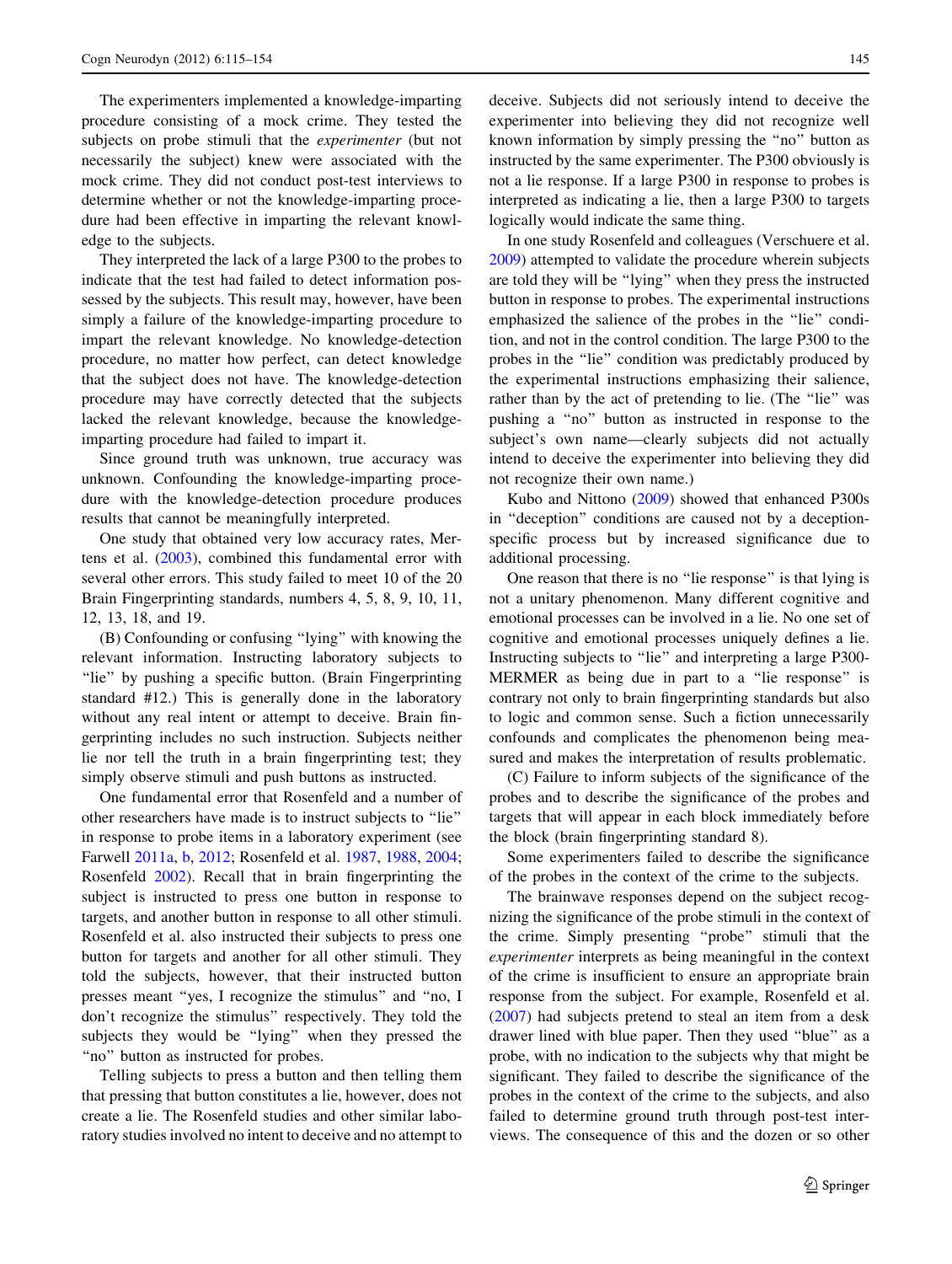The experimenters implemented a knowledge-imparting procedure consisting of a mock crime. They tested the subjects on probe stimuli that the *experimenter* (but not necessarily the subject) knew were associated with the mock crime. They did not conduct post-test interviews to determine whether or not the knowledge-imparting procedure had been effective in imparting the relevant knowledge to the subjects.

They interpreted the lack of a large P300 to the probes to indicate that the test had failed to detect information possessed by the subjects. This result may, however, have been simply a failure of the knowledge-imparting procedure to impart the relevant knowledge. No knowledge-detection procedure, no matter how perfect, can detect knowledge that the subject does not have. The knowledge-detection procedure may have correctly detected that the subjects lacked the relevant knowledge, because the knowledge-imparting procedure had failed to impart it.

Since ground truth was unknown, true accuracy was unknown. Confounding the knowledge-imparting procedure with the knowledge-detection procedure produces results that cannot be meaningfully interpreted.

One study that obtained very low accuracy rates, Mertens et al. (2003), combined this fundamental error with several other errors. This study failed to meet 10 of the 20 Brain Fingerprinting standards, numbers 4, 5, 8, 9, 10, 11, 12, 13, 18, and 19.

(B) Confounding or confusing "lying" with knowing the relevant information. Instructing laboratory subjects to "lie" by pushing a specific button. (Brain Fingerprinting standard #12.) This is generally done in the laboratory without any real intent or attempt to deceive. Brain fingerprinting includes no such instruction. Subjects neither lie nor tell the truth in a brain fingerprinting test; they simply observe stimuli and push buttons as instructed.

One fundamental error that Rosenfeld and a number of other researchers have made is to instruct subjects to "lie" in response to probe items in a laboratory experiment (see Farwell 2011a, b, 2012; Rosenfeld et al. 1987, 1988, 2004; Rosenfeld 2002). Recall that in brain fingerprinting the subject is instructed to press one button in response to targets, and another button in response to all other stimuli. Rosenfeld et al. also instructed their subjects to press one button for targets and another for all other stimuli. They told the subjects, however, that their instructed button presses meant "yes, I recognize the stimulus" and "no, I don't recognize the stimulus" respectively. They told the subjects they would be "lying" when they pressed the "no" button as instructed for probes.

Telling subjects to press a button and then telling them that pressing that button constitutes a lie, however, does not create a lie. The Rosenfeld studies and other similar laboratory studies involved no intent to deceive and no attempt to deceive. Subjects did not seriously intend to deceive the experimenter into believing they did not recognize well known information by simply pressing the "no" button as instructed by the same experimenter. The P300 obviously is not a lie response. If a large P300 in response to probes is interpreted as indicating a lie, then a large P300 to targets logically would indicate the same thing.

In one study Rosenfeld and colleagues (Verschuere et al. 2009) attempted to validate the procedure wherein subjects are told they will be "lying" when they press the instructed button in response to probes. The experimental instructions emphasized the salience of the probes in the "lie" condition, and not in the control condition. The large P300 to the probes in the "lie" condition was predictably produced by the experimental instructions emphasizing their salience, rather than by the act of pretending to lie. (The "lie" was pushing a "no" button as instructed in response to the subject's own name—clearly subjects did not actually intend to deceive the experimenter into believing they did not recognize their own name.)

Kubo and Nittono (2009) showed that enhanced P300s in "deception" conditions are caused not by a deception-specific process but by increased significance due to additional processing.

One reason that there is no "lie response" is that lying is not a unitary phenomenon. Many different cognitive and emotional processes can be involved in a lie. No one set of cognitive and emotional processes uniquely defines a lie. Instructing subjects to "lie" and interpreting a large P300-MERMER as being due in part to a "lie response" is contrary not only to brain fingerprinting standards but also to logic and common sense. Such a fiction unnecessarily confounds and complicates the phenomenon being measured and makes the interpretation of results problematic.

(C) Failure to inform subjects of the significance of the probes and to describe the significance of the probes and targets that will appear in each block immediately before the block (brain fingerprinting standard 8).

Some experimenters failed to describe the significance of the probes in the context of the crime to the subjects.

The brainwave responses depend on the subject recognizing the significance of the probe stimuli in the context of the crime. Simply presenting "probe" stimuli that the *experimenter* interprets as being meaningful in the context of the crime is insufficient to ensure an appropriate brain response from the subject. For example, Rosenfeld et al. (2007) had subjects pretend to steal an item from a desk drawer lined with blue paper. Then they used "blue" as a probe, with no indication to the subjects why that might be significant. They failed to describe the significance of the probes in the context of the crime to the subjects, and also failed to determine ground truth through post-test interviews. The consequence of this and the dozen or so other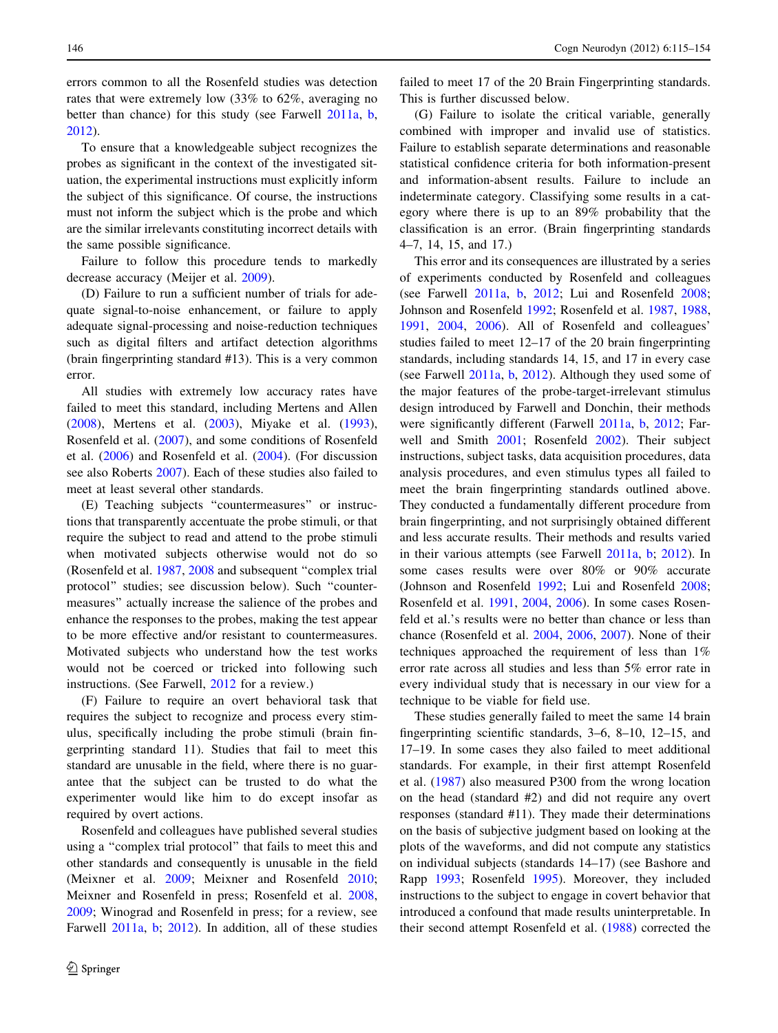errors common to all the Rosenfeld studies was detection rates that were extremely low (33% to 62%, averaging no better than chance) for this study (see Farwell 2011a, b, 2012).

To ensure that a knowledgeable subject recognizes the probes as significant in the context of the investigated situation, the experimental instructions must explicitly inform the subject of this significance. Of course, the instructions must not inform the subject which is the probe and which are the similar irrelevants constituting incorrect details with the same possible significance.

Failure to follow this procedure tends to markedly decrease accuracy (Meijer et al. 2009).

(D) Failure to run a sufficient number of trials for adequate signal-to-noise enhancement, or failure to apply adequate signal-processing and noise-reduction techniques such as digital filters and artifact detection algorithms (brain fingerprinting standard #13). This is a very common error.

All studies with extremely low accuracy rates have failed to meet this standard, including Mertens and Allen (2008), Mertens et al. (2003), Miyake et al. (1993), Rosenfeld et al. (2007), and some conditions of Rosenfeld et al. (2006) and Rosenfeld et al. (2004). (For discussion see also Roberts 2007). Each of these studies also failed to meet at least several other standards.

(E) Teaching subjects "countermeasures" or instructions that transparently accentuate the probe stimuli, or that require the subject to read and attend to the probe stimuli when motivated subjects otherwise would not do so (Rosenfeld et al. 1987, 2008 and subsequent "complex trial protocol" studies; see discussion below). Such "countermeasures" actually increase the salience of the probes and enhance the responses to the probes, making the test appear to be more effective and/or resistant to countermeasures. Motivated subjects who understand how the test works would not be coerced or tricked into following such instructions. (See Farwell, 2012 for a review.)

(F) Failure to require an overt behavioral task that requires the subject to recognize and process every stimulus, specifically including the probe stimuli (brain fingerprinting standard 11). Studies that fail to meet this standard are unusable in the field, where there is no guarantee that the subject can be trusted to do what the experimenter would like him to do except insofar as required by overt actions.

Rosenfeld and colleagues have published several studies using a "complex trial protocol" that fails to meet this and other standards and consequently is unusable in the field (Meixner et al. 2009; Meixner and Rosenfeld 2010; Meixner and Rosenfeld in press; Rosenfeld et al. 2008, 2009; Winograd and Rosenfeld in press; for a review, see Farwell 2011a, b; 2012). In addition, all of these studies failed to meet 17 of the 20 Brain Fingerprinting standards. This is further discussed below.

(G) Failure to isolate the critical variable, generally combined with improper and invalid use of statistics. Failure to establish separate determinations and reasonable statistical confidence criteria for both information-present and information-absent results. Failure to include an indeterminate category. Classifying some results in a category where there is up to an 89% probability that the classification is an error. (Brain fingerprinting standards 4–7, 14, 15, and 17.)

This error and its consequences are illustrated by a series of experiments conducted by Rosenfeld and colleagues (see Farwell 2011a, b, 2012; Lui and Rosenfeld 2008; Johnson and Rosenfeld 1992; Rosenfeld et al. 1987, 1988, 1991, 2004, 2006). All of Rosenfeld and colleagues' studies failed to meet 12–17 of the 20 brain fingerprinting standards, including standards 14, 15, and 17 in every case (see Farwell 2011a, b, 2012). Although they used some of the major features of the probe-target-irrelevant stimulus design introduced by Farwell and Donchin, their methods were significantly different (Farwell 2011a, b, 2012; Farwell and Smith 2001; Rosenfeld 2002). Their subject instructions, subject tasks, data acquisition procedures, data analysis procedures, and even stimulus types all failed to meet the brain fingerprinting standards outlined above. They conducted a fundamentally different procedure from brain fingerprinting, and not surprisingly obtained different and less accurate results. Their methods and results varied in their various attempts (see Farwell 2011a, b; 2012). In some cases results were over 80% or 90% accurate (Johnson and Rosenfeld 1992; Lui and Rosenfeld 2008; Rosenfeld et al. 1991, 2004, 2006). In some cases Rosenfeld et al.'s results were no better than chance or less than chance (Rosenfeld et al. 2004, 2006, 2007). None of their techniques approached the requirement of less than 1% error rate across all studies and less than 5% error rate in every individual study that is necessary in our view for a technique to be viable for field use.

These studies generally failed to meet the same 14 brain fingerprinting scientific standards, 3–6, 8–10, 12–15, and 17–19. In some cases they also failed to meet additional standards. For example, in their first attempt Rosenfeld et al. (1987) also measured P300 from the wrong location on the head (standard #2) and did not require any overt responses (standard #11). They made their determinations on the basis of subjective judgment based on looking at the plots of the waveforms, and did not compute any statistics on individual subjects (standards 14–17) (see Bashore and Rapp 1993; Rosenfeld 1995). Moreover, they included instructions to the subject to engage in covert behavior that introduced a confound that made results uninterpretable. In their second attempt Rosenfeld et al. (1988) corrected the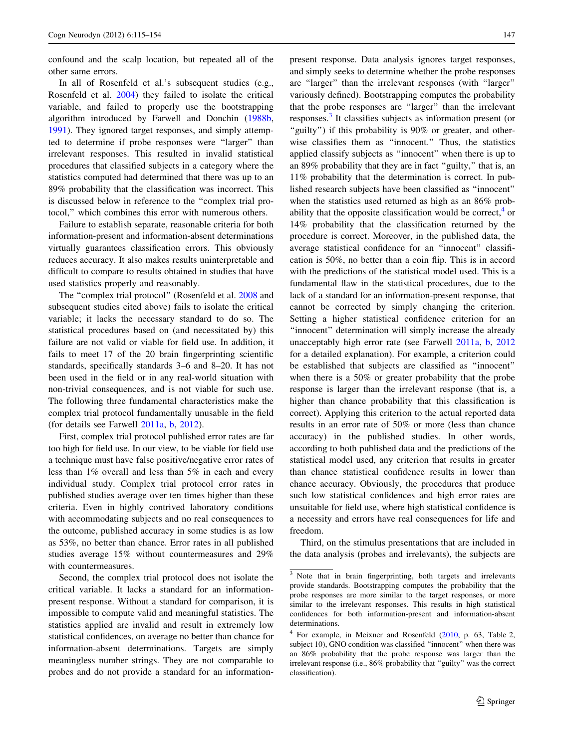confound and the scalp location, but repeated all of the other same errors.

In all of Rosenfeld et al.'s subsequent studies (e.g., Rosenfeld et al. 2004) they failed to isolate the critical variable, and failed to properly use the bootstrapping algorithm introduced by Farwell and Donchin (1988b, 1991). They ignored target responses, and simply attempted to determine if probe responses were "larger" than irrelevant responses. This resulted in invalid statistical procedures that classified subjects in a category where the statistics computed had determined that there was up to an 89% probability that the classification was incorrect. This is discussed below in reference to the "complex trial protocol," which combines this error with numerous others.

Failure to establish separate, reasonable criteria for both information-present and information-absent determinations virtually guarantees classification errors. This obviously reduces accuracy. It also makes results uninterpretable and difficult to compare to results obtained in studies that have used statistics properly and reasonably.

The "complex trial protocol" (Rosenfeld et al. 2008 and subsequent studies cited above) fails to isolate the critical variable; it lacks the necessary standard to do so. The statistical procedures based on (and necessitated by) this failure are not valid or viable for field use. In addition, it fails to meet 17 of the 20 brain fingerprinting scientific standards, specifically standards 3–6 and 8–20. It has not been used in the field or in any real-world situation with non-trivial consequences, and is not viable for such use. The following three fundamental characteristics make the complex trial protocol fundamentally unusable in the field (for details see Farwell 2011a, b, 2012).

First, complex trial protocol published error rates are far too high for field use. In our view, to be viable for field use a technique must have false positive/negative error rates of less than 1% overall and less than 5% in each and every individual study. Complex trial protocol error rates in published studies average over ten times higher than these criteria. Even in highly contrived laboratory conditions with accommodating subjects and no real consequences to the outcome, published accuracy in some studies is as low as 53%, no better than chance. Error rates in all published studies average 15% without countermeasures and 29% with countermeasures.

Second, the complex trial protocol does not isolate the critical variable. It lacks a standard for an information-present response. Without a standard for comparison, it is impossible to compute valid and meaningful statistics. The statistics applied are invalid and result in extremely low statistical confidences, on average no better than chance for information-absent determinations. Targets are simply meaningless number strings. They are not comparable to probes and do not provide a standard for an information-present response. Data analysis ignores target responses, and simply seeks to determine whether the probe responses are "larger" than the irrelevant responses (with "larger" variously defined). Bootstrapping computes the probability that the probe responses are "larger" than the irrelevant responses.[3] It classifies subjects as information present (or "guilty") if this probability is 90% or greater, and otherwise classifies them as "innocent." Thus, the statistics applied classify subjects as "innocent" when there is up to an 89% probability that they are in fact "guilty," that is, an 11% probability that the determination is correct. In published research subjects have been classified as "innocent" when the statistics used returned as high as an 86% probability that the opposite classification would be correct,[4] or 14% probability that the classification returned by the procedure is correct. Moreover, in the published data, the average statistical confidence for an "innocent" classification is 50%, no better than a coin flip. This is in accord with the predictions of the statistical model used. This is a fundamental flaw in the statistical procedures, due to the lack of a standard for an information-present response, that cannot be corrected by simply changing the criterion. Setting a higher statistical confidence criterion for an "innocent" determination will simply increase the already unacceptably high error rate (see Farwell 2011a, b, 2012 for a detailed explanation). For example, a criterion could be established that subjects are classified as "innocent" when there is a 50% or greater probability that the probe response is larger than the irrelevant response (that is, a higher than chance probability that this classification is correct). Applying this criterion to the actual reported data results in an error rate of 50% or more (less than chance accuracy) in the published studies. In other words, according to both published data and the predictions of the statistical model used, any criterion that results in greater than chance statistical confidence results in lower than chance accuracy. Obviously, the procedures that produce such low statistical confidences and high error rates are unsuitable for field use, where high statistical confidence is a necessity and errors have real consequences for life and freedom.

Third, on the stimulus presentations that are included in the data analysis (probes and irrelevants), the subjects are

[3] Note that in brain fingerprinting, both targets and irrelevants provide standards. Bootstrapping computes the probability that the probe responses are more similar to the target responses, or more similar to the irrelevant responses. This results in high statistical confidences for both information-present and information-absent determinations.

[4] For example, in Meixner and Rosenfeld (2010, p. 63, Table 2, subject 10), GNO condition was classified "innocent" when there was an 86% probability that the probe response was larger than the irrelevant response (i.e., 86% probability that "guilty" was the correct classification).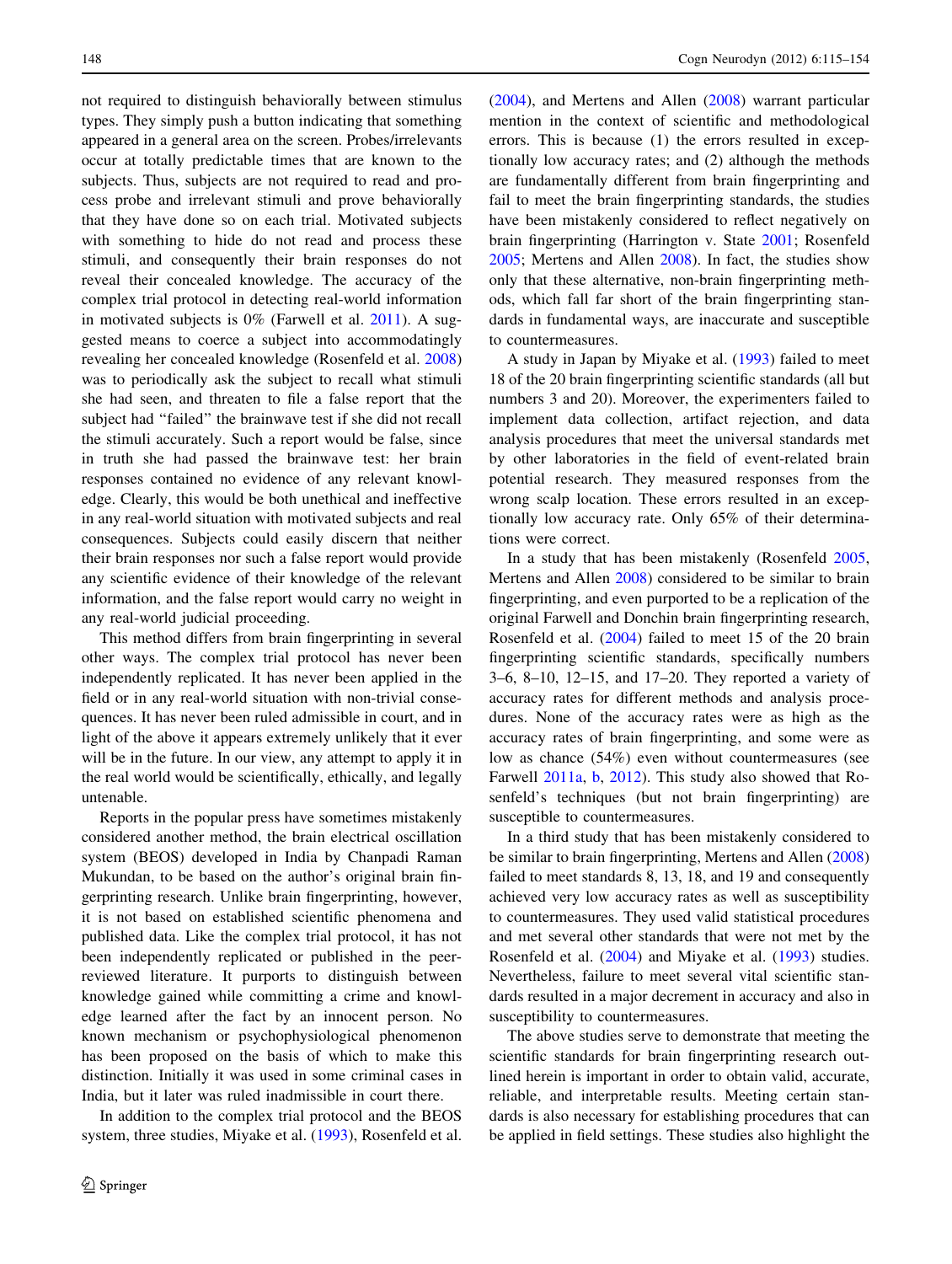not required to distinguish behaviorally between stimulus types. They simply push a button indicating that something appeared in a general area on the screen. Probes/irrelevants occur at totally predictable times that are known to the subjects. Thus, subjects are not required to read and process probe and irrelevant stimuli and prove behaviorally that they have done so on each trial. Motivated subjects with something to hide do not read and process these stimuli, and consequently their brain responses do not reveal their concealed knowledge. The accuracy of the complex trial protocol in detecting real-world information in motivated subjects is 0% (Farwell et al. 2011). A suggested means to coerce a subject into accommodatingly revealing her concealed knowledge (Rosenfeld et al. 2008) was to periodically ask the subject to recall what stimuli she had seen, and threaten to file a false report that the subject had "failed" the brainwave test if she did not recall the stimuli accurately. Such a report would be false, since in truth she had passed the brainwave test: her brain responses contained no evidence of any relevant knowledge. Clearly, this would be both unethical and ineffective in any real-world situation with motivated subjects and real consequences. Subjects could easily discern that neither their brain responses nor such a false report would provide any scientific evidence of their knowledge of the relevant information, and the false report would carry no weight in any real-world judicial proceeding.

This method differs from brain fingerprinting in several other ways. The complex trial protocol has never been independently replicated. It has never been applied in the field or in any real-world situation with non-trivial consequences. It has never been ruled admissible in court, and in light of the above it appears extremely unlikely that it ever will be in the future. In our view, any attempt to apply it in the real world would be scientifically, ethically, and legally untenable.

Reports in the popular press have sometimes mistakenly considered another method, the brain electrical oscillation system (BEOS) developed in India by Chanpadi Raman Mukundan, to be based on the author's original brain fingerprinting research. Unlike brain fingerprinting, however, it is not based on established scientific phenomena and published data. Like the complex trial protocol, it has not been independently replicated or published in the peer-reviewed literature. It purports to distinguish between knowledge gained while committing a crime and knowledge learned after the fact by an innocent person. No known mechanism or psychophysiological phenomenon has been proposed on the basis of which to make this distinction. Initially it was used in some criminal cases in India, but it later was ruled inadmissible in court there.

In addition to the complex trial protocol and the BEOS system, three studies, Miyake et al. (1993), Rosenfeld et al. (2004), and Mertens and Allen (2008) warrant particular mention in the context of scientific and methodological errors. This is because (1) the errors resulted in exceptionally low accuracy rates; and (2) although the methods are fundamentally different from brain fingerprinting and fail to meet the brain fingerprinting standards, the studies have been mistakenly considered to reflect negatively on brain fingerprinting (Harrington v. State 2001; Rosenfeld 2005; Mertens and Allen 2008). In fact, the studies show only that these alternative, non-brain fingerprinting methods, which fall far short of the brain fingerprinting standards in fundamental ways, are inaccurate and susceptible to countermeasures.

A study in Japan by Miyake et al. (1993) failed to meet 18 of the 20 brain fingerprinting scientific standards (all but numbers 3 and 20). Moreover, the experimenters failed to implement data collection, artifact rejection, and data analysis procedures that meet the universal standards met by other laboratories in the field of event-related brain potential research. They measured responses from the wrong scalp location. These errors resulted in an exceptionally low accuracy rate. Only 65% of their determinations were correct.

In a study that has been mistakenly (Rosenfeld 2005, Mertens and Allen 2008) considered to be similar to brain fingerprinting, and even purported to be a replication of the original Farwell and Donchin brain fingerprinting research, Rosenfeld et al. (2004) failed to meet 15 of the 20 brain fingerprinting scientific standards, specifically numbers 3–6, 8–10, 12–15, and 17–20. They reported a variety of accuracy rates for different methods and analysis procedures. None of the accuracy rates were as high as the accuracy rates of brain fingerprinting, and some were as low as chance (54%) even without countermeasures (see Farwell 2011a, b, 2012). This study also showed that Rosenfeld's techniques (but not brain fingerprinting) are susceptible to countermeasures.

In a third study that has been mistakenly considered to be similar to brain fingerprinting, Mertens and Allen (2008) failed to meet standards 8, 13, 18, and 19 and consequently achieved very low accuracy rates as well as susceptibility to countermeasures. They used valid statistical procedures and met several other standards that were not met by the Rosenfeld et al. (2004) and Miyake et al. (1993) studies. Nevertheless, failure to meet several vital scientific standards resulted in a major decrement in accuracy and also in susceptibility to countermeasures.

The above studies serve to demonstrate that meeting the scientific standards for brain fingerprinting research outlined herein is important in order to obtain valid, accurate, reliable, and interpretable results. Meeting certain standards is also necessary for establishing procedures that can be applied in field settings. These studies also highlight the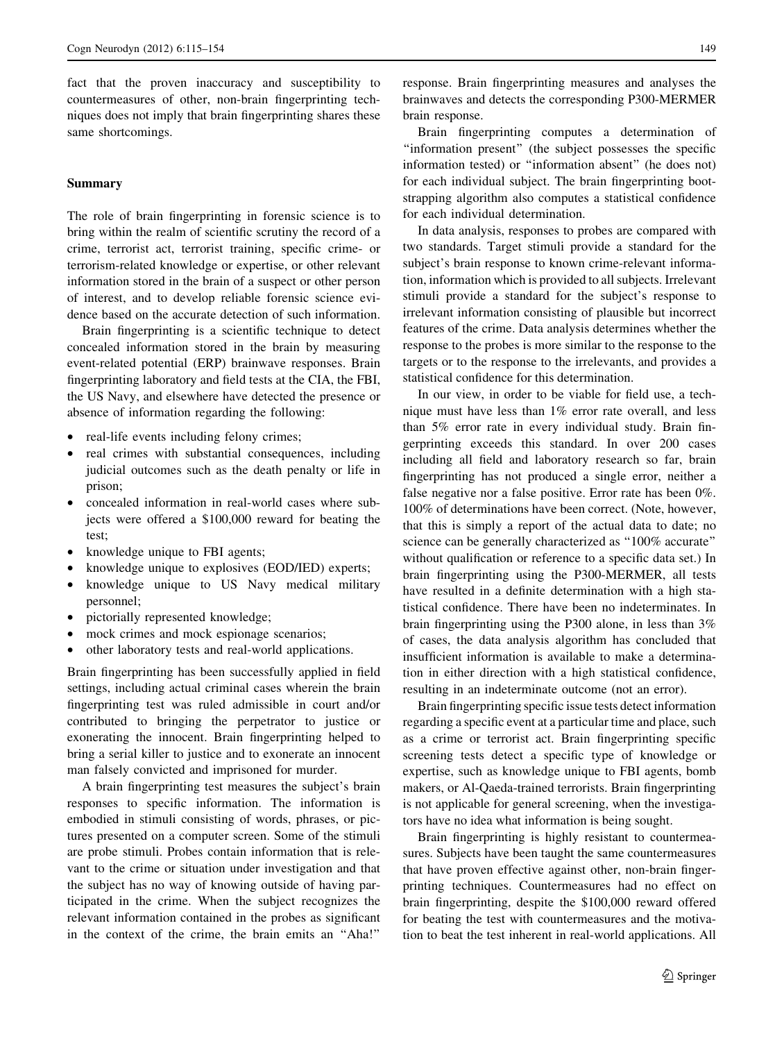fact that the proven inaccuracy and susceptibility to countermeasures of other, non-brain fingerprinting techniques does not imply that brain fingerprinting shares these same shortcomings.

## Summary

The role of brain fingerprinting in forensic science is to bring within the realm of scientific scrutiny the record of a crime, terrorist act, terrorist training, specific crime- or terrorism-related knowledge or expertise, or other relevant information stored in the brain of a suspect or other person of interest, and to develop reliable forensic science evidence based on the accurate detection of such information.

Brain fingerprinting is a scientific technique to detect concealed information stored in the brain by measuring event-related potential (ERP) brainwave responses. Brain fingerprinting laboratory and field tests at the CIA, the FBI, the US Navy, and elsewhere have detected the presence or absence of information regarding the following:

- real-life events including felony crimes;
- real crimes with substantial consequences, including judicial outcomes such as the death penalty or life in prison;
- concealed information in real-world cases where subjects were offered a $100,000 reward for beating the test;
- knowledge unique to FBI agents;
- knowledge unique to explosives (EOD/IED) experts;
- knowledge unique to US Navy medical military personnel;
- pictorially represented knowledge;
- mock crimes and mock espionage scenarios;
- other laboratory tests and real-world applications.

Brain fingerprinting has been successfully applied in field settings, including actual criminal cases wherein the brain fingerprinting test was ruled admissible in court and/or contributed to bringing the perpetrator to justice or exonerating the innocent. Brain fingerprinting helped to bring a serial killer to justice and to exonerate an innocent man falsely convicted and imprisoned for murder.

A brain fingerprinting test measures the subject's brain responses to specific information. The information is embodied in stimuli consisting of words, phrases, or pictures presented on a computer screen. Some of the stimuli are probe stimuli. Probes contain information that is relevant to the crime or situation under investigation and that the subject has no way of knowing outside of having participated in the crime. When the subject recognizes the relevant information contained in the probes as significant in the context of the crime, the brain emits an "Aha!" response. Brain fingerprinting measures and analyses the brainwaves and detects the corresponding P300-MERMER brain response.

Brain fingerprinting computes a determination of "information present" (the subject possesses the specific information tested) or "information absent" (he does not) for each individual subject. The brain fingerprinting bootstrapping algorithm also computes a statistical confidence for each individual determination.

In data analysis, responses to probes are compared with two standards. Target stimuli provide a standard for the subject's brain response to known crime-relevant information, information which is provided to all subjects. Irrelevant stimuli provide a standard for the subject's response to irrelevant information consisting of plausible but incorrect features of the crime. Data analysis determines whether the response to the probes is more similar to the response to the targets or to the response to the irrelevants, and provides a statistical confidence for this determination.

In our view, in order to be viable for field use, a technique must have less than 1% error rate overall, and less than 5% error rate in every individual study. Brain fingerprinting exceeds this standard. In over 200 cases including all field and laboratory research so far, brain fingerprinting has not produced a single error, neither a false negative nor a false positive. Error rate has been 0%. 100% of determinations have been correct. (Note, however, that this is simply a report of the actual data to date; no science can be generally characterized as "100% accurate" without qualification or reference to a specific data set.) In brain fingerprinting using the P300-MERMER, all tests have resulted in a definite determination with a high statistical confidence. There have been no indeterminates. In brain fingerprinting using the P300 alone, in less than 3% of cases, the data analysis algorithm has concluded that insufficient information is available to make a determination in either direction with a high statistical confidence, resulting in an indeterminate outcome (not an error).

Brain fingerprinting specific issue tests detect information regarding a specific event at a particular time and place, such as a crime or terrorist act. Brain fingerprinting specific screening tests detect a specific type of knowledge or expertise, such as knowledge unique to FBI agents, bomb makers, or Al-Qaeda-trained terrorists. Brain fingerprinting is not applicable for general screening, when the investigators have no idea what information is being sought.

Brain fingerprinting is highly resistant to countermeasures. Subjects have been taught the same countermeasures that have proven effective against other, non-brain fingerprinting techniques. Countermeasures had no effect on brain fingerprinting, despite the $100,000 reward offered for beating the test with countermeasures and the motivation to beat the test inherent in real-world applications. All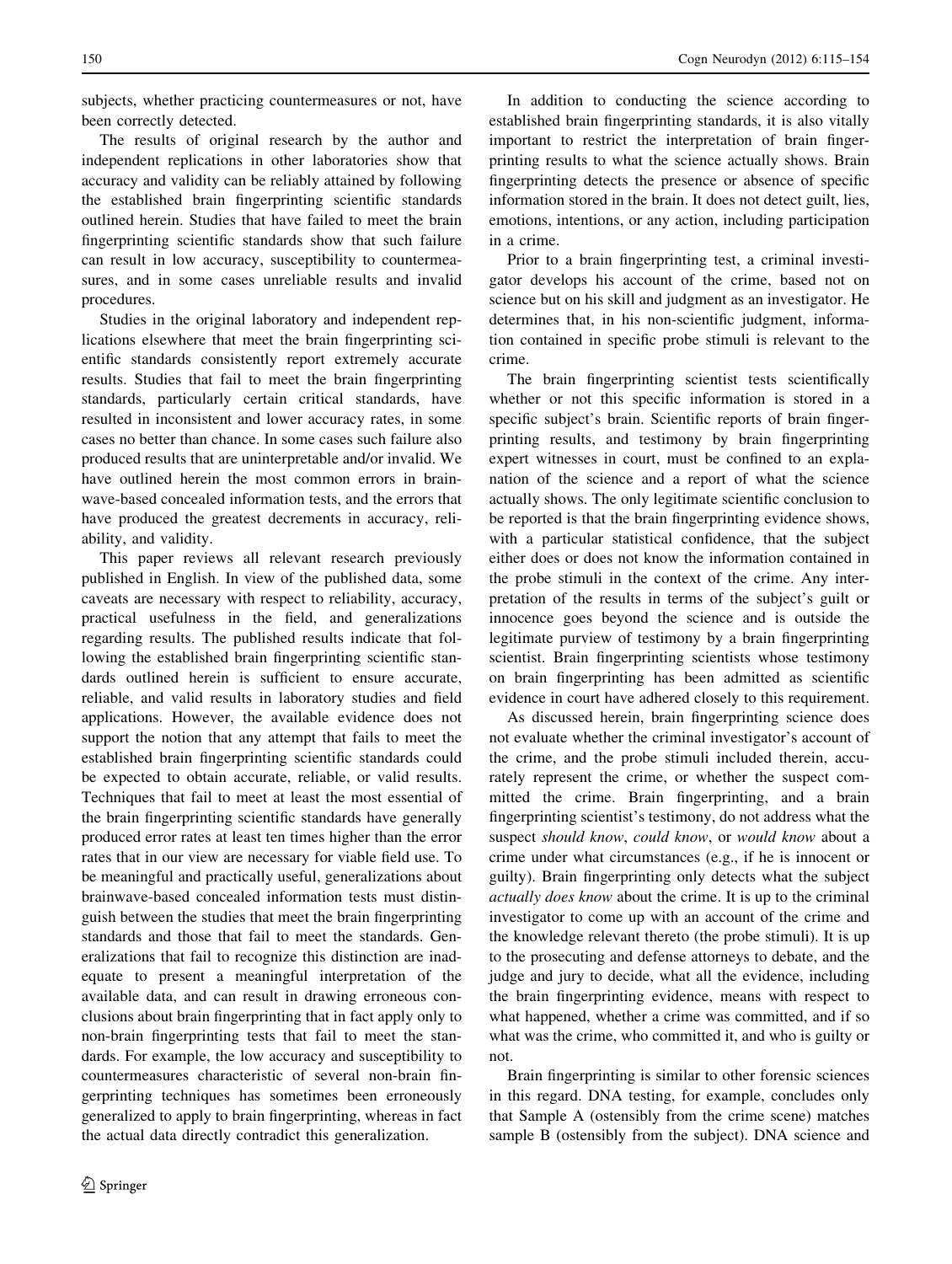subjects, whether practicing countermeasures or not, have been correctly detected.

The results of original research by the author and independent replications in other laboratories show that accuracy and validity can be reliably attained by following the established brain fingerprinting scientific standards outlined herein. Studies that have failed to meet the brain fingerprinting scientific standards show that such failure can result in low accuracy, susceptibility to countermeasures, and in some cases unreliable results and invalid procedures.

Studies in the original laboratory and independent replications elsewhere that meet the brain fingerprinting scientific standards consistently report extremely accurate results. Studies that fail to meet the brain fingerprinting standards, particularly certain critical standards, have resulted in inconsistent and lower accuracy rates, in some cases no better than chance. In some cases such failure also produced results that are uninterpretable and/or invalid. We have outlined herein the most common errors in brainwave-based concealed information tests, and the errors that have produced the greatest decrements in accuracy, reliability, and validity.

This paper reviews all relevant research previously published in English. In view of the published data, some caveats are necessary with respect to reliability, accuracy, practical usefulness in the field, and generalizations regarding results. The published results indicate that following the established brain fingerprinting scientific standards outlined herein is sufficient to ensure accurate, reliable, and valid results in laboratory studies and field applications. However, the available evidence does not support the notion that any attempt that fails to meet the established brain fingerprinting scientific standards could be expected to obtain accurate, reliable, or valid results. Techniques that fail to meet at least the most essential of the brain fingerprinting scientific standards have generally produced error rates at least ten times higher than the error rates that in our view are necessary for viable field use. To be meaningful and practically useful, generalizations about brainwave-based concealed information tests must distinguish between the studies that meet the brain fingerprinting standards and those that fail to meet the standards. Generalizations that fail to recognize this distinction are inadequate to present a meaningful interpretation of the available data, and can result in drawing erroneous conclusions about brain fingerprinting that in fact apply only to non-brain fingerprinting tests that fail to meet the standards. For example, the low accuracy and susceptibility to countermeasures characteristic of several non-brain fingerprinting techniques has sometimes been erroneously generalized to apply to brain fingerprinting, whereas in fact the actual data directly contradict this generalization.

In addition to conducting the science according to established brain fingerprinting standards, it is also vitally important to restrict the interpretation of brain fingerprinting results to what the science actually shows. Brain fingerprinting detects the presence or absence of specific information stored in the brain. It does not detect guilt, lies, emotions, intentions, or any action, including participation in a crime.

Prior to a brain fingerprinting test, a criminal investigator develops his account of the crime, based not on science but on his skill and judgment as an investigator. He determines that, in his non-scientific judgment, information contained in specific probe stimuli is relevant to the crime.

The brain fingerprinting scientist tests scientifically whether or not this specific information is stored in a specific subject's brain. Scientific reports of brain fingerprinting results, and testimony by brain fingerprinting expert witnesses in court, must be confined to an explanation of the science and a report of what the science actually shows. The only legitimate scientific conclusion to be reported is that the brain fingerprinting evidence shows, with a particular statistical confidence, that the subject either does or does not know the information contained in the probe stimuli in the context of the crime. Any interpretation of the results in terms of the subject's guilt or innocence goes beyond the science and is outside the legitimate purview of testimony by a brain fingerprinting scientist. Brain fingerprinting scientists whose testimony on brain fingerprinting has been admitted as scientific evidence in court have adhered closely to this requirement.

As discussed herein, brain fingerprinting science does not evaluate whether the criminal investigator's account of the crime, and the probe stimuli included therein, accurately represent the crime, or whether the suspect committed the crime. Brain fingerprinting, and a brain fingerprinting scientist's testimony, do not address what the suspect *should know*, *could know*, or *would know* about a crime under what circumstances (e.g., if he is innocent or guilty). Brain fingerprinting only detects what the subject *actually does know* about the crime. It is up to the criminal investigator to come up with an account of the crime and the knowledge relevant thereto (the probe stimuli). It is up to the prosecuting and defense attorneys to debate, and the judge and jury to decide, what all the evidence, including the brain fingerprinting evidence, means with respect to what happened, whether a crime was committed, and if so what was the crime, who committed it, and who is guilty or not.

Brain fingerprinting is similar to other forensic sciences in this regard. DNA testing, for example, concludes only that Sample A (ostensibly from the crime scene) matches sample B (ostensibly from the subject). DNA science and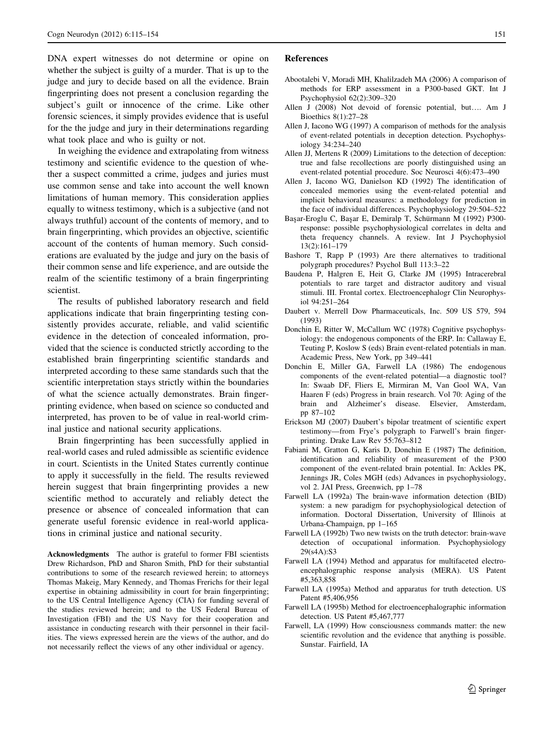DNA expert witnesses do not determine or opine on whether the subject is guilty of a murder. That is up to the judge and jury to decide based on all the evidence. Brain fingerprinting does not present a conclusion regarding the subject's guilt or innocence of the crime. Like other forensic sciences, it simply provides evidence that is useful for the the judge and jury in their determinations regarding what took place and who is guilty or not.

In weighing the evidence and extrapolating from witness testimony and scientific evidence to the question of whether a suspect committed a crime, judges and juries must use common sense and take into account the well known limitations of human memory. This consideration applies equally to witness testimony, which is a subjective (and not always truthful) account of the contents of memory, and to brain fingerprinting, which provides an objective, scientific account of the contents of human memory. Such considerations are evaluated by the judge and jury on the basis of their common sense and life experience, and are outside the realm of the scientific testimony of a brain fingerprinting scientist.

The results of published laboratory research and field applications indicate that brain fingerprinting testing consistently provides accurate, reliable, and valid scientific evidence in the detection of concealed information, provided that the science is conducted strictly according to the established brain fingerprinting scientific standards and interpreted according to these same standards such that the scientific interpretation stays strictly within the boundaries of what the science actually demonstrates. Brain fingerprinting evidence, when based on science so conducted and interpreted, has proven to be of value in real-world criminal justice and national security applications.

Brain fingerprinting has been successfully applied in real-world cases and ruled admissible as scientific evidence in court. Scientists in the United States currently continue to apply it successfully in the field. The results reviewed herein suggest that brain fingerprinting provides a new scientific method to accurately and reliably detect the presence or absence of concealed information that can generate useful forensic evidence in real-world applications in criminal justice and national security.

**Acknowledgments** The author is grateful to former FBI scientists Drew Richardson, PhD and Sharon Smith, PhD for their substantial contributions to some of the research reviewed herein; to attorneys Thomas Makeig, Mary Kennedy, and Thomas Frerichs for their legal expertise in obtaining admissibility in court for brain fingerprinting; to the US Central Intelligence Agency (CIA) for funding several of the studies reviewed herein; and to the US Federal Bureau of Investigation (FBI) and the US Navy for their cooperation and assistance in conducting research with their personnel in their facilities. The views expressed herein are the views of the author, and do not necessarily reflect the views of any other individual or agency.

## References

Abootalebi V, Moradi MH, Khalilzadeh MA (2006) A comparison of methods for ERP assessment in a P300-based GKT. Int J Psychophysiol 62(2):309–320

Allen J (2008) Not devoid of forensic potential, but…. Am J Bioethics 8(1):27–28

Allen J, Iacono WG (1997) A comparison of methods for the analysis of event-related potentials in deception detection. Psychophysiology 34:234–240

Allen JJ, Mertens R (2009) Limitations to the detection of deception: true and false recollections are poorly distinguished using an event-related potential procedure. Soc Neurosci 4(6):473–490

Allen J, Iacono WG, Danielson KD (1992) The identification of concealed memories using the event-related potential and implicit behavioral measures: a methodology for prediction in the face of individual differences. Psychophysiology 29:504–522

Başar-Eroglu C, Başar E, Demiralp T, Schürmann M (1992) P300-response: possible psychophysiological correlates in delta and theta frequency channels. A review. Int J Psychophysiol 13(2):161–179

Bashore T, Rapp P (1993) Are there alternatives to traditional polygraph procedures? Psychol Bull 113:3–22

Baudena P, Halgren E, Heit G, Clarke JM (1995) Intracerebral potentials to rare target and distractor auditory and visual stimuli. III. Frontal cortex. Electroencephalogr Clin Neurophysiol 94:251–264

Daubert v. Merrell Dow Pharmaceuticals, Inc. 509 US 579, 594 (1993)

Donchin E, Ritter W, McCallum WC (1978) Cognitive psychophysiology: the endogenous components of the ERP. In: Callaway E, Teuting P, Koslow S (eds) Brain event-related potentials in man. Academic Press, New York, pp 349–441

Donchin E, Miller GA, Farwell LA (1986) The endogenous components of the event-related potential—a diagnostic tool? In: Swaab DF, Fliers E, Mirmiran M, Van Gool WA, Van Haaren F (eds) Progress in brain research. Vol 70: Aging of the brain and Alzheimer's disease. Elsevier, Amsterdam, pp 87–102

Erickson MJ (2007) Daubert's bipolar treatment of scientific expert testimony—from Frye's polygraph to Farwell's brain fingerprinting. Drake Law Rev 55:763–812

Fabiani M, Gratton G, Karis D, Donchin E (1987) The definition, identification and reliability of measurement of the P300 component of the event-related brain potential. In: Ackles PK, Jennings JR, Coles MGH (eds) Advances in psychophysiology, vol 2. JAI Press, Greenwich, pp 1–78

Farwell LA (1992a) The brain-wave information detection (BID) system: a new paradigm for psychophysiological detection of information. Doctoral Dissertation, University of Illinois at Urbana-Champaign, pp 1–165

Farwell LA (1992b) Two new twists on the truth detector: brain-wave detection of occupational information. Psychophysiology 29(s4A):S3

Farwell LA (1994) Method and apparatus for multifaceted electroencephalographic response analysis (MERA). US Patent #5,363,858

Farwell LA (1995a) Method and apparatus for truth detection. US Patent #5,406,956

Farwell LA (1995b) Method for electroencephalographic information detection. US Patent #5,467,777

Farwell, LA (1999) How consciousness commands matter: the new scientific revolution and the evidence that anything is possible. Sunstar. Fairfield, IA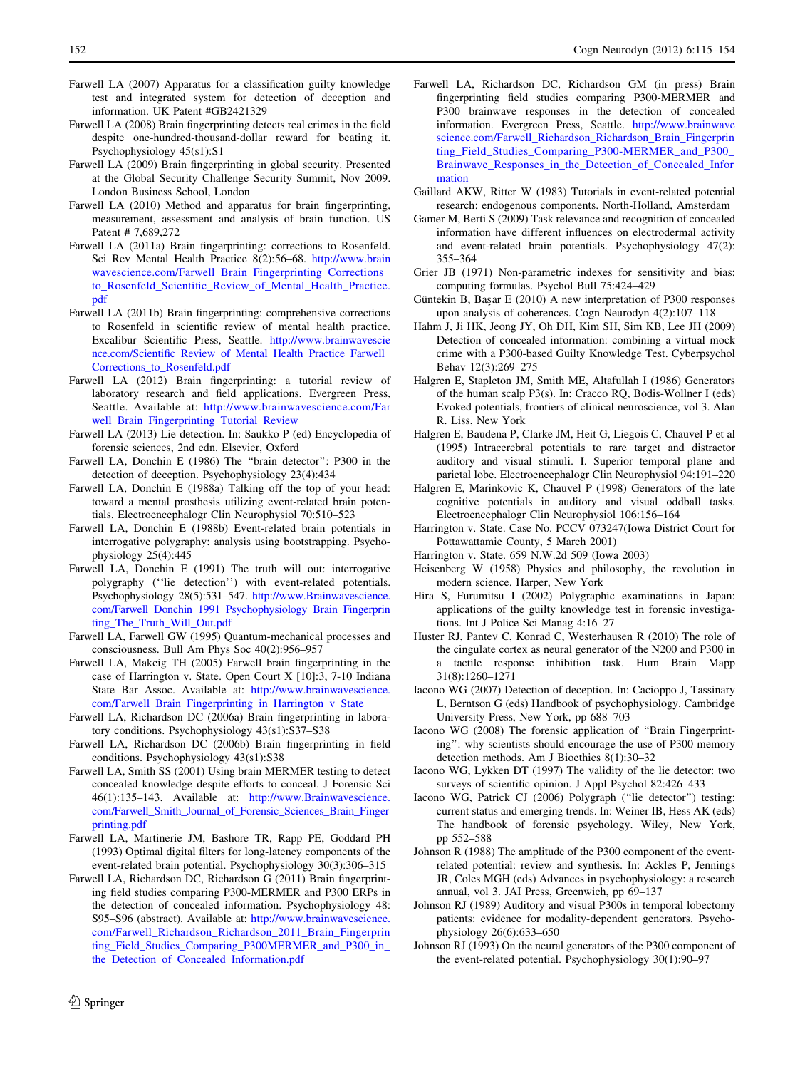Farwell LA (2007) Apparatus for a classification guilty knowledge test and integrated system for detection of deception and information. UK Patent #GB2421329

Farwell LA (2008) Brain fingerprinting detects real crimes in the field despite one-hundred-thousand-dollar reward for beating it. Psychophysiology 45(s1):S1

Farwell LA (2009) Brain fingerprinting in global security. Presented at the Global Security Challenge Security Summit, Nov 2009. London Business School, London

Farwell LA (2010) Method and apparatus for brain fingerprinting, measurement, assessment and analysis of brain function. US Patent # 7,689,272

Farwell LA (2011a) Brain fingerprinting: corrections to Rosenfeld. Sci Rev Mental Health Practice 8(2):56–68. http://www.brainwavescience.com/Farwell_Brain_Fingerprinting_Corrections_to_Rosenfeld_Scientific_Review_of_Mental_Health_Practice.pdf

Farwell LA (2011b) Brain fingerprinting: comprehensive corrections to Rosenfeld in scientific review of mental health practice. Excalibur Scientific Press, Seattle. http://www.brainwavescience.com/Scientific_Review_of_Mental_Health_Practice_Farwell_Corrections_to_Rosenfeld.pdf

Farwell LA (2012) Brain fingerprinting: a tutorial review of laboratory research and field applications. Evergreen Press, Seattle. Available at: http://www.brainwavescience.com/Farwell_Brain_Fingerprinting_Tutorial_Review

Farwell LA (2013) Lie detection. In: Saukko P (ed) Encyclopedia of forensic sciences, 2nd edn. Elsevier, Oxford

Farwell LA, Donchin E (1986) The "brain detector": P300 in the detection of deception. Psychophysiology 23(4):434

Farwell LA, Donchin E (1988a) Talking off the top of your head: toward a mental prosthesis utilizing event-related brain potentials. Electroencephalogr Clin Neurophysiol 70:510–523

Farwell LA, Donchin E (1988b) Event-related brain potentials in interrogative polygraphy: analysis using bootstrapping. Psychophysiology 25(4):445

Farwell LA, Donchin E (1991) The truth will out: interrogative polygraphy (''lie detection'') with event-related potentials. Psychophysiology 28(5):531–547. http://www.Brainwavescience.com/Farwell_Donchin_1991_Psychophysiology_Brain_Fingerprinting_The_Truth_Will_Out.pdf

Farwell LA, Farwell GW (1995) Quantum-mechanical processes and consciousness. Bull Am Phys Soc 40(2):956–957

Farwell LA, Makeig TH (2005) Farwell brain fingerprinting in the case of Harrington v. State. Open Court X [10]:3, 7-10 Indiana State Bar Assoc. Available at: http://www.brainwavescience.com/Farwell_Brain_Fingerprinting_in_Harrington_v_State

Farwell LA, Richardson DC (2006a) Brain fingerprinting in laboratory conditions. Psychophysiology 43(s1):S37–S38

Farwell LA, Richardson DC (2006b) Brain fingerprinting in field conditions. Psychophysiology 43(s1):S38

Farwell LA, Smith SS (2001) Using brain MERMER testing to detect concealed knowledge despite efforts to conceal. J Forensic Sci 46(1):135–143. Available at: http://www.Brainwavescience.com/Farwell_Smith_Journal_of_Forensic_Sciences_Brain_Fingerprinting.pdf

Farwell LA, Martinerie JM, Bashore TR, Rapp PE, Goddard PH (1993) Optimal digital filters for long-latency components of the event-related brain potential. Psychophysiology 30(3):306–315

Farwell LA, Richardson DC, Richardson G (2011) Brain fingerprinting field studies comparing P300-MERMER and P300 ERPs in the detection of concealed information. Psychophysiology 48: S95–S96 (abstract). Available at: http://www.Brainwavescience.com/Farwell_Richardson_Richardson_2011_Brain_Fingerprinting_Field_Studies_Comparing_P300MERMER_and_P300_in_the_Detection_of_Concealed_Information.pdf

Farwell LA, Richardson DC, Richardson GM (in press) Brain fingerprinting field studies comparing P300-MERMER and P300 brainwave responses in the detection of concealed information. Evergreen Press, Seattle. http://www.brainwavescience.com/Farwell_Richardson_Richardson_Brain_Fingerprinting_Field_Studies_Comparing_P300-MERMER_and_P300_Brainwave_Responses_in_the_Detection_of_Concealed_Information

Gaillard AKW, Ritter W (1983) Tutorials in event-related potential research: endogenous components. North-Holland, Amsterdam

Gamer M, Berti S (2009) Task relevance and recognition of concealed information have different influences on electrodermal activity and event-related brain potentials. Psychophysiology 47(2): 355–364

Grier JB (1971) Non-parametric indexes for sensitivity and bias: computing formulas. Psychol Bull 75:424–429

Güntekin B, Başar E (2010) A new interpretation of P300 responses upon analysis of coherences. Cogn Neurodyn 4(2):107–118

Hahm J, Ji HK, Jeong JY, Oh DH, Kim SH, Sim KB, Lee JH (2009) Detection of concealed information: combining a virtual mock crime with a P300-based Guilty Knowledge Test. Cyberpsychol Behav 12(3):269–275

Halgren E, Stapleton JM, Smith ME, Altafullah I (1986) Generators of the human scalp P3(s). In: Cracco RQ, Bodis-Wollner I (eds) Evoked potentials, frontiers of clinical neuroscience, vol 3. Alan R. Liss, New York

Halgren E, Baudena P, Clarke JM, Heit G, Liegois C, Chauvel P et al (1995) Intracerebral potentials to rare target and distractor auditory and visual stimuli. I. Superior temporal plane and parietal lobe. Electroencephalogr Clin Neurophysiol 94:191–220

Halgren E, Marinkovic K, Chauvel P (1998) Generators of the late cognitive potentials in auditory and visual oddball tasks. Electroencephalogr Clin Neurophysiol 106:156–164

Harrington v. State. Case No. PCCV 073247(Iowa District Court for Pottawattamie County, 5 March 2001)

Harrington v. State. 659 N.W.2d 509 (Iowa 2003)

Heisenberg W (1958) Physics and philosophy, the revolution in modern science. Harper, New York

Hira S, Furumitsu I (2002) Polygraphic examinations in Japan: applications of the guilty knowledge test in forensic investigations. Int J Police Sci Manag 4:16–27

Huster RJ, Pantev C, Konrad C, Westerhausen R (2010) The role of the cingulate cortex as neural generator of the N200 and P300 in a tactile response inhibition task. Hum Brain Mapp 31(8):1260–1271

Iacono WG (2007) Detection of deception. In: Cacioppo J, Tassinary L, Berntson G (eds) Handbook of psychophysiology. Cambridge University Press, New York, pp 688–703

Iacono WG (2008) The forensic application of "Brain Fingerprinting": why scientists should encourage the use of P300 memory detection methods. Am J Bioethics 8(1):30–32

Iacono WG, Lykken DT (1997) The validity of the lie detector: two surveys of scientific opinion. J Appl Psychol 82:426–433

Iacono WG, Patrick CJ (2006) Polygraph ("lie detector") testing: current status and emerging trends. In: Weiner IB, Hess AK (eds) The handbook of forensic psychology. Wiley, New York, pp 552–588

Johnson R (1988) The amplitude of the P300 component of the event-related potential: review and synthesis. In: Ackles P, Jennings JR, Coles MGH (eds) Advances in psychophysiology: a research annual, vol 3. JAI Press, Greenwich, pp 69–137

Johnson RJ (1989) Auditory and visual P300s in temporal lobectomy patients: evidence for modality-dependent generators. Psychophysiology 26(6):633–650

Johnson RJ (1993) On the neural generators of the P300 component of the event-related potential. Psychophysiology 30(1):90–97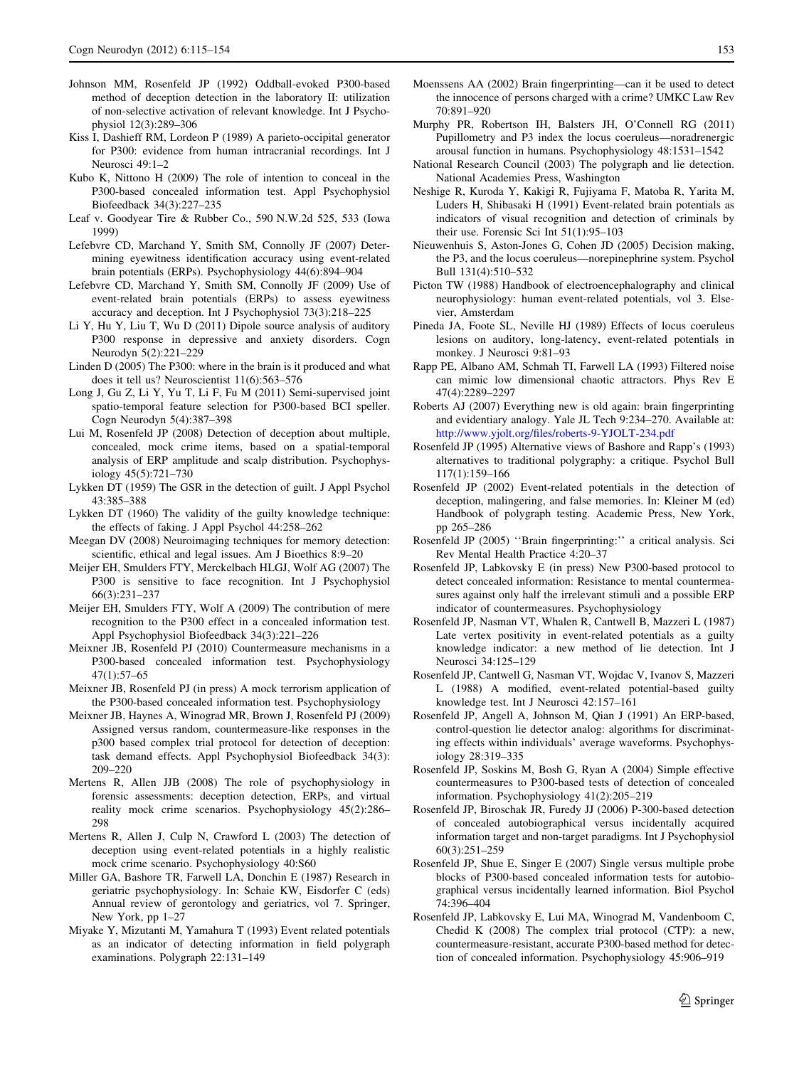Johnson MM, Rosenfeld JP (1992) Oddball-evoked P300-based method of deception detection in the laboratory II: utilization of non-selective activation of relevant knowledge. Int J Psychophysiol 12(3):289–306

Kiss I, Dashieff RM, Lordeon P (1989) A parieto-occipital generator for P300: evidence from human intracranial recordings. Int J Neurosci 49:1–2

Kubo K, Nittono H (2009) The role of intention to conceal in the P300-based concealed information test. Appl Psychophysiol Biofeedback 34(3):227–235

Leaf v. Goodyear Tire & Rubber Co., 590 N.W.2d 525, 533 (Iowa 1999)

Lefebvre CD, Marchand Y, Smith SM, Connolly JF (2007) Determining eyewitness identification accuracy using event-related brain potentials (ERPs). Psychophysiology 44(6):894–904

Lefebvre CD, Marchand Y, Smith SM, Connolly JF (2009) Use of event-related brain potentials (ERPs) to assess eyewitness accuracy and deception. Int J Psychophysiol 73(3):218–225

Li Y, Hu Y, Liu T, Wu D (2011) Dipole source analysis of auditory P300 response in depressive and anxiety disorders. Cogn Neurodyn 5(2):221–229

Linden D (2005) The P300: where in the brain is it produced and what does it tell us? Neuroscientist 11(6):563–576

Long J, Gu Z, Li Y, Yu T, Li F, Fu M (2011) Semi-supervised joint spatio-temporal feature selection for P300-based BCI speller. Cogn Neurodyn 5(4):387–398

Lui M, Rosenfeld JP (2008) Detection of deception about multiple, concealed, mock crime items, based on a spatial-temporal analysis of ERP amplitude and scalp distribution. Psychophysiology 45(5):721–730

Lykken DT (1959) The GSR in the detection of guilt. J Appl Psychol 43:385–388

Lykken DT (1960) The validity of the guilty knowledge technique: the effects of faking. J Appl Psychol 44:258–262

Meegan DV (2008) Neuroimaging techniques for memory detection: scientific, ethical and legal issues. Am J Bioethics 8:9–20

Meijer EH, Smulders FTY, Merckelbach HLGJ, Wolf AG (2007) The P300 is sensitive to face recognition. Int J Psychophysiol 66(3):231–237

Meijer EH, Smulders FTY, Wolf A (2009) The contribution of mere recognition to the P300 effect in a concealed information test. Appl Psychophysiol Biofeedback 34(3):221–226

Meixner JB, Rosenfeld PJ (2010) Countermeasure mechanisms in a P300-based concealed information test. Psychophysiology 47(1):57–65

Meixner JB, Rosenfeld PJ (in press) A mock terrorism application of the P300-based concealed information test. Psychophysiology

Meixner JB, Haynes A, Winograd MR, Brown J, Rosenfeld PJ (2009) Assigned versus random, countermeasure-like responses in the p300 based complex trial protocol for detection of deception: task demand effects. Appl Psychophysiol Biofeedback 34(3): 209–220

Mertens R, Allen JJB (2008) The role of psychophysiology in forensic assessments: deception detection, ERPs, and virtual reality mock crime scenarios. Psychophysiology 45(2):286–298

Mertens R, Allen J, Culp N, Crawford L (2003) The detection of deception using event-related potentials in a highly realistic mock crime scenario. Psychophysiology 40:S60

Miller GA, Bashore TR, Farwell LA, Donchin E (1987) Research in geriatric psychophysiology. In: Schaie KW, Eisdorfer C (eds) Annual review of gerontology and geriatrics, vol 7. Springer, New York, pp 1–27

Miyake Y, Mizutanti M, Yamahura T (1993) Event related potentials as an indicator of detecting information in field polygraph examinations. Polygraph 22:131–149

Moenssens AA (2002) Brain fingerprinting—can it be used to detect the innocence of persons charged with a crime? UMKC Law Rev 70:891–920

Murphy PR, Robertson IH, Balsters JH, O'Connell RG (2011) Pupillometry and P3 index the locus coeruleus—noradrenergic arousal function in humans. Psychophysiology 48:1531–1542

National Research Council (2003) The polygraph and lie detection. National Academies Press, Washington

Neshige R, Kuroda Y, Kakigi R, Fujiyama F, Matoba R, Yarita M, Luders H, Shibasaki H (1991) Event-related brain potentials as indicators of visual recognition and detection of criminals by their use. Forensic Sci Int 51(1):95–103

Nieuwenhuis S, Aston-Jones G, Cohen JD (2005) Decision making, the P3, and the locus coeruleus—norepinephrine system. Psychol Bull 131(4):510–532

Picton TW (1988) Handbook of electroencephalography and clinical neurophysiology: human event-related potentials, vol 3. Elsevier, Amsterdam

Pineda JA, Foote SL, Neville HJ (1989) Effects of locus coeruleus lesions on auditory, long-latency, event-related potentials in monkey. J Neurosci 9:81–93

Rapp PE, Albano AM, Schmah TI, Farwell LA (1993) Filtered noise can mimic low dimensional chaotic attractors. Phys Rev E 47(4):2289–2297

Roberts AJ (2007) Everything new is old again: brain fingerprinting and evidentiary analogy. Yale JL Tech 9:234–270. Available at: http://www.yjolt.org/files/roberts-9-YJOLT-234.pdf

Rosenfeld JP (1995) Alternative views of Bashore and Rapp's (1993) alternatives to traditional polygraphy: a critique. Psychol Bull 117(1):159–166

Rosenfeld JP (2002) Event-related potentials in the detection of deception, malingering, and false memories. In: Kleiner M (ed) Handbook of polygraph testing. Academic Press, New York, pp 265–286

Rosenfeld JP (2005) ''Brain fingerprinting:'' a critical analysis. Sci Rev Mental Health Practice 4:20–37

Rosenfeld JP, Labkovsky E (in press) New P300-based protocol to detect concealed information: Resistance to mental countermeasures against only half the irrelevant stimuli and a possible ERP indicator of countermeasures. Psychophysiology

Rosenfeld JP, Nasman VT, Whalen R, Cantwell B, Mazzeri L (1987) Late vertex positivity in event-related potentials as a guilty knowledge indicator: a new method of lie detection. Int J Neurosci 34:125–129

Rosenfeld JP, Cantwell G, Nasman VT, Wojdac V, Ivanov S, Mazzeri L (1988) A modified, event-related potential-based guilty knowledge test. Int J Neurosci 42:157–161

Rosenfeld JP, Angell A, Johnson M, Qian J (1991) An ERP-based, control-question lie detector analog: algorithms for discriminating effects within individuals' average waveforms. Psychophysiology 28:319–335

Rosenfeld JP, Soskins M, Bosh G, Ryan A (2004) Simple effective countermeasures to P300-based tests of detection of concealed information. Psychophysiology 41(2):205–219

Rosenfeld JP, Biroschak JR, Furedy JJ (2006) P-300-based detection of concealed autobiographical versus incidentally acquired information target and non-target paradigms. Int J Psychophysiol 60(3):251–259

Rosenfeld JP, Shue E, Singer E (2007) Single versus multiple probe blocks of P300-based concealed information tests for autobiographical versus incidentally learned information. Biol Psychol 74:396–404

Rosenfeld JP, Labkovsky E, Lui MA, Winograd M, Vandenboom C, Chedid K (2008) The complex trial protocol (CTP): a new, countermeasure-resistant, accurate P300-based method for detection of concealed information. Psychophysiology 45:906–919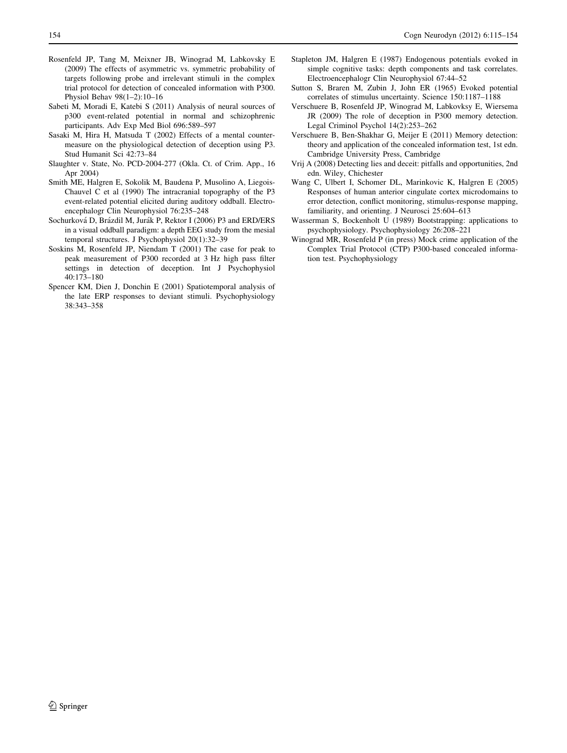Rosenfeld JP, Tang M, Meixner JB, Winograd M, Labkovsky E (2009) The effects of asymmetric vs. symmetric probability of targets following probe and irrelevant stimuli in the complex trial protocol for detection of concealed information with P300. Physiol Behav 98(1–2):10–16

Sabeti M, Moradi E, Katebi S (2011) Analysis of neural sources of p300 event-related potential in normal and schizophrenic participants. Adv Exp Med Biol 696:589–597

Sasaki M, Hira H, Matsuda T (2002) Effects of a mental countermeasure on the physiological detection of deception using P3. Stud Humanit Sci 42:73–84

Slaughter v. State, No. PCD-2004-277 (Okla. Ct. of Crim. App., 16 Apr 2004)

Smith ME, Halgren E, Sokolik M, Baudena P, Musolino A, Liegois-Chauvel C et al (1990) The intracranial topography of the P3 event-related potential elicited during auditory oddball. Electroencephalogr Clin Neurophysiol 76:235–248

Sochurková D, Brázdil M, Jurák P, Rektor I (2006) P3 and ERD/ERS in a visual oddball paradigm: a depth EEG study from the mesial temporal structures. J Psychophysiol 20(1):32–39

Soskins M, Rosenfeld JP, Niendam T (2001) The case for peak to peak measurement of P300 recorded at 3 Hz high pass filter settings in detection of deception. Int J Psychophysiol 40:173–180

Spencer KM, Dien J, Donchin E (2001) Spatiotemporal analysis of the late ERP responses to deviant stimuli. Psychophysiology 38:343–358

Stapleton JM, Halgren E (1987) Endogenous potentials evoked in simple cognitive tasks: depth components and task correlates. Electroencephalogr Clin Neurophysiol 67:44–52

Sutton S, Braren M, Zubin J, John ER (1965) Evoked potential correlates of stimulus uncertainty. Science 150:1187–1188

Verschuere B, Rosenfeld JP, Winograd M, Labkovksy E, Wiersema JR (2009) The role of deception in P300 memory detection. Legal Criminol Psychol 14(2):253–262

Verschuere B, Ben-Shakhar G, Meijer E (2011) Memory detection: theory and application of the concealed information test, 1st edn. Cambridge University Press, Cambridge

Vrij A (2008) Detecting lies and deceit: pitfalls and opportunities, 2nd edn. Wiley, Chichester

Wang C, Ulbert I, Schomer DL, Marinkovic K, Halgren E (2005) Responses of human anterior cingulate cortex microdomains to error detection, conflict monitoring, stimulus-response mapping, familiarity, and orienting. J Neurosci 25:604–613

Wasserman S, Bockenholt U (1989) Bootstrapping: applications to psychophysiology. Psychophysiology 26:208–221

Winograd MR, Rosenfeld P (in press) Mock crime application of the Complex Trial Protocol (CTP) P300-based concealed information test. Psychophysiology